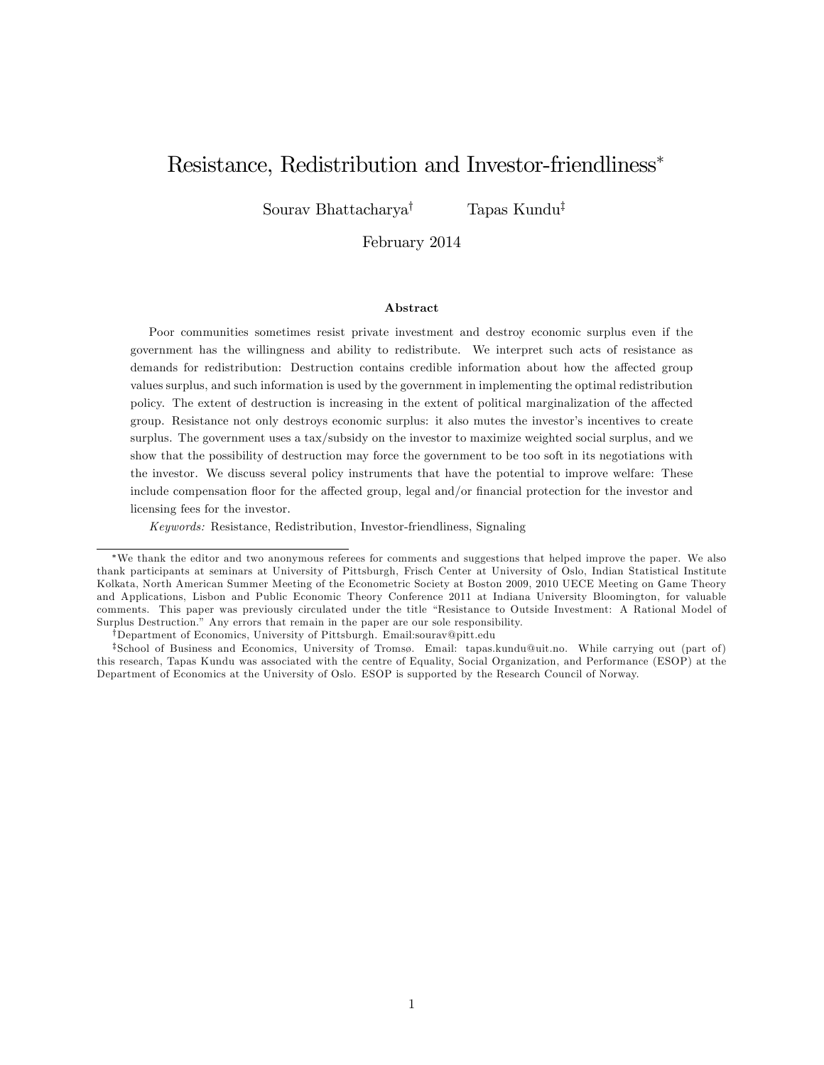# Resistance, Redistribution and Investor-friendliness*

Sourav Bhattacharya[†] Tapas Kundu[‡]

February 2014

### Abstract

Poor communities sometimes resist private investment and destroy economic surplus even if the government has the willingness and ability to redistribute. We interpret such acts of resistance as demands for redistribution: Destruction contains credible information about how the affected group values surplus, and such information is used by the government in implementing the optimal redistribution policy. The extent of destruction is increasing in the extent of political marginalization of the affected group. Resistance not only destroys economic surplus: it also mutes the investor's incentives to create surplus. The government uses a tax/subsidy on the investor to maximize weighted social surplus, and we show that the possibility of destruction may force the government to be too soft in its negotiations with the investor. We discuss several policy instruments that have the potential to improve welfare: These include compensation floor for the affected group, legal and/or financial protection for the investor and licensing fees for the investor.

*Keywords:* Resistance, Redistribution, Investor-friendliness, Signaling

---

*We thank the editor and two anonymous referees for comments and suggestions that helped improve the paper. We also thank participants at seminars at University of Pittsburgh, Frisch Center at University of Oslo, Indian Statistical Institute Kolkata, North American Summer Meeting of the Econometric Society at Boston 2009, 2010 UECE Meeting on Game Theory and Applications, Lisbon and Public Economic Theory Conference 2011 at Indiana University Bloomington, for valuable comments. This paper was previously circulated under the title "Resistance to Outside Investment: A Rational Model of Surplus Destruction." Any errors that remain in the paper are our sole responsibility.

†Department of Economics, University of Pittsburgh. Email:sourav@pitt.edu

‡School of Business and Economics, University of Tromsø. Email: tapas.kundu@uit.no. While carrying out (part of) this research, Tapas Kundu was associated with the centre of Equality, Social Organization, and Performance (ESOP) at the Department of Economics at the University of Oslo. ESOP is supported by the Research Council of Norway.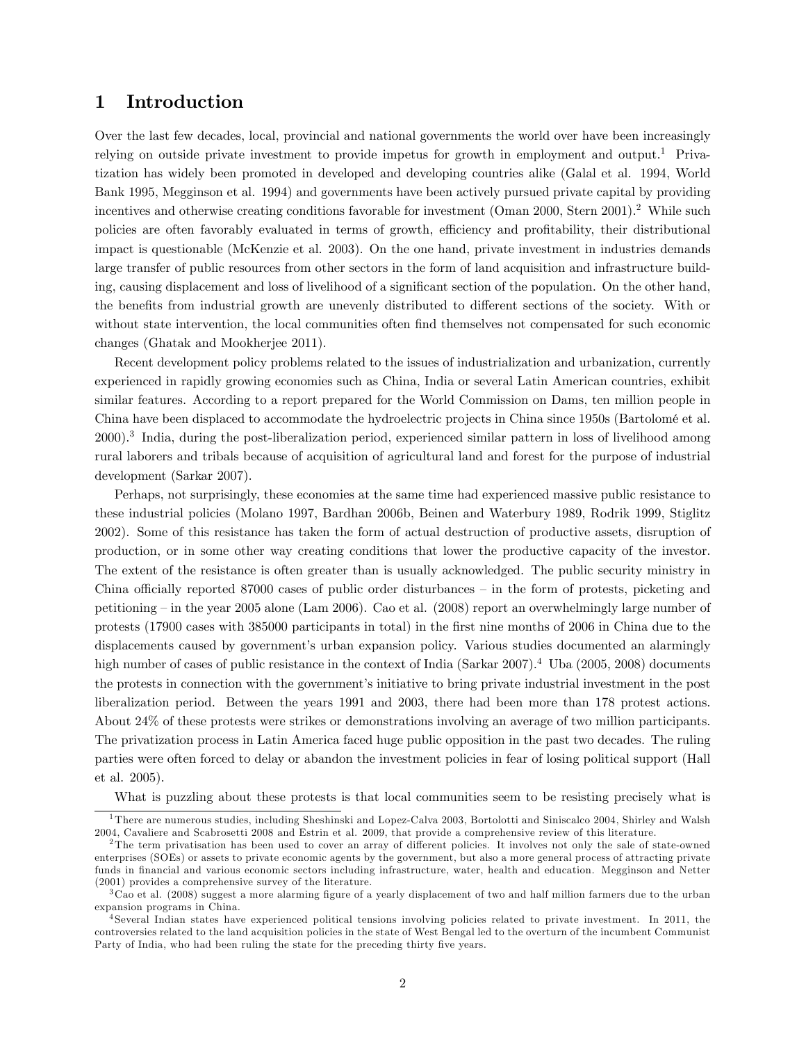# 1 Introduction

Over the last few decades, local, provincial and national governments the world over have been increasingly relying on outside private investment to provide impetus for growth in employment and output.[1] Privatization has widely been promoted in developed and developing countries alike (Galal et al. 1994, World Bank 1995, Megginson et al. 1994) and governments have been actively pursued private capital by providing incentives and otherwise creating conditions favorable for investment (Oman 2000, Stern 2001).[2] While such policies are often favorably evaluated in terms of growth, efficiency and profitability, their distributional impact is questionable (McKenzie et al. 2003). On the one hand, private investment in industries demands large transfer of public resources from other sectors in the form of land acquisition and infrastructure building, causing displacement and loss of livelihood of a significant section of the population. On the other hand, the benefits from industrial growth are unevenly distributed to different sections of the society. With or without state intervention, the local communities often find themselves not compensated for such economic changes (Ghatak and Mookherjee 2011).

Recent development policy problems related to the issues of industrialization and urbanization, currently experienced in rapidly growing economies such as China, India or several Latin American countries, exhibit similar features. According to a report prepared for the World Commission on Dams, ten million people in China have been displaced to accommodate the hydroelectric projects in China since 1950s (Bartolomé et al. 2000).[3] India, during the post-liberalization period, experienced similar pattern in loss of livelihood among rural laborers and tribals because of acquisition of agricultural land and forest for the purpose of industrial development (Sarkar 2007).

Perhaps, not surprisingly, these economies at the same time had experienced massive public resistance to these industrial policies (Molano 1997, Bardhan 2006b, Beinen and Waterbury 1989, Rodrik 1999, Stiglitz 2002). Some of this resistance has taken the form of actual destruction of productive assets, disruption of production, or in some other way creating conditions that lower the productive capacity of the investor. The extent of the resistance is often greater than is usually acknowledged. The public security ministry in China officially reported 87000 cases of public order disturbances – in the form of protests, picketing and petitioning – in the year 2005 alone (Lam 2006). Cao et al. (2008) report an overwhelmingly large number of protests (17900 cases with 385000 participants in total) in the first nine months of 2006 in China due to the displacements caused by government's urban expansion policy. Various studies documented an alarmingly high number of cases of public resistance in the context of India (Sarkar 2007).[4] Uba (2005, 2008) documents the protests in connection with the government's initiative to bring private industrial investment in the post liberalization period. Between the years 1991 and 2003, there had been more than 178 protest actions. About 24% of these protests were strikes or demonstrations involving an average of two million participants. The privatization process in Latin America faced huge public opposition in the past two decades. The ruling parties were often forced to delay or abandon the investment policies in fear of losing political support (Hall et al. 2005).

What is puzzling about these protests is that local communities seem to be resisting precisely what is

[1] There are numerous studies, including Sheshinski and Lopez-Calva 2003, Bortolotti and Siniscalco 2004, Shirley and Walsh 2004, Cavaliere and Scabrosetti 2008 and Estrin et al. 2009, that provide a comprehensive review of this literature.

[2] The term privatisation has been used to cover an array of different policies. It involves not only the sale of state-owned enterprises (SOEs) or assets to private economic agents by the government, but also a more general process of attracting private funds in financial and various economic sectors including infrastructure, water, health and education. Megginson and Netter (2001) provides a comprehensive survey of the literature.

[3] Cao et al. (2008) suggest a more alarming figure of a yearly displacement of two and half million farmers due to the urban expansion programs in China.

[4] Several Indian states have experienced political tensions involving policies related to private investment. In 2011, the controversies related to the land acquisition policies in the state of West Bengal led to the overturn of the incumbent Communist Party of India, who had been ruling the state for the preceding thirty five years.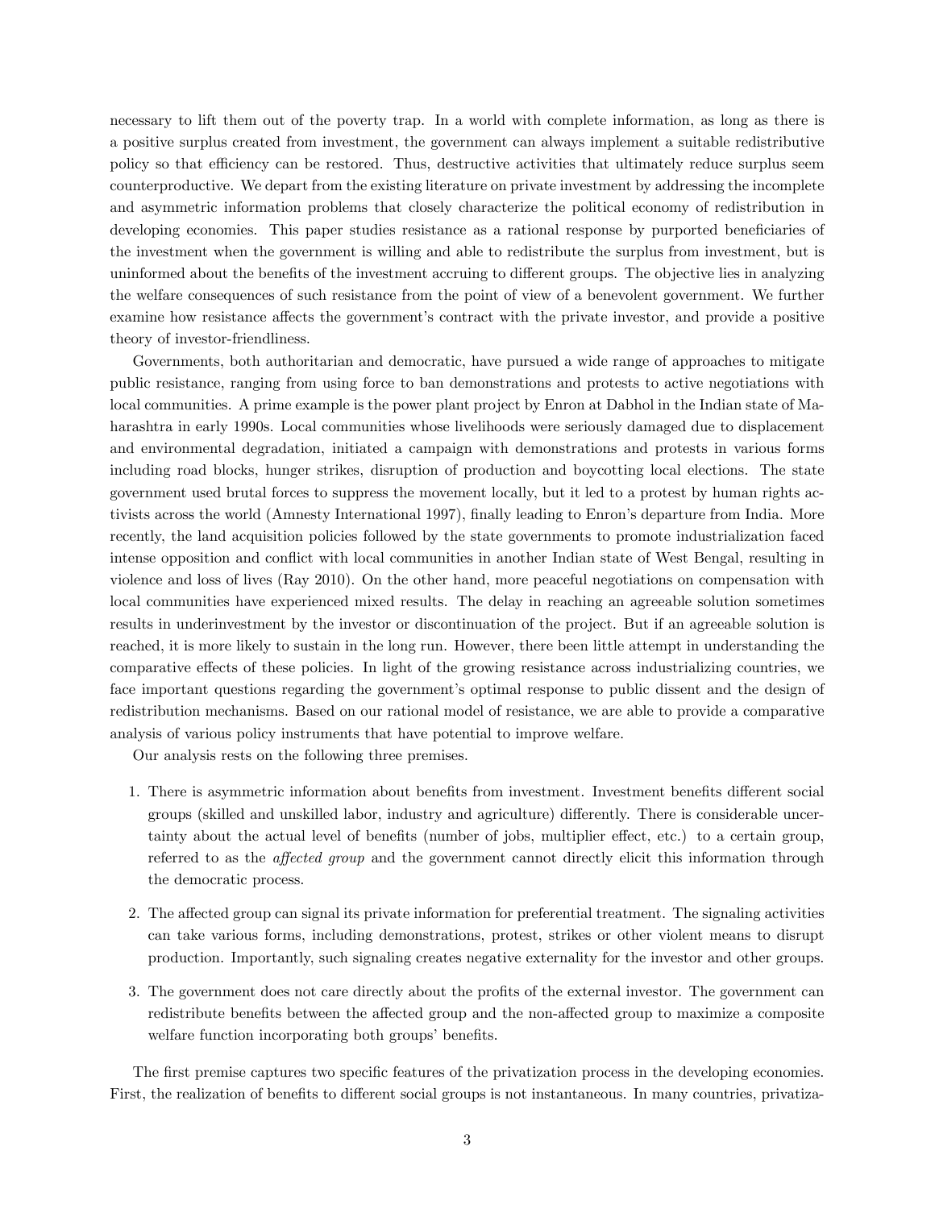necessary to lift them out of the poverty trap. In a world with complete information, as long as there is a positive surplus created from investment, the government can always implement a suitable redistributive policy so that efficiency can be restored. Thus, destructive activities that ultimately reduce surplus seem counterproductive. We depart from the existing literature on private investment by addressing the incomplete and asymmetric information problems that closely characterize the political economy of redistribution in developing economies. This paper studies resistance as a rational response by purported beneficiaries of the investment when the government is willing and able to redistribute the surplus from investment, but is uninformed about the benefits of the investment accruing to different groups. The objective lies in analyzing the welfare consequences of such resistance from the point of view of a benevolent government. We further examine how resistance affects the government's contract with the private investor, and provide a positive theory of investor-friendliness.

Governments, both authoritarian and democratic, have pursued a wide range of approaches to mitigate public resistance, ranging from using force to ban demonstrations and protests to active negotiations with local communities. A prime example is the power plant project by Enron at Dabhol in the Indian state of Maharashtra in early 1990s. Local communities whose livelihoods were seriously damaged due to displacement and environmental degradation, initiated a campaign with demonstrations and protests in various forms including road blocks, hunger strikes, disruption of production and boycotting local elections. The state government used brutal forces to suppress the movement locally, but it led to a protest by human rights activists across the world (Amnesty International 1997), finally leading to Enron's departure from India. More recently, the land acquisition policies followed by the state governments to promote industrialization faced intense opposition and conflict with local communities in another Indian state of West Bengal, resulting in violence and loss of lives (Ray 2010). On the other hand, more peaceful negotiations on compensation with local communities have experienced mixed results. The delay in reaching an agreeable solution sometimes results in underinvestment by the investor or discontinuation of the project. But if an agreeable solution is reached, it is more likely to sustain in the long run. However, there been little attempt in understanding the comparative effects of these policies. In light of the growing resistance across industrializing countries, we face important questions regarding the government's optimal response to public dissent and the design of redistribution mechanisms. Based on our rational model of resistance, we are able to provide a comparative analysis of various policy instruments that have potential to improve welfare.

Our analysis rests on the following three premises.

1. There is asymmetric information about benefits from investment. Investment benefits different social groups (skilled and unskilled labor, industry and agriculture) differently. There is considerable uncertainty about the actual level of benefits (number of jobs, multiplier effect, etc.) to a certain group, referred to as the *affected group* and the government cannot directly elicit this information through the democratic process.

2. The affected group can signal its private information for preferential treatment. The signaling activities can take various forms, including demonstrations, protest, strikes or other violent means to disrupt production. Importantly, such signaling creates negative externality for the investor and other groups.

3. The government does not care directly about the profits of the external investor. The government can redistribute benefits between the affected group and the non-affected group to maximize a composite welfare function incorporating both groups' benefits.

The first premise captures two specific features of the privatization process in the developing economies. First, the realization of benefits to different social groups is not instantaneous. In many countries, privatiza-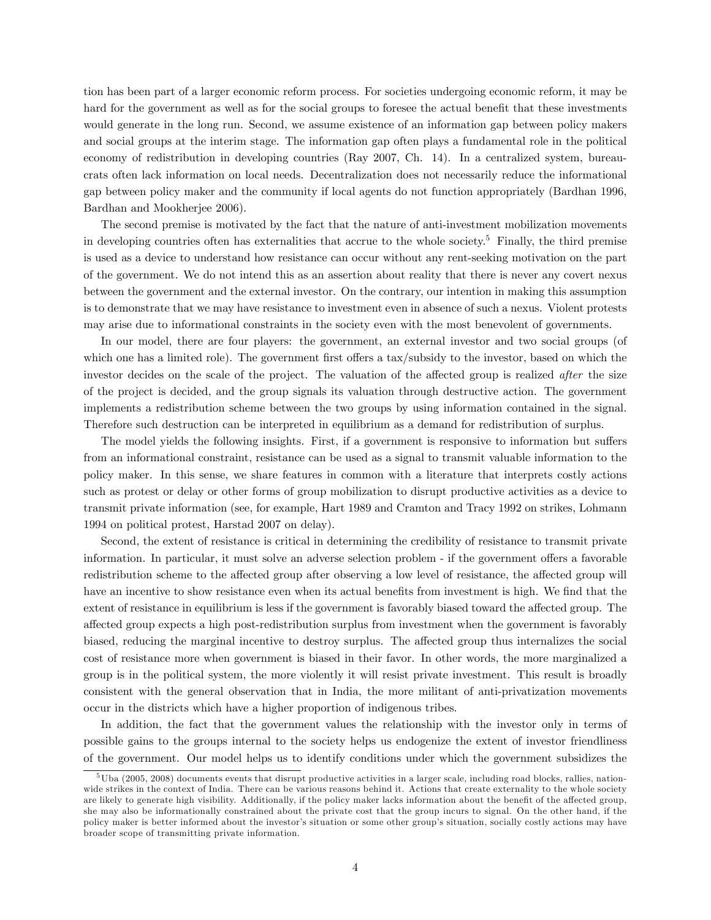tion has been part of a larger economic reform process. For societies undergoing economic reform, it may be hard for the government as well as for the social groups to foresee the actual benefit that these investments would generate in the long run. Second, we assume existence of an information gap between policy makers and social groups at the interim stage. The information gap often plays a fundamental role in the political economy of redistribution in developing countries (Ray 2007, Ch. 14). In a centralized system, bureaucrats often lack information on local needs. Decentralization does not necessarily reduce the informational gap between policy maker and the community if local agents do not function appropriately (Bardhan 1996, Bardhan and Mookherjee 2006).

The second premise is motivated by the fact that the nature of anti-investment mobilization movements in developing countries often has externalities that accrue to the whole society.[5] Finally, the third premise is used as a device to understand how resistance can occur without any rent-seeking motivation on the part of the government. We do not intend this as an assertion about reality that there is never any covert nexus between the government and the external investor. On the contrary, our intention in making this assumption is to demonstrate that we may have resistance to investment even in absence of such a nexus. Violent protests may arise due to informational constraints in the society even with the most benevolent of governments.

In our model, there are four players: the government, an external investor and two social groups (of which one has a limited role). The government first offers a tax/subsidy to the investor, based on which the investor decides on the scale of the project. The valuation of the affected group is realized *after* the size of the project is decided, and the group signals its valuation through destructive action. The government implements a redistribution scheme between the two groups by using information contained in the signal. Therefore such destruction can be interpreted in equilibrium as a demand for redistribution of surplus.

The model yields the following insights. First, if a government is responsive to information but suffers from an informational constraint, resistance can be used as a signal to transmit valuable information to the policy maker. In this sense, we share features in common with a literature that interprets costly actions such as protest or delay or other forms of group mobilization to disrupt productive activities as a device to transmit private information (see, for example, Hart 1989 and Cramton and Tracy 1992 on strikes, Lohmann 1994 on political protest, Harstad 2007 on delay).

Second, the extent of resistance is critical in determining the credibility of resistance to transmit private information. In particular, it must solve an adverse selection problem - if the government offers a favorable redistribution scheme to the affected group after observing a low level of resistance, the affected group will have an incentive to show resistance even when its actual benefits from investment is high. We find that the extent of resistance in equilibrium is less if the government is favorably biased toward the affected group. The affected group expects a high post-redistribution surplus from investment when the government is favorably biased, reducing the marginal incentive to destroy surplus. The affected group thus internalizes the social cost of resistance more when government is biased in their favor. In other words, the more marginalized a group is in the political system, the more violently it will resist private investment. This result is broadly consistent with the general observation that in India, the more militant of anti-privatization movements occur in the districts which have a higher proportion of indigenous tribes.

In addition, the fact that the government values the relationship with the investor only in terms of possible gains to the groups internal to the society helps us endogenize the extent of investor friendliness of the government. Our model helps us to identify conditions under which the government subsidizes the

[5] Uba (2005, 2008) documents events that disrupt productive activities in a larger scale, including road blocks, rallies, nationwide strikes in the context of India. There can be various reasons behind it. Actions that create externality to the whole society are likely to generate high visibility. Additionally, if the policy maker lacks information about the benefit of the affected group, she may also be informationally constrained about the private cost that the group incurs to signal. On the other hand, if the policy maker is better informed about the investor's situation or some other group's situation, socially costly actions may have broader scope of transmitting private information.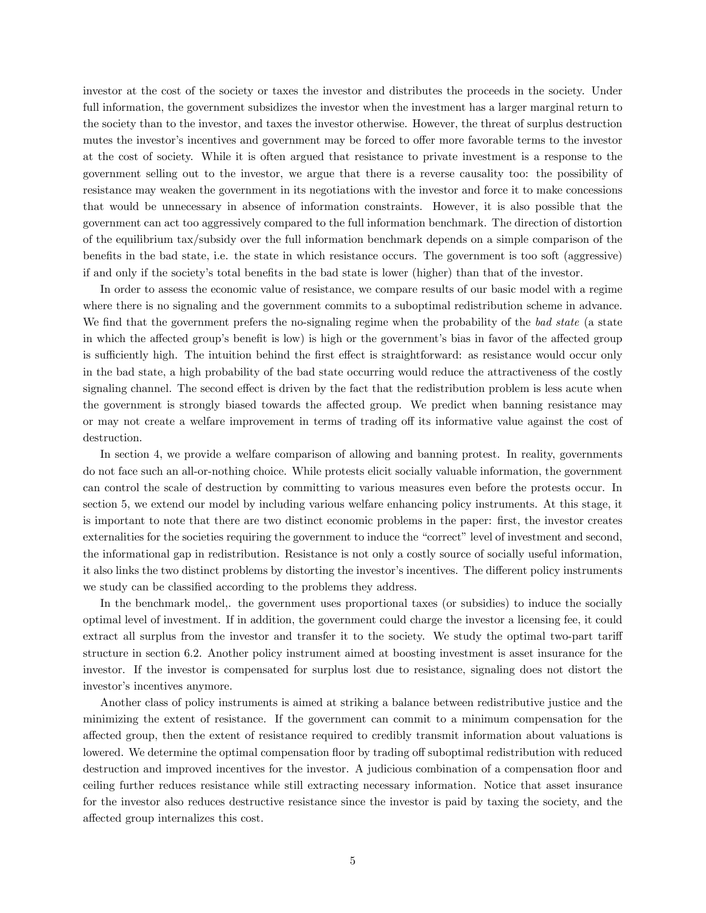investor at the cost of the society or taxes the investor and distributes the proceeds in the society. Under full information, the government subsidizes the investor when the investment has a larger marginal return to the society than to the investor, and taxes the investor otherwise. However, the threat of surplus destruction mutes the investor's incentives and government may be forced to offer more favorable terms to the investor at the cost of society. While it is often argued that resistance to private investment is a response to the government selling out to the investor, we argue that there is a reverse causality too: the possibility of resistance may weaken the government in its negotiations with the investor and force it to make concessions that would be unnecessary in absence of information constraints. However, it is also possible that the government can act too aggressively compared to the full information benchmark. The direction of distortion of the equilibrium tax/subsidy over the full information benchmark depends on a simple comparison of the benefits in the bad state, i.e. the state in which resistance occurs. The government is too soft (aggressive) if and only if the society's total benefits in the bad state is lower (higher) than that of the investor.

In order to assess the economic value of resistance, we compare results of our basic model with a regime where there is no signaling and the government commits to a suboptimal redistribution scheme in advance. We find that the government prefers the no-signaling regime when the probability of the *bad state* (a state in which the affected group's benefit is low) is high or the government's bias in favor of the affected group is sufficiently high. The intuition behind the first effect is straightforward: as resistance would occur only in the bad state, a high probability of the bad state occurring would reduce the attractiveness of the costly signaling channel. The second effect is driven by the fact that the redistribution problem is less acute when the government is strongly biased towards the affected group. We predict when banning resistance may or may not create a welfare improvement in terms of trading off its informative value against the cost of destruction.

In section 4, we provide a welfare comparison of allowing and banning protest. In reality, governments do not face such an all-or-nothing choice. While protests elicit socially valuable information, the government can control the scale of destruction by committing to various measures even before the protests occur. In section 5, we extend our model by including various welfare enhancing policy instruments. At this stage, it is important to note that there are two distinct economic problems in the paper: first, the investor creates externalities for the societies requiring the government to induce the "correct" level of investment and second, the informational gap in redistribution. Resistance is not only a costly source of socially useful information, it also links the two distinct problems by distorting the investor's incentives. The different policy instruments we study can be classified according to the problems they address.

In the benchmark model,. the government uses proportional taxes (or subsidies) to induce the socially optimal level of investment. If in addition, the government could charge the investor a licensing fee, it could extract all surplus from the investor and transfer it to the society. We study the optimal two-part tariff structure in section 6.2. Another policy instrument aimed at boosting investment is asset insurance for the investor. If the investor is compensated for surplus lost due to resistance, signaling does not distort the investor's incentives anymore.

Another class of policy instruments is aimed at striking a balance between redistributive justice and the minimizing the extent of resistance. If the government can commit to a minimum compensation for the affected group, then the extent of resistance required to credibly transmit information about valuations is lowered. We determine the optimal compensation floor by trading off suboptimal redistribution with reduced destruction and improved incentives for the investor. A judicious combination of a compensation floor and ceiling further reduces resistance while still extracting necessary information. Notice that asset insurance for the investor also reduces destructive resistance since the investor is paid by taxing the society, and the affected group internalizes this cost.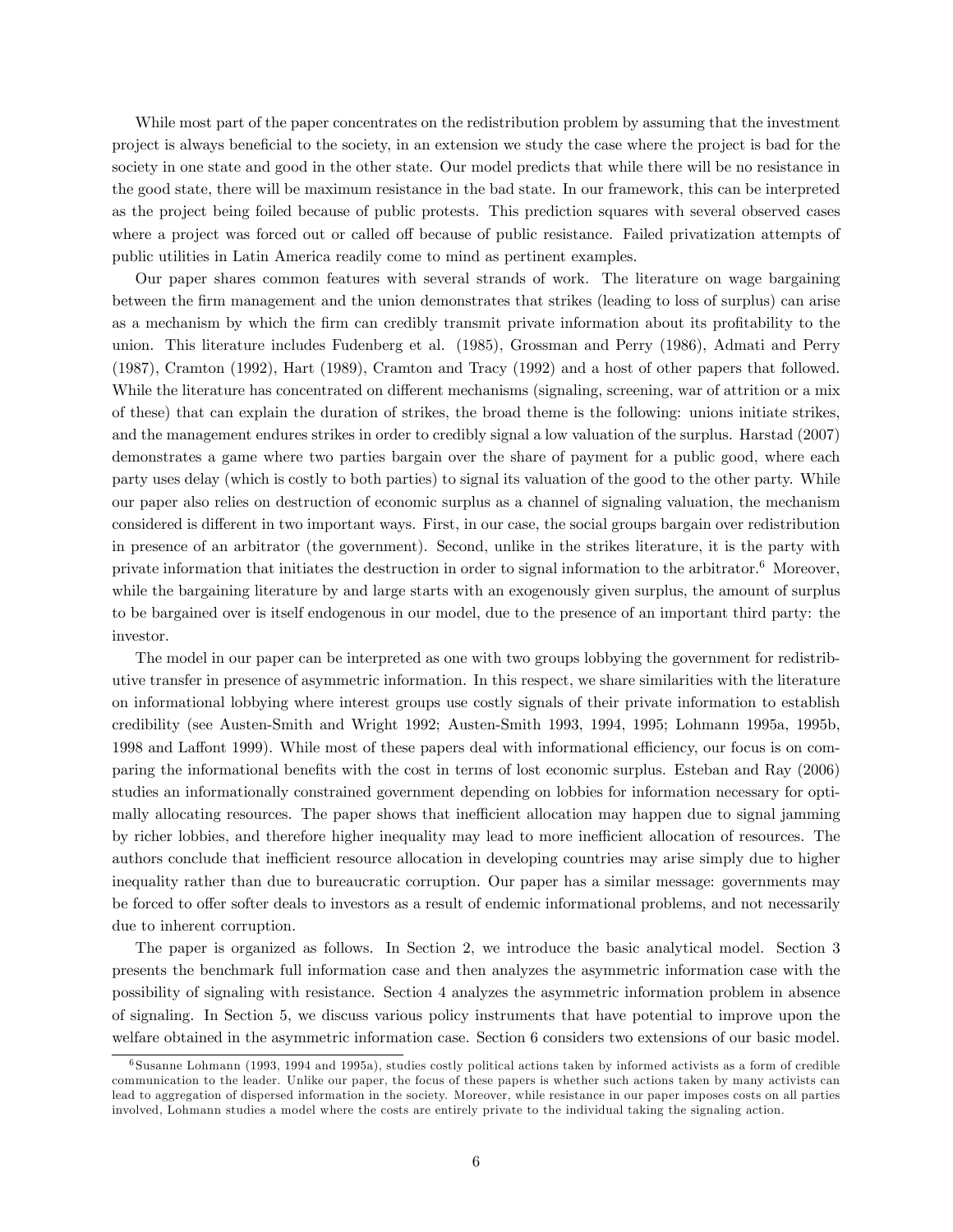While most part of the paper concentrates on the redistribution problem by assuming that the investment project is always beneficial to the society, in an extension we study the case where the project is bad for the society in one state and good in the other state. Our model predicts that while there will be no resistance in the good state, there will be maximum resistance in the bad state. In our framework, this can be interpreted as the project being foiled because of public protests. This prediction squares with several observed cases where a project was forced out or called off because of public resistance. Failed privatization attempts of public utilities in Latin America readily come to mind as pertinent examples.

Our paper shares common features with several strands of work. The literature on wage bargaining between the firm management and the union demonstrates that strikes (leading to loss of surplus) can arise as a mechanism by which the firm can credibly transmit private information about its profitability to the union. This literature includes Fudenberg et al. (1985), Grossman and Perry (1986), Admati and Perry (1987), Cramton (1992), Hart (1989), Cramton and Tracy (1992) and a host of other papers that followed. While the literature has concentrated on different mechanisms (signaling, screening, war of attrition or a mix of these) that can explain the duration of strikes, the broad theme is the following: unions initiate strikes, and the management endures strikes in order to credibly signal a low valuation of the surplus. Harstad (2007) demonstrates a game where two parties bargain over the share of payment for a public good, where each party uses delay (which is costly to both parties) to signal its valuation of the good to the other party. While our paper also relies on destruction of economic surplus as a channel of signaling valuation, the mechanism considered is different in two important ways. First, in our case, the social groups bargain over redistribution in presence of an arbitrator (the government). Second, unlike in the strikes literature, it is the party with private information that initiates the destruction in order to signal information to the arbitrator.[6] Moreover, while the bargaining literature by and large starts with an exogenously given surplus, the amount of surplus to be bargained over is itself endogenous in our model, due to the presence of an important third party: the investor.

The model in our paper can be interpreted as one with two groups lobbying the government for redistributive transfer in presence of asymmetric information. In this respect, we share similarities with the literature on informational lobbying where interest groups use costly signals of their private information to establish credibility (see Austen-Smith and Wright 1992; Austen-Smith 1993, 1994, 1995; Lohmann 1995a, 1995b, 1998 and Laffont 1999). While most of these papers deal with informational efficiency, our focus is on comparing the informational benefits with the cost in terms of lost economic surplus. Esteban and Ray (2006) studies an informationally constrained government depending on lobbies for information necessary for optimally allocating resources. The paper shows that inefficient allocation may happen due to signal jamming by richer lobbies, and therefore higher inequality may lead to more inefficient allocation of resources. The authors conclude that inefficient resource allocation in developing countries may arise simply due to higher inequality rather than due to bureaucratic corruption. Our paper has a similar message: governments may be forced to offer softer deals to investors as a result of endemic informational problems, and not necessarily due to inherent corruption.

The paper is organized as follows. In Section 2, we introduce the basic analytical model. Section 3 presents the benchmark full information case and then analyzes the asymmetric information case with the possibility of signaling with resistance. Section 4 analyzes the asymmetric information problem in absence of signaling. In Section 5, we discuss various policy instruments that have potential to improve upon the welfare obtained in the asymmetric information case. Section 6 considers two extensions of our basic model.

[6] Susanne Lohmann (1993, 1994 and 1995a), studies costly political actions taken by informed activists as a form of credible communication to the leader. Unlike our paper, the focus of these papers is whether such actions taken by many activists can lead to aggregation of dispersed information in the society. Moreover, while resistance in our paper imposes costs on all parties involved, Lohmann studies a model where the costs are entirely private to the individual taking the signaling action.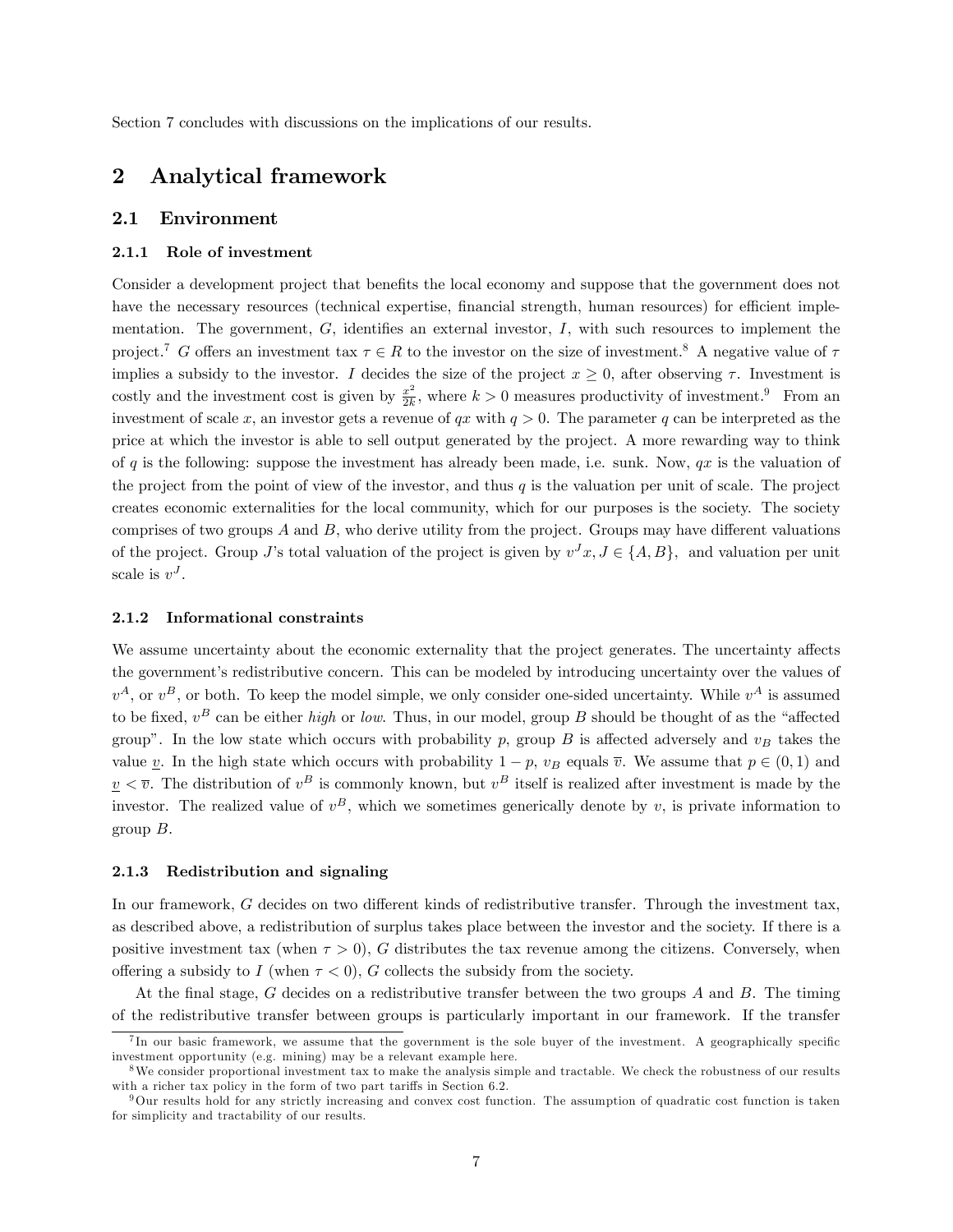Section 7 concludes with discussions on the implications of our results.

# 2 Analytical framework

## 2.1 Environment

### 2.1.1 Role of investment

Consider a development project that benefits the local economy and suppose that the government does not have the necessary resources (technical expertise, financial strength, human resources) for efficient implementation. The government, $G$, identifies an external investor, $I$, with such resources to implement the project.[7] $G$ offers an investment tax $\tau \in R$ to the investor on the size of investment.[8] A negative value of $\tau$ implies a subsidy to the investor. $I$ decides the size of the project $x \geq 0$, after observing $\tau$. Investment is costly and the investment cost is given by $\frac{x^2}{2k}$, where $k > 0$ measures productivity of investment.[9] From an investment of scale $x$, an investor gets a revenue of $qx$ with $q > 0$. The parameter $q$ can be interpreted as the price at which the investor is able to sell output generated by the project. A more rewarding way to think of $q$ is the following: suppose the investment has already been made, i.e. sunk. Now, $qx$ is the valuation of the project from the point of view of the investor, and thus $q$ is the valuation per unit of scale. The project creates economic externalities for the local community, which for our purposes is the society. The society comprises of two groups $A$ and $B$, who derive utility from the project. Groups may have different valuations of the project. Group $J$'s total valuation of the project is given by $v^J x, J \in \{A, B\}$, and valuation per unit scale is $v^J$.

### 2.1.2 Informational constraints

We assume uncertainty about the economic externality that the project generates. The uncertainty affects the government's redistributive concern. This can be modeled by introducing uncertainty over the values of $v^A$, or $v^B$, or both. To keep the model simple, we only consider one-sided uncertainty. While $v^A$ is assumed to be fixed, $v^B$ can be either *high* or *low*. Thus, in our model, group $B$ should be thought of as the "affected group". In the low state which occurs with probability $p$, group $B$ is affected adversely and $v_B$ takes the value $\underline{v}$. In the high state which occurs with probability $1-p$, $v_B$ equals $\overline{v}$. We assume that $p \in (0, 1)$ and $\underline{v} < \overline{v}$. The distribution of $v^B$ is commonly known, but $v^B$ itself is realized after investment is made by the investor. The realized value of $v^B$, which we sometimes generically denote by $v$, is private information to group $B$.

### 2.1.3 Redistribution and signaling

In our framework, $G$ decides on two different kinds of redistributive transfer. Through the investment tax, as described above, a redistribution of surplus takes place between the investor and the society. If there is a positive investment tax (when $\tau > 0$), $G$ distributes the tax revenue among the citizens. Conversely, when offering a subsidy to $I$ (when $\tau < 0$), $G$ collects the subsidy from the society.

At the final stage, $G$ decides on a redistributive transfer between the two groups $A$ and $B$. The timing of the redistributive transfer between groups is particularly important in our framework. If the transfer

[7] In our basic framework, we assume that the government is the sole buyer of the investment. A geographically specific investment opportunity (e.g. mining) may be a relevant example here.

[8] We consider proportional investment tax to make the analysis simple and tractable. We check the robustness of our results with a richer tax policy in the form of two part tariffs in Section 6.2.

[9] Our results hold for any strictly increasing and convex cost function. The assumption of quadratic cost function is taken for simplicity and tractability of our results.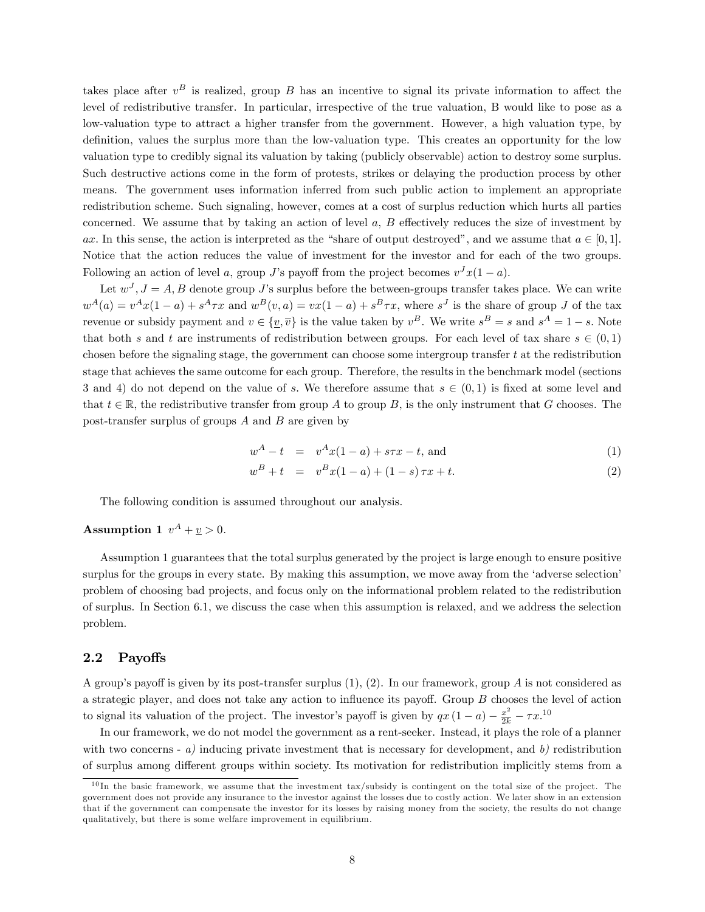takes place after $v^B$ is realized, group $B$ has an incentive to signal its private information to affect the level of redistributive transfer. In particular, irrespective of the true valuation, B would like to pose as a low-valuation type to attract a higher transfer from the government. However, a high valuation type, by definition, values the surplus more than the low-valuation type. This creates an opportunity for the low valuation type to credibly signal its valuation by taking (publicly observable) action to destroy some surplus. Such destructive actions come in the form of protests, strikes or delaying the production process by other means. The government uses information inferred from such public action to implement an appropriate redistribution scheme. Such signaling, however, comes at a cost of surplus reduction which hurts all parties concerned. We assume that by taking an action of level $a$, $B$ effectively reduces the size of investment by $ax$. In this sense, the action is interpreted as the "share of output destroyed", and we assume that $a \in [0, 1]$. Notice that the action reduces the value of investment for the investor and for each of the two groups. Following an action of level $a$, group $J$'s payoff from the project becomes $v^J x(1-a)$.

Let $w^J, J = A, B$ denote group $J$'s surplus before the between-groups transfer takes place. We can write $w^A(a) = v^A x(1-a) + s^A \tau x$ and $w^B(v, a) = vx(1-a) + s^B \tau x$, where $s^J$ is the share of group $J$ of the tax revenue or subsidy payment and $v \in \{\underline{v}, \overline{v}\}$ is the value taken by $v^B$. We write $s^B = s$ and $s^A = 1 - s$. Note that both $s$ and $t$ are instruments of redistribution between groups. For each level of tax share $s \in (0, 1)$ chosen before the signaling stage, the government can choose some intergroup transfer $t$ at the redistribution stage that achieves the same outcome for each group. Therefore, the results in the benchmark model (sections 3 and 4) do not depend on the value of $s$. We therefore assume that $s \in (0, 1)$ is fixed at some level and that $t \in \mathbb{R}$, the redistributive transfer from group $A$ to group $B$, is the only instrument that $G$ chooses. The post-transfer surplus of groups $A$ and $B$ are given by

$$w^A - t = v^A x(1-a) + s\tau x - t, \text{ and} \tag{1}$$

$$w^B + t = v^B x(1-a) + (1-s)\tau x + t. \tag{2}$$

The following condition is assumed throughout our analysis.

**Assumption 1** $v^A + \underline{v} > 0$.

Assumption 1 guarantees that the total surplus generated by the project is large enough to ensure positive surplus for the groups in every state. By making this assumption, we move away from the 'adverse selection' problem of choosing bad projects, and focus only on the informational problem related to the redistribution of surplus. In Section 6.1, we discuss the case when this assumption is relaxed, and we address the selection problem.

## 2.2 Payoffs

A group's payoff is given by its post-transfer surplus (1), (2). In our framework, group $A$ is not considered as a strategic player, and does not take any action to influence its payoff. Group $B$ chooses the level of action to signal its valuation of the project. The investor's payoff is given by $qx(1-a) - \frac{x^2}{2k} - \tau x$.[10]

In our framework, we do not model the government as a rent-seeker. Instead, it plays the role of a planner with two concerns - *a)* inducing private investment that is necessary for development, and *b)* redistribution of surplus among different groups within society. Its motivation for redistribution implicitly stems from a

[10] In the basic framework, we assume that the investment tax/subsidy is contingent on the total size of the project. The government does not provide any insurance to the investor against the losses due to costly action. We later show in an extension that if the government can compensate the investor for its losses by raising money from the society, the results do not change qualitatively, but there is some welfare improvement in equilibrium.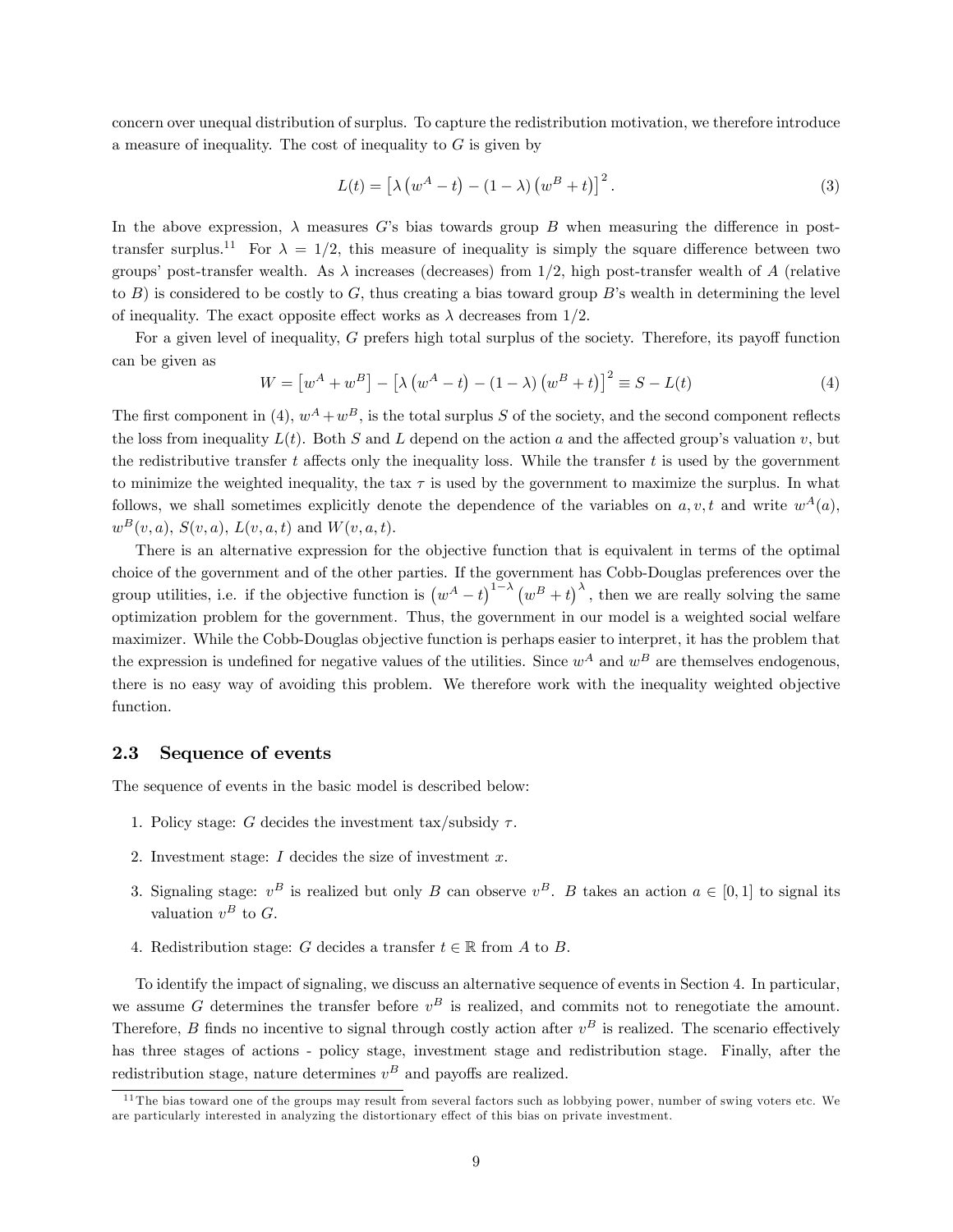concern over unequal distribution of surplus. To capture the redistribution motivation, we therefore introduce a measure of inequality. The cost of inequality to $G$ is given by

$$L(t) = \left[\lambda \left(w^A - t\right) - (1-\lambda)\left(w^B + t\right)\right]^2. \tag{3}$$

In the above expression, $\lambda$ measures $G$'s bias towards group $B$ when measuring the difference in post-transfer surplus.[11] For $\lambda = 1/2$, this measure of inequality is simply the square difference between two groups' post-transfer wealth. As $\lambda$ increases (decreases) from $1/2$, high post-transfer wealth of $A$ (relative to $B$) is considered to be costly to $G$, thus creating a bias toward group $B$'s wealth in determining the level of inequality. The exact opposite effect works as $\lambda$ decreases from $1/2$.

For a given level of inequality, $G$ prefers high total surplus of the society. Therefore, its payoff function can be given as

$$W = \left[w^A + w^B\right] - \left[\lambda \left(w^A - t\right) - (1-\lambda)\left(w^B + t\right)\right]^2 \equiv S - L(t) \tag{4}$$

The first component in (4), $w^A + w^B$, is the total surplus $S$ of the society, and the second component reflects the loss from inequality $L(t)$. Both $S$ and $L$ depend on the action $a$ and the affected group's valuation $v$, but the redistributive transfer $t$ affects only the inequality loss. While the transfer $t$ is used by the government to minimize the weighted inequality, the tax $\tau$ is used by the government to maximize the surplus. In what follows, we shall sometimes explicitly denote the dependence of the variables on $a, v, t$ and write $w^A(a)$, $w^B(v, a)$, $S(v, a)$, $L(v, a, t)$ and $W(v, a, t)$.

There is an alternative expression for the objective function that is equivalent in terms of the optimal choice of the government and of the other parties. If the government has Cobb-Douglas preferences over the group utilities, i.e. if the objective function is $\left(w^A - t\right)^{1-\lambda}\left(w^B + t\right)^{\lambda}$, then we are really solving the same optimization problem for the government. Thus, the government in our model is a weighted social welfare maximizer. While the Cobb-Douglas objective function is perhaps easier to interpret, it has the problem that the expression is undefined for negative values of the utilities. Since $w^A$ and $w^B$ are themselves endogenous, there is no easy way of avoiding this problem. We therefore work with the inequality weighted objective function.

### 2.3 Sequence of events

The sequence of events in the basic model is described below:

1. Policy stage: $G$ decides the investment tax/subsidy $\tau$.
2. Investment stage: $I$ decides the size of investment $x$.
3. Signaling stage: $v^B$ is realized but only $B$ can observe $v^B$. $B$ takes an action $a \in [0, 1]$ to signal its valuation $v^B$ to $G$.
4. Redistribution stage: $G$ decides a transfer $t \in \mathbb{R}$ from $A$ to $B$.

To identify the impact of signaling, we discuss an alternative sequence of events in Section 4. In particular, we assume $G$ determines the transfer before $v^B$ is realized, and commits not to renegotiate the amount. Therefore, $B$ finds no incentive to signal through costly action after $v^B$ is realized. The scenario effectively has three stages of actions - policy stage, investment stage and redistribution stage. Finally, after the redistribution stage, nature determines $v^B$ and payoffs are realized.

[11] The bias toward one of the groups may result from several factors such as lobbying power, number of swing voters etc. We are particularly interested in analyzing the distortionary effect of this bias on private investment.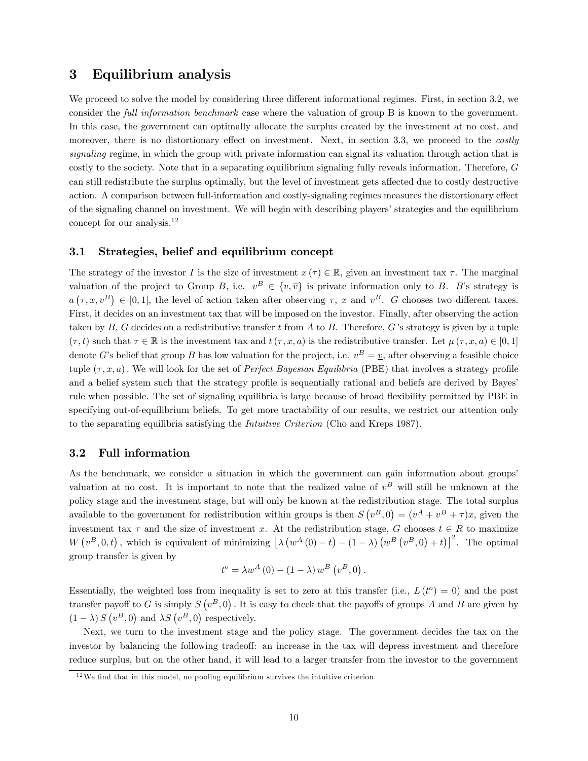# 3 Equilibrium analysis

We proceed to solve the model by considering three different informational regimes. First, in section 3.2, we consider the *full information benchmark* case where the valuation of group B is known to the government. In this case, the government can optimally allocate the surplus created by the investment at no cost, and moreover, there is no distortionary effect on investment. Next, in section 3.3, we proceed to the *costly signaling* regime, in which the group with private information can signal its valuation through action that is costly to the society. Note that in a separating equilibrium signaling fully reveals information. Therefore, $G$ can still redistribute the surplus optimally, but the level of investment gets affected due to costly destructive action. A comparison between full-information and costly-signaling regimes measures the distortionary effect of the signaling channel on investment. We will begin with describing players' strategies and the equilibrium concept for our analysis.[12]

## 3.1 Strategies, belief and equilibrium concept

The strategy of the investor $I$ is the size of investment $x(\tau) \in \mathbb{R}$, given an investment tax $\tau$. The marginal valuation of the project to Group $B$, i.e. $v^B \in \{\underline{v}, \overline{v}\}$ is private information only to $B$. $B$'s strategy is $a(\tau, x, v^B) \in [0,1]$, the level of action taken after observing $\tau$, $x$ and $v^B$. $G$ chooses two different taxes. First, it decides on an investment tax that will be imposed on the investor. Finally, after observing the action taken by $B$, $G$ decides on a redistributive transfer $t$ from $A$ to $B$. Therefore, $G$'s strategy is given by a tuple $(\tau, t)$ such that $\tau \in \mathbb{R}$ is the investment tax and $t(\tau, x, a)$ is the redistributive transfer. Let $\mu(\tau, x, a) \in [0,1]$ denote $G$'s belief that group $B$ has low valuation for the project, i.e. $v^B = \underline{v}$, after observing a feasible choice tuple $(\tau, x, a)$. We will look for the set of *Perfect Bayesian Equilibria* (PBE) that involves a strategy profile and a belief system such that the strategy profile is sequentially rational and beliefs are derived by Bayes' rule when possible. The set of signaling equilibria is large because of broad flexibility permitted by PBE in specifying out-of-equilibrium beliefs. To get more tractability of our results, we restrict our attention only to the separating equilibria satisfying the *Intuitive Criterion* (Cho and Kreps 1987).

## 3.2 Full information

As the benchmark, we consider a situation in which the government can gain information about groups' valuation at no cost. It is important to note that the realized value of $v^B$ will still be unknown at the policy stage and the investment stage, but will only be known at the redistribution stage. The total surplus available to the government for redistribution within groups is then $S(v^B, 0) = (v^A + v^B + \tau)x$, given the investment tax $\tau$ and the size of investment $x$. At the redistribution stage, $G$ chooses $t \in R$ to maximize $W(v^B, 0, t)$, which is equivalent of minimizing $\left[\lambda\left(w^A(0) - t\right) - (1-\lambda)\left(w^B(v^B, 0) + t\right)\right]^2$. The optimal group transfer is given by

$$t^o = \lambda w^A(0) - (1-\lambda) w^B(v^B, 0).$$

Essentially, the weighted loss from inequality is set to zero at this transfer (i.e., $L(t^o) = 0$) and the post transfer payoff to $G$ is simply $S(v^B, 0)$. It is easy to check that the payoffs of groups $A$ and $B$ are given by $(1-\lambda) S(v^B, 0)$ and $\lambda S(v^B, 0)$ respectively.

Next, we turn to the investment stage and the policy stage. The government decides the tax on the investor by balancing the following tradeoff: an increase in the tax will depress investment and therefore reduce surplus, but on the other hand, it will lead to a larger transfer from the investor to the government

[12] We find that in this model, no pooling equilibrium survives the intuitive criterion.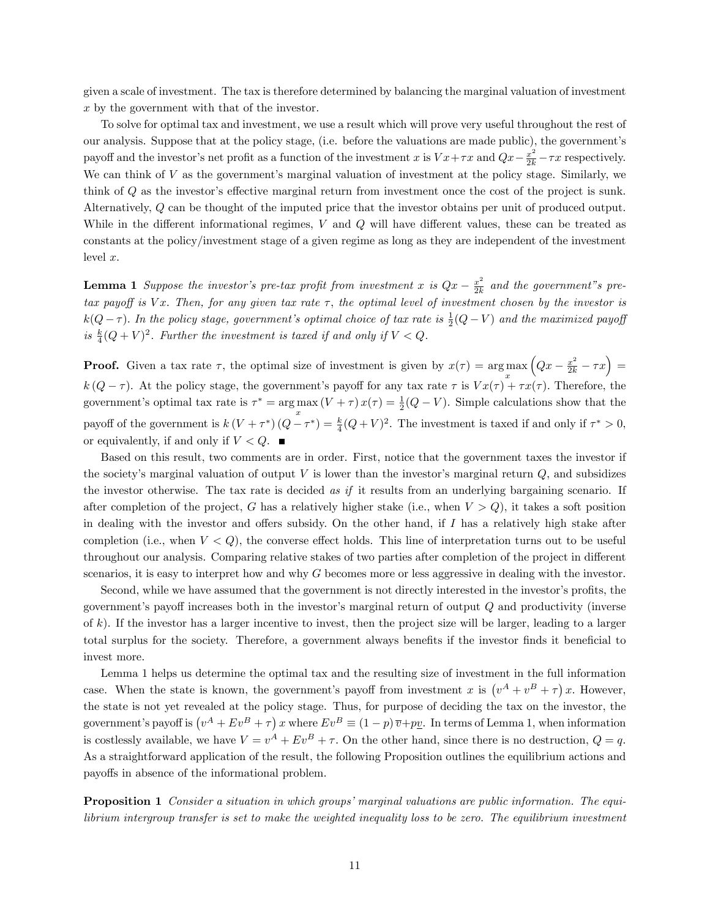given a scale of investment. The tax is therefore determined by balancing the marginal valuation of investment $x$ by the government with that of the investor.

To solve for optimal tax and investment, we use a result which will prove very useful throughout the rest of our analysis. Suppose that at the policy stage, (i.e. before the valuations are made public), the government's payoff and the investor's net profit as a function of the investment $x$ is $Vx+\tau x$ and $Qx - \frac{x^2}{2k} - \tau x$ respectively. We can think of $V$ as the government's marginal valuation of investment at the policy stage. Similarly, we think of $Q$ as the investor's effective marginal return from investment once the cost of the project is sunk. Alternatively, $Q$ can be thought of the imputed price that the investor obtains per unit of produced output. While in the different informational regimes, $V$ and $Q$ will have different values, these can be treated as constants at the policy/investment stage of a given regime as long as they are independent of the investment level $x$.

**Lemma 1** *Suppose the investor's pre-tax profit from investment $x$ is $Qx - \frac{x^2}{2k}$ and the government"s pre-tax payoff is $Vx$. Then, for any given tax rate $\tau$, the optimal level of investment chosen by the investor is $k(Q-\tau)$. In the policy stage, government's optimal choice of tax rate is $\frac{1}{2}(Q-V)$ and the maximized payoff is $\frac{k}{4}(Q+V)^2$. Further the investment is taxed if and only if $V < Q$.*

**Proof.** Given a tax rate $\tau$, the optimal size of investment is given by $x(\tau) = \arg\max_x \left(Qx - \frac{x^2}{2k} - \tau x\right) = k(Q-\tau)$. At the policy stage, the government's payoff for any tax rate $\tau$ is $Vx(\tau) + \tau x(\tau)$. Therefore, the government's optimal tax rate is $\tau^* = \arg\max_x (V+\tau)\, x(\tau) = \frac{1}{2}(Q-V)$. Simple calculations show that the payoff of the government is $k(V+\tau^*)(Q-\tau^*) = \frac{k}{4}(Q+V)^2$. The investment is taxed if and only if $\tau^* > 0$, or equivalently, if and only if $V < Q$. ∎

Based on this result, two comments are in order. First, notice that the government taxes the investor if the society's marginal valuation of output $V$ is lower than the investor's marginal return $Q$, and subsidizes the investor otherwise. The tax rate is decided *as if* it results from an underlying bargaining scenario. If after completion of the project, $G$ has a relatively higher stake (i.e., when $V > Q$), it takes a soft position in dealing with the investor and offers subsidy. On the other hand, if $I$ has a relatively high stake after completion (i.e., when $V < Q$), the converse effect holds. This line of interpretation turns out to be useful throughout our analysis. Comparing relative stakes of two parties after completion of the project in different scenarios, it is easy to interpret how and why $G$ becomes more or less aggressive in dealing with the investor.

Second, while we have assumed that the government is not directly interested in the investor's profits, the government's payoff increases both in the investor's marginal return of output $Q$ and productivity (inverse of $k$). If the investor has a larger incentive to invest, then the project size will be larger, leading to a larger total surplus for the society. Therefore, a government always benefits if the investor finds it beneficial to invest more.

Lemma 1 helps us determine the optimal tax and the resulting size of investment in the full information case. When the state is known, the government's payoff from investment $x$ is $\left(v^A + v^B + \tau\right)x$. However, the state is not yet revealed at the policy stage. Thus, for purpose of deciding the tax on the investor, the government's payoff is $\left(v^A + Ev^B + \tau\right)x$ where $Ev^B \equiv (1-p)\,\overline{v} + p\underline{v}$. In terms of Lemma 1, when information is costlessly available, we have $V = v^A + Ev^B + \tau$. On the other hand, since there is no destruction, $Q = q$. As a straightforward application of the result, the following Proposition outlines the equilibrium actions and payoffs in absence of the informational problem.

**Proposition 1** *Consider a situation in which groups' marginal valuations are public information. The equilibrium intergroup transfer is set to make the weighted inequality loss to be zero. The equilibrium investment*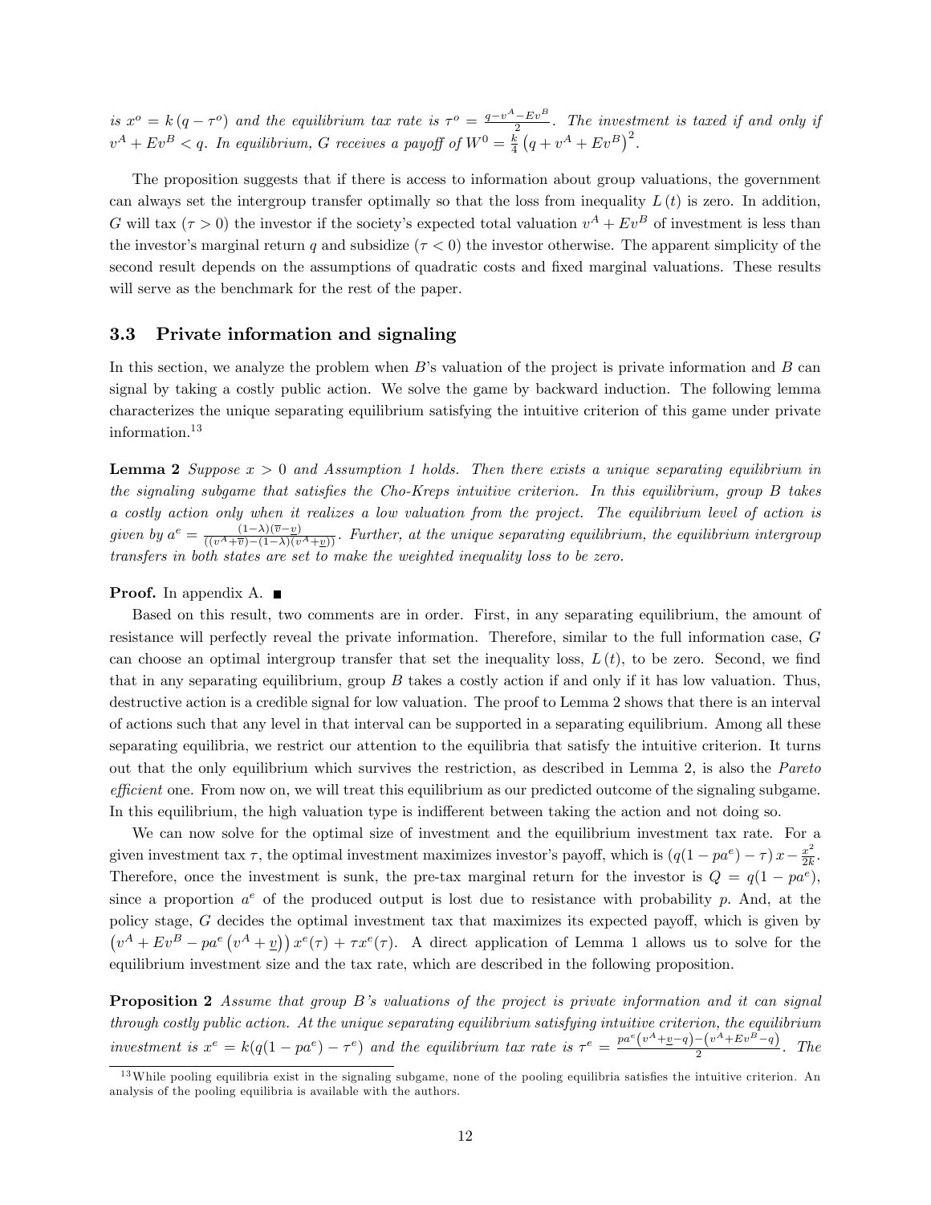*is $x^o = k(q - \tau^o)$ and the equilibrium tax rate is $\tau^o = \frac{q - v^A - Ev^B}{2}$. The investment is taxed if and only if $v^A + Ev^B < q$. In equilibrium, G receives a payoff of $W^0 = \frac{k}{4}\left(q + v^A + Ev^B\right)^2$.*

The proposition suggests that if there is access to information about group valuations, the government can always set the intergroup transfer optimally so that the loss from inequality $L(t)$ is zero. In addition, $G$ will tax ($\tau > 0$) the investor if the society's expected total valuation $v^A + Ev^B$ of investment is less than the investor's marginal return $q$ and subsidize ($\tau < 0$) the investor otherwise. The apparent simplicity of the second result depends on the assumptions of quadratic costs and fixed marginal valuations. These results will serve as the benchmark for the rest of the paper.

### 3.3 Private information and signaling

In this section, we analyze the problem when $B$'s valuation of the project is private information and $B$ can signal by taking a costly public action. We solve the game by backward induction. The following lemma characterizes the unique separating equilibrium satisfying the intuitive criterion of this game under private information.[13]

**Lemma 2** *Suppose $x > 0$ and Assumption 1 holds. Then there exists a unique separating equilibrium in the signaling subgame that satisfies the Cho-Kreps intuitive criterion. In this equilibrium, group B takes a costly action only when it realizes a low valuation from the project. The equilibrium level of action is given by $a^e = \frac{(1-\lambda)(\overline{v} - \underline{v})}{((v^A + \overline{v}) - (1-\lambda)(v^A + \underline{v}))}$. Further, at the unique separating equilibrium, the equilibrium intergroup transfers in both states are set to make the weighted inequality loss to be zero.*

**Proof.** In appendix A. ■

Based on this result, two comments are in order. First, in any separating equilibrium, the amount of resistance will perfectly reveal the private information. Therefore, similar to the full information case, $G$ can choose an optimal intergroup transfer that set the inequality loss, $L(t)$, to be zero. Second, we find that in any separating equilibrium, group $B$ takes a costly action if and only if it has low valuation. Thus, destructive action is a credible signal for low valuation. The proof to Lemma 2 shows that there is an interval of actions such that any level in that interval can be supported in a separating equilibrium. Among all these separating equilibria, we restrict our attention to the equilibria that satisfy the intuitive criterion. It turns out that the only equilibrium which survives the restriction, as described in Lemma 2, is also the *Pareto efficient* one. From now on, we will treat this equilibrium as our predicted outcome of the signaling subgame. In this equilibrium, the high valuation type is indifferent between taking the action and not doing so.

We can now solve for the optimal size of investment and the equilibrium investment tax rate. For a given investment tax $\tau$, the optimal investment maximizes investor's payoff, which is $(q(1 - pa^e) - \tau)x - \frac{x^2}{2k}$. Therefore, once the investment is sunk, the pre-tax marginal return for the investor is $Q = q(1 - pa^e)$, since a proportion $a^e$ of the produced output is lost due to resistance with probability $p$. And, at the policy stage, $G$ decides the optimal investment tax that maximizes its expected payoff, which is given by $\left(v^A + Ev^B - pa^e\left(v^A + \underline{v}\right)\right)x^e(\tau) + \tau x^e(\tau)$. A direct application of Lemma 1 allows us to solve for the equilibrium investment size and the tax rate, which are described in the following proposition.

**Proposition 2** *Assume that group B's valuations of the project is private information and it can signal through costly public action. At the unique separating equilibrium satisfying intuitive criterion, the equilibrium investment is $x^e = k(q(1 - pa^e) - \tau^e)$ and the equilibrium tax rate is $\tau^e = \frac{pa^e\left(v^A + \underline{v} - q\right) - \left(v^A + Ev^B - q\right)}{2}$. The*

[13] While pooling equilibria exist in the signaling subgame, none of the pooling equilibria satisfies the intuitive criterion. An analysis of the pooling equilibria is available with the authors.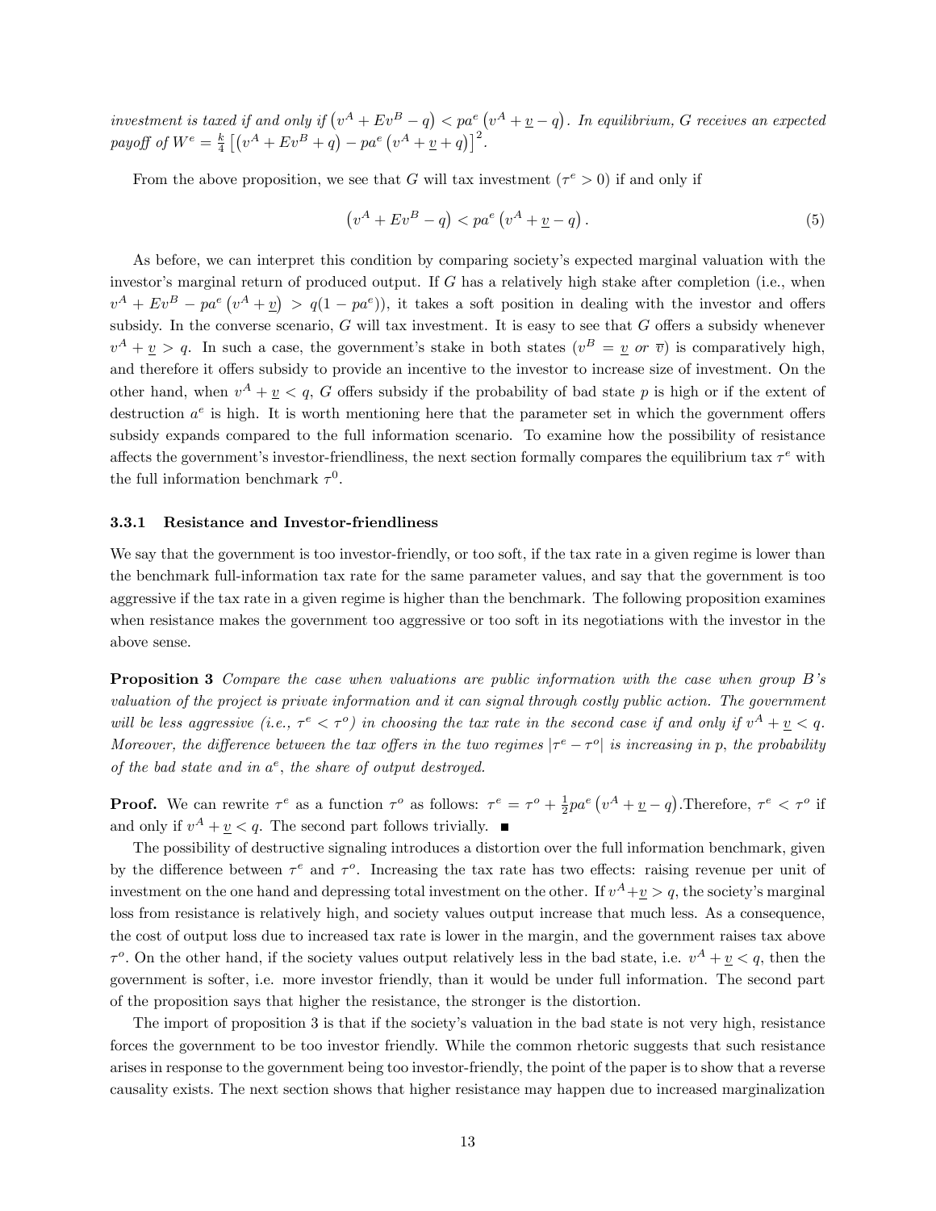*investment is taxed if and only if* $\left(v^A + Ev^B - q\right) < pa^e\left(v^A + \underline{v} - q\right)$*. In equilibrium, G receives an expected payoff of* $W^e = \frac{k}{4}\left[\left(v^A + Ev^B + q\right) - pa^e\left(v^A + \underline{v} + q\right)\right]^2$.

From the above proposition, we see that $G$ will tax investment ($\tau^e > 0$) if and only if

$$\left(v^A + Ev^B - q\right) < pa^e\left(v^A + \underline{v} - q\right). \tag{5}$$

As before, we can interpret this condition by comparing society's expected marginal valuation with the investor's marginal return of produced output. If $G$ has a relatively high stake after completion (i.e., when $v^A + Ev^B - pa^e\left(v^A + \underline{v}\right) > q(1 - pa^e)$), it takes a soft position in dealing with the investor and offers subsidy. In the converse scenario, $G$ will tax investment. It is easy to see that $G$ offers a subsidy whenever $v^A + \underline{v} > q$. In such a case, the government's stake in both states ($v^B = \underline{v}$ *or* $\overline{v}$) is comparatively high, and therefore it offers subsidy to provide an incentive to the investor to increase size of investment. On the other hand, when $v^A + \underline{v} < q$, $G$ offers subsidy if the probability of bad state $p$ is high or if the extent of destruction $a^e$ is high. It is worth mentioning here that the parameter set in which the government offers subsidy expands compared to the full information scenario. To examine how the possibility of resistance affects the government's investor-friendliness, the next section formally compares the equilibrium tax $\tau^e$ with the full information benchmark $\tau^0$.

### 3.3.1 Resistance and Investor-friendliness

We say that the government is too investor-friendly, or too soft, if the tax rate in a given regime is lower than the benchmark full-information tax rate for the same parameter values, and say that the government is too aggressive if the tax rate in a given regime is higher than the benchmark. The following proposition examines when resistance makes the government too aggressive or too soft in its negotiations with the investor in the above sense.

**Proposition 3** *Compare the case when valuations are public information with the case when group B's valuation of the project is private information and it can signal through costly public action. The government will be less aggressive (i.e.,* $\tau^e < \tau^o$*) in choosing the tax rate in the second case if and only if* $v^A + \underline{v} < q$*. Moreover, the difference between the tax offers in the two regimes* $|\tau^e - \tau^o|$ *is increasing in p, the probability of the bad state and in* $a^e$*, the share of output destroyed.*

**Proof.** We can rewrite $\tau^e$ as a function $\tau^o$ as follows: $\tau^e = \tau^o + \frac{1}{2}pa^e\left(v^A + \underline{v} - q\right)$. Therefore, $\tau^e < \tau^o$ if and only if $v^A + \underline{v} < q$. The second part follows trivially. ■

The possibility of destructive signaling introduces a distortion over the full information benchmark, given by the difference between $\tau^e$ and $\tau^o$. Increasing the tax rate has two effects: raising revenue per unit of investment on the one hand and depressing total investment on the other. If $v^A + \underline{v} > q$, the society's marginal loss from resistance is relatively high, and society values output increase that much less. As a consequence, the cost of output loss due to increased tax rate is lower in the margin, and the government raises tax above $\tau^o$. On the other hand, if the society values output relatively less in the bad state, i.e. $v^A + \underline{v} < q$, then the government is softer, i.e. more investor friendly, than it would be under full information. The second part of the proposition says that higher the resistance, the stronger is the distortion.

The import of proposition 3 is that if the society's valuation in the bad state is not very high, resistance forces the government to be too investor friendly. While the common rhetoric suggests that such resistance arises in response to the government being too investor-friendly, the point of the paper is to show that a reverse causality exists. The next section shows that higher resistance may happen due to increased marginalization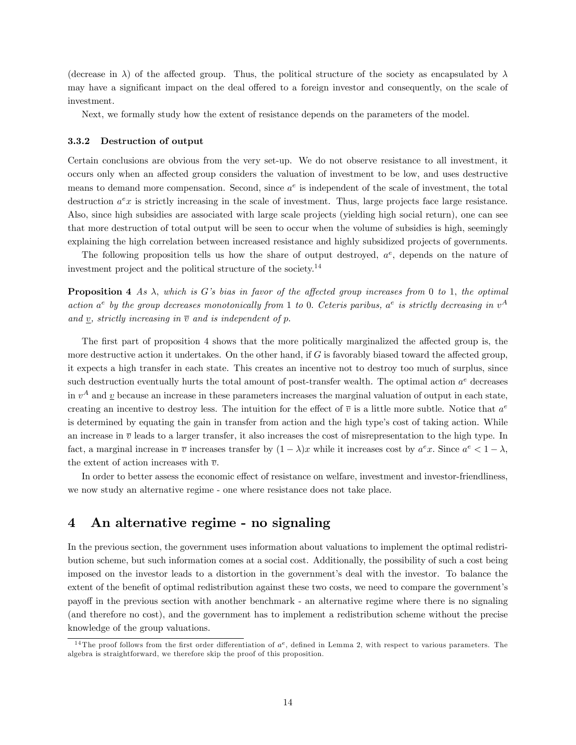(decrease in $\lambda$) of the affected group. Thus, the political structure of the society as encapsulated by $\lambda$ may have a significant impact on the deal offered to a foreign investor and consequently, on the scale of investment.

Next, we formally study how the extent of resistance depends on the parameters of the model.

#### 3.3.2 Destruction of output

Certain conclusions are obvious from the very set-up. We do not observe resistance to all investment, it occurs only when an affected group considers the valuation of investment to be low, and uses destructive means to demand more compensation. Second, since $a^e$ is independent of the scale of investment, the total destruction $a^e x$ is strictly increasing in the scale of investment. Thus, large projects face large resistance. Also, since high subsidies are associated with large scale projects (yielding high social return), one can see that more destruction of total output will be seen to occur when the volume of subsidies is high, seemingly explaining the high correlation between increased resistance and highly subsidized projects of governments.

The following proposition tells us how the share of output destroyed, $a^e$, depends on the nature of investment project and the political structure of the society.[14]

**Proposition 4** *As $\lambda$, which is G's bias in favor of the affected group increases from 0 to 1, the optimal action $a^e$ by the group decreases monotonically from 1 to 0. Ceteris paribus, $a^e$ is strictly decreasing in $v^A$ and $\underline{v}$, strictly increasing in $\overline{v}$ and is independent of p.*

The first part of proposition 4 shows that the more politically marginalized the affected group is, the more destructive action it undertakes. On the other hand, if $G$ is favorably biased toward the affected group, it expects a high transfer in each state. This creates an incentive not to destroy too much of surplus, since such destruction eventually hurts the total amount of post-transfer wealth. The optimal action $a^e$ decreases in $v^A$ and $\underline{v}$ because an increase in these parameters increases the marginal valuation of output in each state, creating an incentive to destroy less. The intuition for the effect of $\overline{v}$ is a little more subtle. Notice that $a^e$ is determined by equating the gain in transfer from action and the high type's cost of taking action. While an increase in $\overline{v}$ leads to a larger transfer, it also increases the cost of misrepresentation to the high type. In fact, a marginal increase in $\overline{v}$ increases transfer by $(1 - \lambda)x$ while it increases cost by $a^e x$. Since $a^e < 1 - \lambda$, the extent of action increases with $\overline{v}$.

In order to better assess the economic effect of resistance on welfare, investment and investor-friendliness, we now study an alternative regime - one where resistance does not take place.

# 4 An alternative regime - no signaling

In the previous section, the government uses information about valuations to implement the optimal redistribution scheme, but such information comes at a social cost. Additionally, the possibility of such a cost being imposed on the investor leads to a distortion in the government's deal with the investor. To balance the extent of the benefit of optimal redistribution against these two costs, we need to compare the government's payoff in the previous section with another benchmark - an alternative regime where there is no signaling (and therefore no cost), and the government has to implement a redistribution scheme without the precise knowledge of the group valuations.

[14] The proof follows from the first order differentiation of $a^e$, defined in Lemma 2, with respect to various parameters. The algebra is straightforward, we therefore skip the proof of this proposition.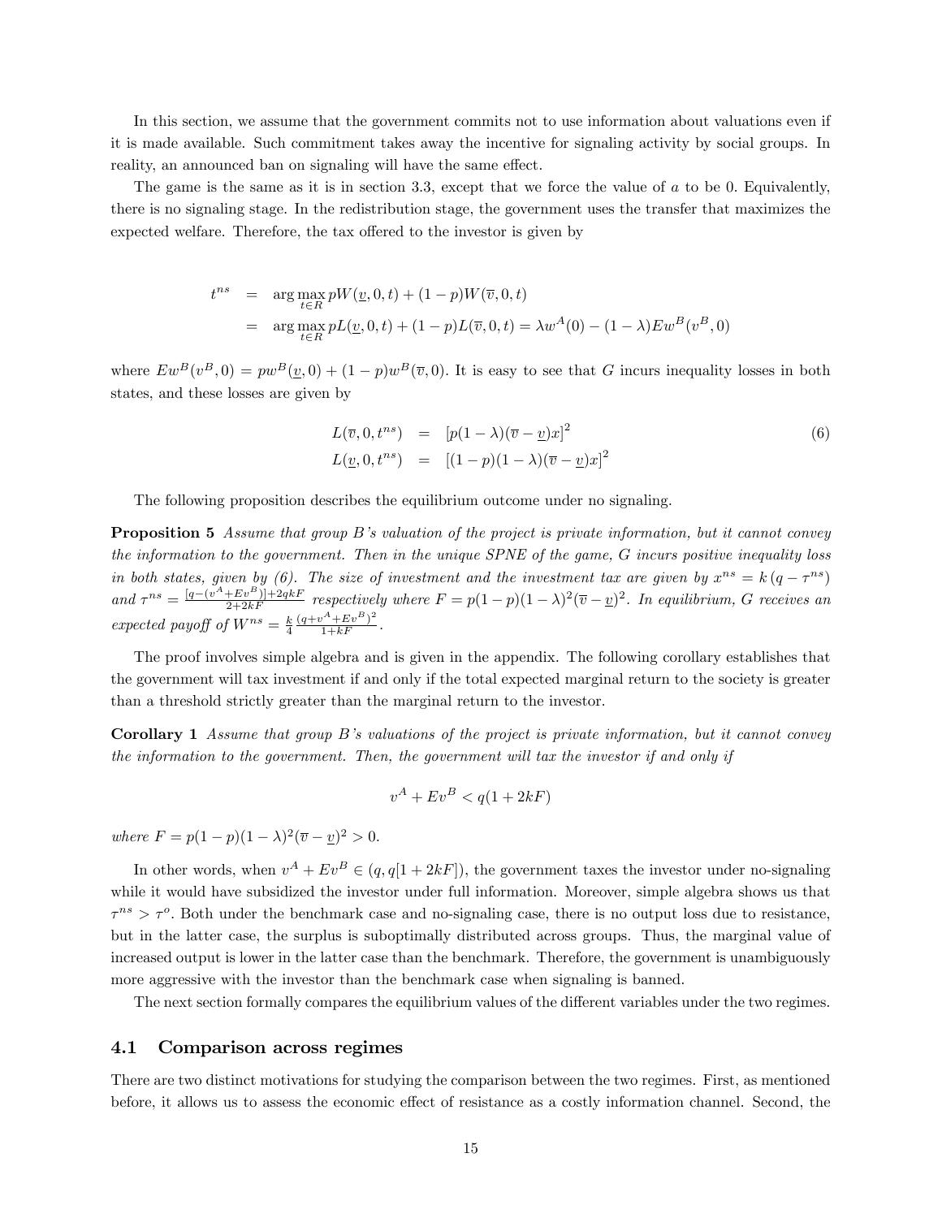In this section, we assume that the government commits not to use information about valuations even if it is made available. Such commitment takes away the incentive for signaling activity by social groups. In reality, an announced ban on signaling will have the same effect.

The game is the same as it is in section 3.3, except that we force the value of $a$ to be 0. Equivalently, there is no signaling stage. In the redistribution stage, the government uses the transfer that maximizes the expected welfare. Therefore, the tax offered to the investor is given by

$$
\begin{aligned}
t^{ns} &= \arg\max_{t \in R} pW(\underline{v}, 0, t) + (1-p)W(\overline{v}, 0, t) \\
&= \arg\max_{t \in R} pL(\underline{v}, 0, t) + (1-p)L(\overline{v}, 0, t) = \lambda w^A(0) - (1-\lambda)Ew^B(v^B, 0)
\end{aligned}
$$

where $Ew^B(v^B, 0) = pw^B(\underline{v}, 0) + (1-p)w^B(\overline{v}, 0)$. It is easy to see that $G$ incurs inequality losses in both states, and these losses are given by

$$
\begin{aligned}
L(\overline{v}, 0, t^{ns}) &= [p(1-\lambda)(\overline{v} - \underline{v})x]^2 \\
L(\underline{v}, 0, t^{ns}) &= [(1-p)(1-\lambda)(\overline{v} - \underline{v})x]^2
\end{aligned} \tag{6}
$$

The following proposition describes the equilibrium outcome under no signaling.

**Proposition 5** *Assume that group B's valuation of the project is private information, but it cannot convey the information to the government. Then in the unique SPNE of the game, G incurs positive inequality loss in both states, given by (6). The size of investment and the investment tax are given by* $x^{ns} = k(q - \tau^{ns})$ *and* $\tau^{ns} = \frac{[q-(v^A+Ev^B)]+2qkF}{2+2kF}$ *respectively where* $F = p(1-p)(1-\lambda)^2(\overline{v} - \underline{v})^2$*. In equilibrium, G receives an expected payoff of* $W^{ns} = \frac{k}{4}\frac{(q+v^A+Ev^B)^2}{1+kF}$.

The proof involves simple algebra and is given in the appendix. The following corollary establishes that the government will tax investment if and only if the total expected marginal return to the society is greater than a threshold strictly greater than the marginal return to the investor.

**Corollary 1** *Assume that group B's valuations of the project is private information, but it cannot convey the information to the government. Then, the government will tax the investor if and only if*

$$
v^A + Ev^B < q(1 + 2kF)
$$

*where* $F = p(1-p)(1-\lambda)^2(\overline{v} - \underline{v})^2 > 0$.

In other words, when $v^A + Ev^B \in (q, q[1 + 2kF])$, the government taxes the investor under no-signaling while it would have subsidized the investor under full information. Moreover, simple algebra shows us that $\tau^{ns} > \tau^o$. Both under the benchmark case and no-signaling case, there is no output loss due to resistance, but in the latter case, the surplus is suboptimally distributed across groups. Thus, the marginal value of increased output is lower in the latter case than the benchmark. Therefore, the government is unambiguously more aggressive with the investor than the benchmark case when signaling is banned.

The next section formally compares the equilibrium values of the different variables under the two regimes.

## 4.1 Comparison across regimes

There are two distinct motivations for studying the comparison between the two regimes. First, as mentioned before, it allows us to assess the economic effect of resistance as a costly information channel. Second, the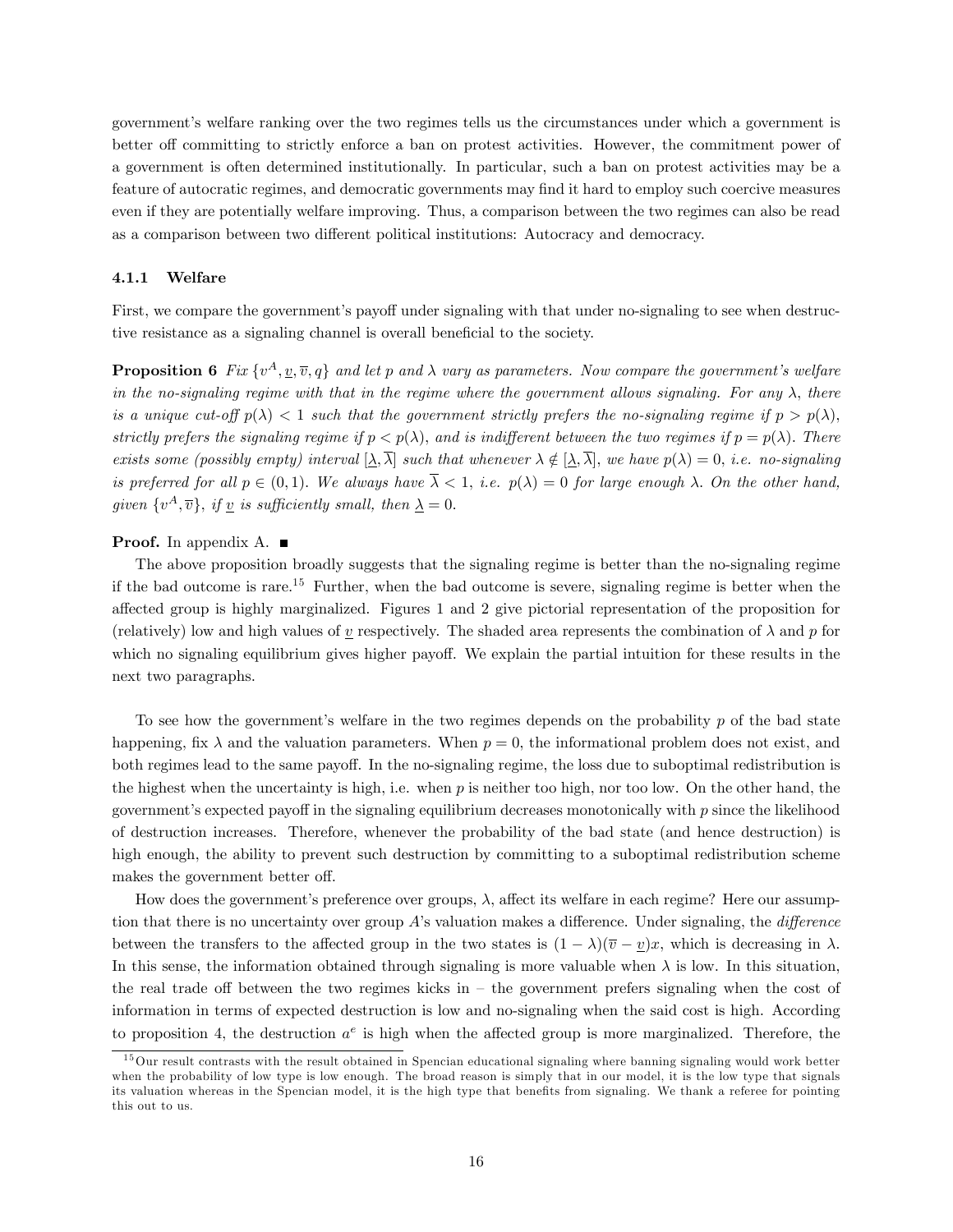government's welfare ranking over the two regimes tells us the circumstances under which a government is better off committing to strictly enforce a ban on protest activities. However, the commitment power of a government is often determined institutionally. In particular, such a ban on protest activities may be a feature of autocratic regimes, and democratic governments may find it hard to employ such coercive measures even if they are potentially welfare improving. Thus, a comparison between the two regimes can also be read as a comparison between two different political institutions: Autocracy and democracy.

#### 4.1.1 Welfare

First, we compare the government's payoff under signaling with that under no-signaling to see when destructive resistance as a signaling channel is overall beneficial to the society.

**Proposition 6** *Fix $\{v^A, \underline{v}, \overline{v}, q\}$ and let $p$ and $\lambda$ vary as parameters. Now compare the government's welfare in the no-signaling regime with that in the regime where the government allows signaling. For any $\lambda$, there is a unique cut-off $p(\lambda) < 1$ such that the government strictly prefers the no-signaling regime if $p > p(\lambda)$, strictly prefers the signaling regime if $p < p(\lambda)$, and is indifferent between the two regimes if $p = p(\lambda)$. There exists some (possibly empty) interval $[\underline{\lambda}, \overline{\lambda}]$ such that whenever $\lambda \notin [\underline{\lambda}, \overline{\lambda}]$, we have $p(\lambda) = 0$, i.e. no-signaling is preferred for all $p \in (0, 1)$. We always have $\overline{\lambda} < 1$, i.e. $p(\lambda) = 0$ for large enough $\lambda$. On the other hand, given $\{v^A, \overline{v}\}$, if $\underline{v}$ is sufficiently small, then $\underline{\lambda} = 0$.*

**Proof.** In appendix A. ■

The above proposition broadly suggests that the signaling regime is better than the no-signaling regime if the bad outcome is rare.[15] Further, when the bad outcome is severe, signaling regime is better when the affected group is highly marginalized. Figures 1 and 2 give pictorial representation of the proposition for (relatively) low and high values of $\underline{v}$ respectively. The shaded area represents the combination of $\lambda$ and $p$ for which no signaling equilibrium gives higher payoff. We explain the partial intuition for these results in the next two paragraphs.

To see how the government's welfare in the two regimes depends on the probability $p$ of the bad state happening, fix $\lambda$ and the valuation parameters. When $p = 0$, the informational problem does not exist, and both regimes lead to the same payoff. In the no-signaling regime, the loss due to suboptimal redistribution is the highest when the uncertainty is high, i.e. when $p$ is neither too high, nor too low. On the other hand, the government's expected payoff in the signaling equilibrium decreases monotonically with $p$ since the likelihood of destruction increases. Therefore, whenever the probability of the bad state (and hence destruction) is high enough, the ability to prevent such destruction by committing to a suboptimal redistribution scheme makes the government better off.

How does the government's preference over groups, $\lambda$, affect its welfare in each regime? Here our assumption that there is no uncertainty over group $A$'s valuation makes a difference. Under signaling, the *difference* between the transfers to the affected group in the two states is $(1 - \lambda)(\overline{v} - \underline{v})x$, which is decreasing in $\lambda$. In this sense, the information obtained through signaling is more valuable when $\lambda$ is low. In this situation, the real trade off between the two regimes kicks in – the government prefers signaling when the cost of information in terms of expected destruction is low and no-signaling when the said cost is high. According to proposition 4, the destruction $a^e$ is high when the affected group is more marginalized. Therefore, the

[15] Our result contrasts with the result obtained in Spencian educational signaling where banning signaling would work better when the probability of low type is low enough. The broad reason is simply that in our model, it is the low type that signals its valuation whereas in the Spencian model, it is the high type that benefits from signaling. We thank a referee for pointing this out to us.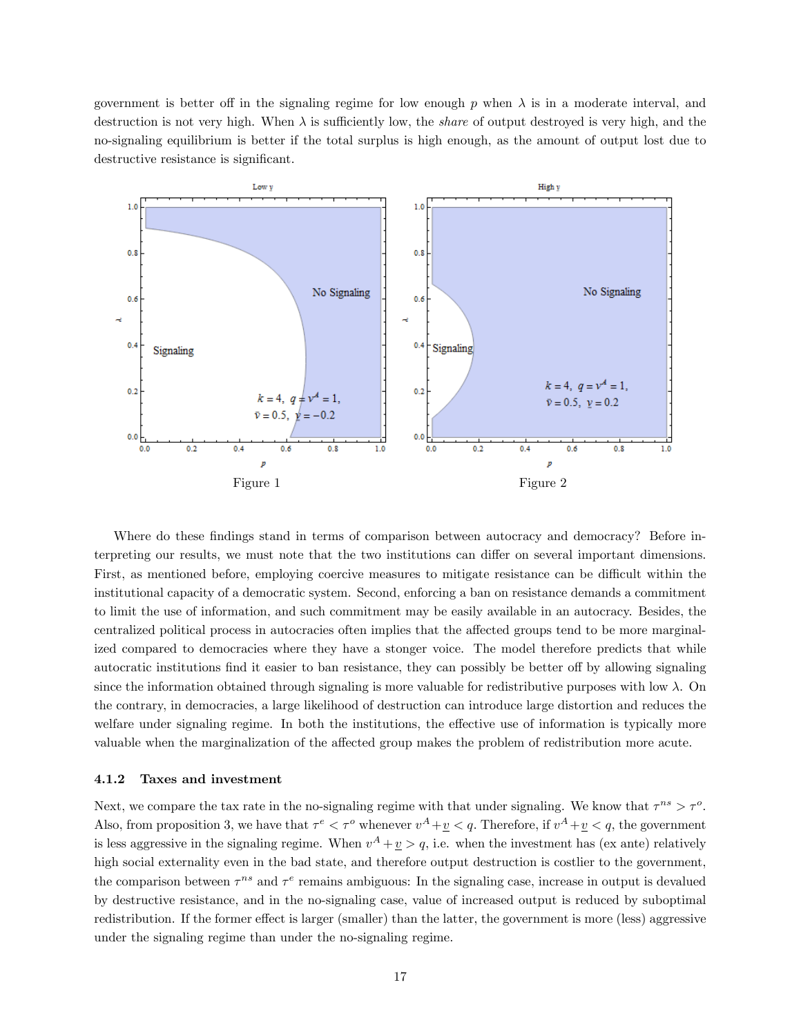government is better off in the signaling regime for low enough $p$ when $\lambda$ is in a moderate interval, and destruction is not very high. When $\lambda$ is sufficiently low, the *share* of output destroyed is very high, and the no-signaling equilibrium is better if the total surplus is high enough, as the amount of output lost due to destructive resistance is significant.

Figure 1

Figure 2

Where do these findings stand in terms of comparison between autocracy and democracy? Before interpreting our results, we must note that the two institutions can differ on several important dimensions. First, as mentioned before, employing coercive measures to mitigate resistance can be difficult within the institutional capacity of a democratic system. Second, enforcing a ban on resistance demands a commitment to limit the use of information, and such commitment may be easily available in an autocracy. Besides, the centralized political process in autocracies often implies that the affected groups tend to be more marginalized compared to democracies where they have a stonger voice. The model therefore predicts that while autocratic institutions find it easier to ban resistance, they can possibly be better off by allowing signaling since the information obtained through signaling is more valuable for redistributive purposes with low $\lambda$. On the contrary, in democracies, a large likelihood of destruction can introduce large distortion and reduces the welfare under signaling regime. In both the institutions, the effective use of information is typically more valuable when the marginalization of the affected group makes the problem of redistribution more acute.

### 4.1.2 Taxes and investment

Next, we compare the tax rate in the no-signaling regime with that under signaling. We know that $\tau^{ns} > \tau^{o}$. Also, from proposition 3, we have that $\tau^{e} < \tau^{o}$ whenever $v^{A} + \underline{v} < q$. Therefore, if $v^{A} + \underline{v} < q$, the government is less aggressive in the signaling regime. When $v^{A} + \underline{v} > q$, i.e. when the investment has (ex ante) relatively high social externality even in the bad state, and therefore output destruction is costlier to the government, the comparison between $\tau^{ns}$ and $\tau^{e}$ remains ambiguous: In the signaling case, increase in output is devalued by destructive resistance, and in the no-signaling case, value of increased output is reduced by suboptimal redistribution. If the former effect is larger (smaller) than the latter, the government is more (less) aggressive under the signaling regime than under the no-signaling regime.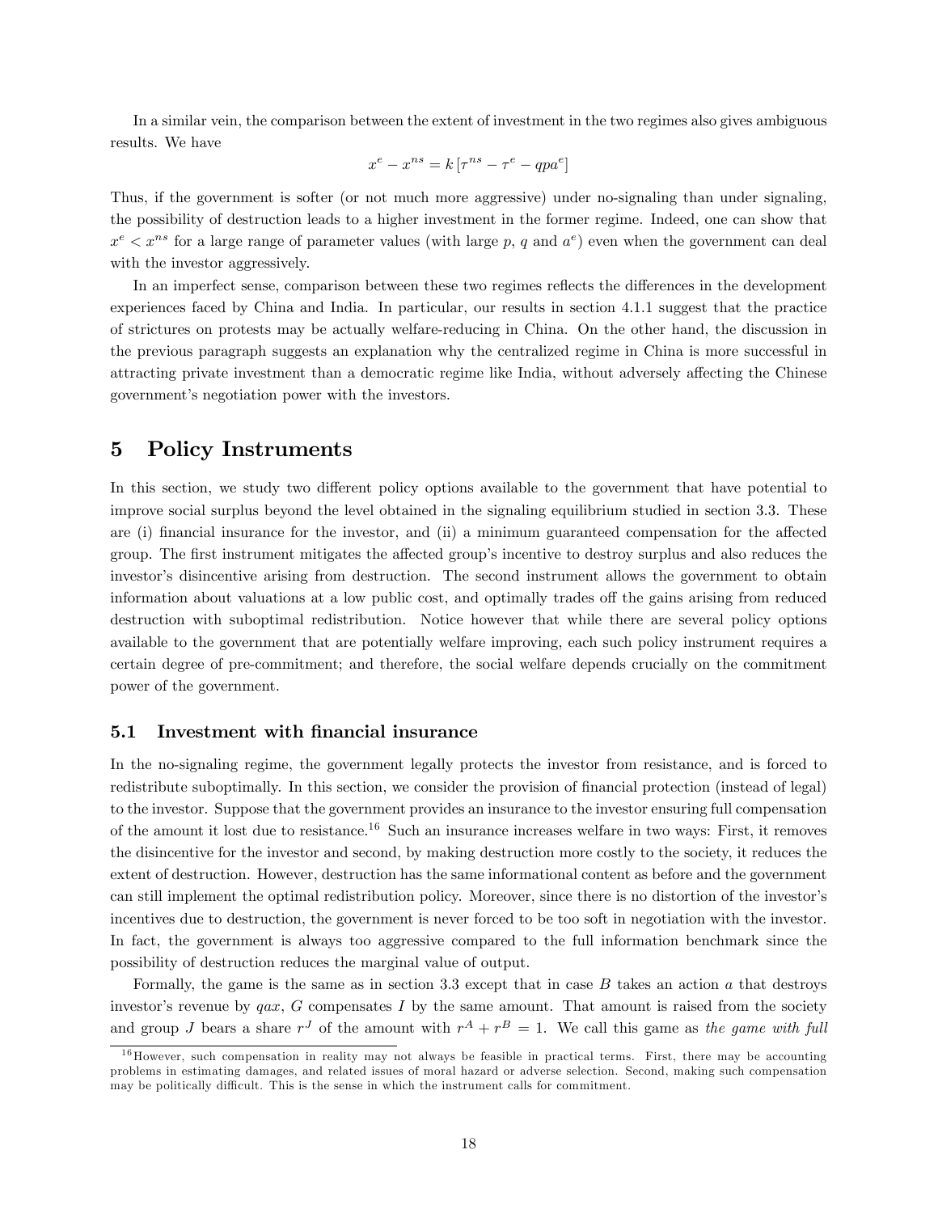In a similar vein, the comparison between the extent of investment in the two regimes also gives ambiguous results. We have

$$x^e - x^{ns} = k\left[\tau^{ns} - \tau^e - qpa^e\right]$$

Thus, if the government is softer (or not much more aggressive) under no-signaling than under signaling, the possibility of destruction leads to a higher investment in the former regime. Indeed, one can show that $x^e < x^{ns}$ for a large range of parameter values (with large $p$, $q$ and $a^e$) even when the government can deal with the investor aggressively.

In an imperfect sense, comparison between these two regimes reflects the differences in the development experiences faced by China and India. In particular, our results in section 4.1.1 suggest that the practice of strictures on protests may be actually welfare-reducing in China. On the other hand, the discussion in the previous paragraph suggests an explanation why the centralized regime in China is more successful in attracting private investment than a democratic regime like India, without adversely affecting the Chinese government's negotiation power with the investors.

# 5 Policy Instruments

In this section, we study two different policy options available to the government that have potential to improve social surplus beyond the level obtained in the signaling equilibrium studied in section 3.3. These are (i) financial insurance for the investor, and (ii) a minimum guaranteed compensation for the affected group. The first instrument mitigates the affected group's incentive to destroy surplus and also reduces the investor's disincentive arising from destruction. The second instrument allows the government to obtain information about valuations at a low public cost, and optimally trades off the gains arising from reduced destruction with suboptimal redistribution. Notice however that while there are several policy options available to the government that are potentially welfare improving, each such policy instrument requires a certain degree of pre-commitment; and therefore, the social welfare depends crucially on the commitment power of the government.

## 5.1 Investment with financial insurance

In the no-signaling regime, the government legally protects the investor from resistance, and is forced to redistribute suboptimally. In this section, we consider the provision of financial protection (instead of legal) to the investor. Suppose that the government provides an insurance to the investor ensuring full compensation of the amount it lost due to resistance.[16] Such an insurance increases welfare in two ways: First, it removes the disincentive for the investor and second, by making destruction more costly to the society, it reduces the extent of destruction. However, destruction has the same informational content as before and the government can still implement the optimal redistribution policy. Moreover, since there is no distortion of the investor's incentives due to destruction, the government is never forced to be too soft in negotiation with the investor. In fact, the government is always too aggressive compared to the full information benchmark since the possibility of destruction reduces the marginal value of output.

Formally, the game is the same as in section 3.3 except that in case $B$ takes an action $a$ that destroys investor's revenue by $qax$, $G$ compensates $I$ by the same amount. That amount is raised from the society and group $J$ bears a share $r^J$ of the amount with $r^A + r^B = 1$. We call this game as *the game with full*

[16] However, such compensation in reality may not always be feasible in practical terms. First, there may be accounting problems in estimating damages, and related issues of moral hazard or adverse selection. Second, making such compensation may be politically difficult. This is the sense in which the instrument calls for commitment.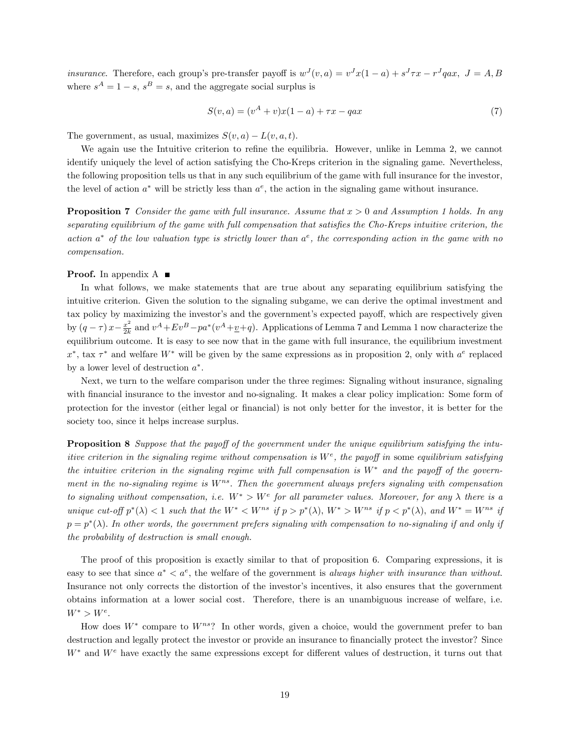*insurance*. Therefore, each group's pre-transfer payoff is $w^J(v,a) = v^J x(1-a) + s^J \tau x - r^J qax,\ J = A, B$ where $s^A = 1-s$, $s^B = s$, and the aggregate social surplus is

$$S(v,a) = (v^A + v)x(1-a) + \tau x - qax \tag{7}$$

The government, as usual, maximizes $S(v,a) - L(v,a,t)$.

We again use the Intuitive criterion to refine the equilibria. However, unlike in Lemma 2, we cannot identify uniquely the level of action satisfying the Cho-Kreps criterion in the signaling game. Nevertheless, the following proposition tells us that in any such equilibrium of the game with full insurance for the investor, the level of action $a^*$ will be strictly less than $a^e$, the action in the signaling game without insurance.

**Proposition 7** *Consider the game with full insurance. Assume that $x > 0$ and Assumption 1 holds. In any separating equilibrium of the game with full compensation that satisfies the Cho-Kreps intuitive criterion, the action $a^*$ of the low valuation type is strictly lower than $a^e$, the corresponding action in the game with no compensation.*

**Proof.** In appendix A ■

In what follows, we make statements that are true about any separating equilibrium satisfying the intuitive criterion. Given the solution to the signaling subgame, we can derive the optimal investment and tax policy by maximizing the investor's and the government's expected payoff, which are respectively given by $(q-\tau)\, x - \frac{x^2}{2k}$ and $v^A + Ev^B - pa^*(v^A + \underline{v} + q)$. Applications of Lemma 7 and Lemma 1 now characterize the equilibrium outcome. It is easy to see now that in the game with full insurance, the equilibrium investment $x^*$, tax $\tau^*$ and welfare $W^*$ will be given by the same expressions as in proposition 2, only with $a^e$ replaced by a lower level of destruction $a^*$.

Next, we turn to the welfare comparison under the three regimes: Signaling without insurance, signaling with financial insurance to the investor and no-signaling. It makes a clear policy implication: Some form of protection for the investor (either legal or financial) is not only better for the investor, it is better for the society too, since it helps increase surplus.

**Proposition 8** *Suppose that the payoff of the government under the unique equilibrium satisfying the intuitive criterion in the signaling regime without compensation is $W^e$, the payoff in* some *equilibrium satisfying the intuitive criterion in the signaling regime with full compensation is $W^*$ and the payoff of the government in the no-signaling regime is $W^{ns}$. Then the government always prefers signaling with compensation to signaling without compensation, i.e. $W^* > W^e$ for all parameter values. Moreover, for any $\lambda$ there is a unique cut-off $p^*(\lambda) < 1$ such that the $W^* < W^{ns}$ if $p > p^*(\lambda)$, $W^* > W^{ns}$ if $p < p^*(\lambda)$, and $W^* = W^{ns}$ if $p = p^*(\lambda)$. In other words, the government prefers signaling with compensation to no-signaling if and only if the probability of destruction is small enough.*

The proof of this proposition is exactly similar to that of proposition 6. Comparing expressions, it is easy to see that since $a^* < a^e$, the welfare of the government is *always higher with insurance than without*. Insurance not only corrects the distortion of the investor's incentives, it also ensures that the government obtains information at a lower social cost. Therefore, there is an unambiguous increase of welfare, i.e. $W^* > W^e$.

How does $W^*$ compare to $W^{ns}$? In other words, given a choice, would the government prefer to ban destruction and legally protect the investor or provide an insurance to financially protect the investor? Since $W^*$ and $W^e$ have exactly the same expressions except for different values of destruction, it turns out that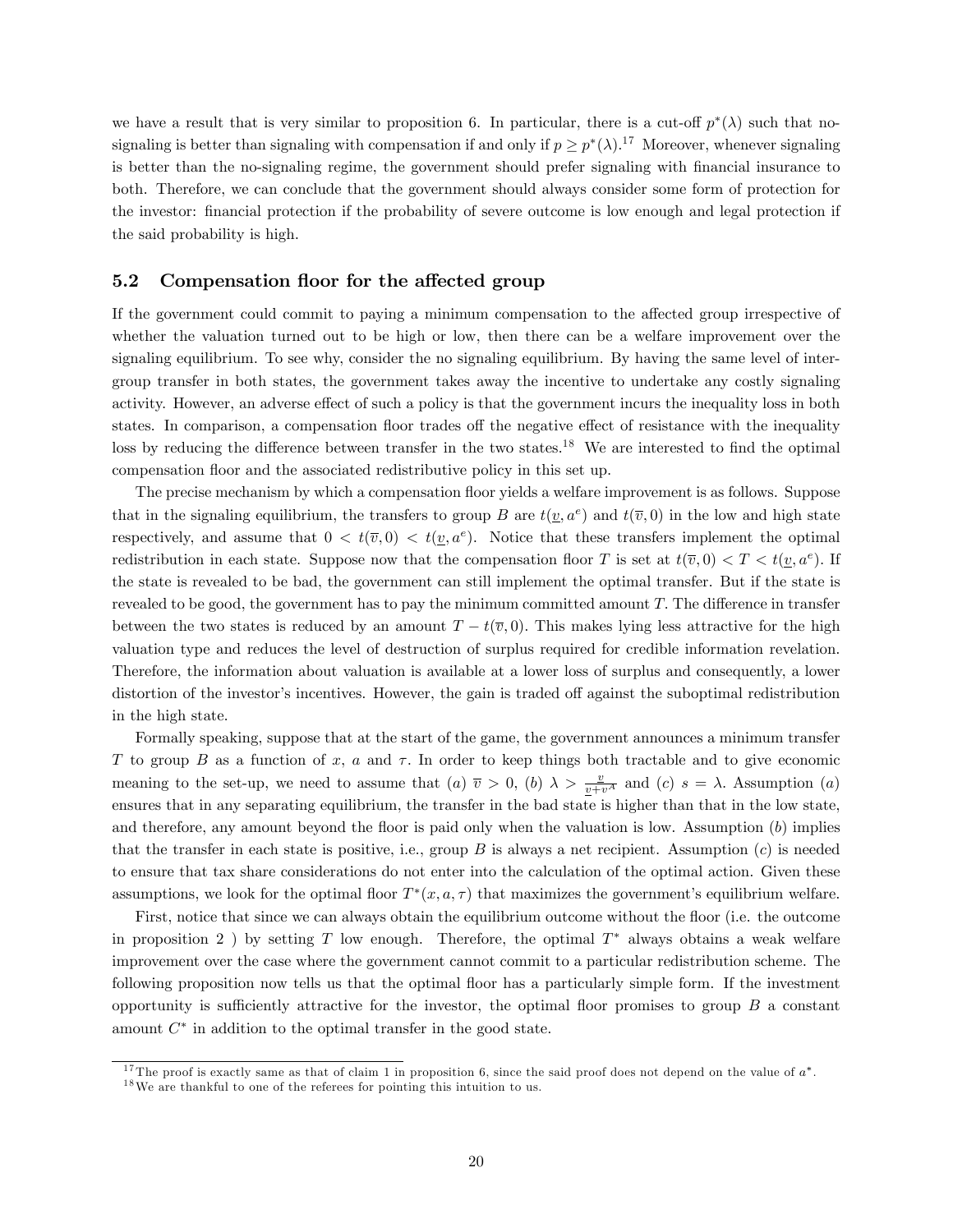we have a result that is very similar to proposition 6. In particular, there is a cut-off $p^*(\lambda)$ such that no-signaling is better than signaling with compensation if and only if $p \geq p^*(\lambda)$.[17] Moreover, whenever signaling is better than the no-signaling regime, the government should prefer signaling with financial insurance to both. Therefore, we can conclude that the government should always consider some form of protection for the investor: financial protection if the probability of severe outcome is low enough and legal protection if the said probability is high.

## 5.2 Compensation floor for the affected group

If the government could commit to paying a minimum compensation to the affected group irrespective of whether the valuation turned out to be high or low, then there can be a welfare improvement over the signaling equilibrium. To see why, consider the no signaling equilibrium. By having the same level of inter-group transfer in both states, the government takes away the incentive to undertake any costly signaling activity. However, an adverse effect of such a policy is that the government incurs the inequality loss in both states. In comparison, a compensation floor trades off the negative effect of resistance with the inequality loss by reducing the difference between transfer in the two states.[18] We are interested to find the optimal compensation floor and the associated redistributive policy in this set up.

The precise mechanism by which a compensation floor yields a welfare improvement is as follows. Suppose that in the signaling equilibrium, the transfers to group $B$ are $t(\underline{v}, a^e)$ and $t(\overline{v}, 0)$ in the low and high state respectively, and assume that $0 < t(\overline{v}, 0) < t(\underline{v}, a^e)$. Notice that these transfers implement the optimal redistribution in each state. Suppose now that the compensation floor $T$ is set at $t(\overline{v}, 0) < T < t(\underline{v}, a^e)$. If the state is revealed to be bad, the government can still implement the optimal transfer. But if the state is revealed to be good, the government has to pay the minimum committed amount $T$. The difference in transfer between the two states is reduced by an amount $T - t(\overline{v}, 0)$. This makes lying less attractive for the high valuation type and reduces the level of destruction of surplus required for credible information revelation. Therefore, the information about valuation is available at a lower loss of surplus and consequently, a lower distortion of the investor's incentives. However, the gain is traded off against the suboptimal redistribution in the high state.

Formally speaking, suppose that at the start of the game, the government announces a minimum transfer $T$ to group $B$ as a function of $x$, $a$ and $\tau$. In order to keep things both tractable and to give economic meaning to the set-up, we need to assume that (*a*) $\overline{v} > 0$, (*b*) $\lambda > \frac{\underline{v}}{\underline{v}+v^A}$ and (*c*) $s = \lambda$. Assumption (*a*) ensures that in any separating equilibrium, the transfer in the bad state is higher than that in the low state, and therefore, any amount beyond the floor is paid only when the valuation is low. Assumption (*b*) implies that the transfer in each state is positive, i.e., group $B$ is always a net recipient. Assumption (*c*) is needed to ensure that tax share considerations do not enter into the calculation of the optimal action. Given these assumptions, we look for the optimal floor $T^*(x, a, \tau)$ that maximizes the government's equilibrium welfare.

First, notice that since we can always obtain the equilibrium outcome without the floor (i.e. the outcome in proposition 2 ) by setting $T$ low enough. Therefore, the optimal $T^*$ always obtains a weak welfare improvement over the case where the government cannot commit to a particular redistribution scheme. The following proposition now tells us that the optimal floor has a particularly simple form. If the investment opportunity is sufficiently attractive for the investor, the optimal floor promises to group $B$ a constant amount $C^*$ in addition to the optimal transfer in the good state.

[17] The proof is exactly same as that of claim 1 in proposition 6, since the said proof does not depend on the value of $a^*$.

[18] We are thankful to one of the referees for pointing this intuition to us.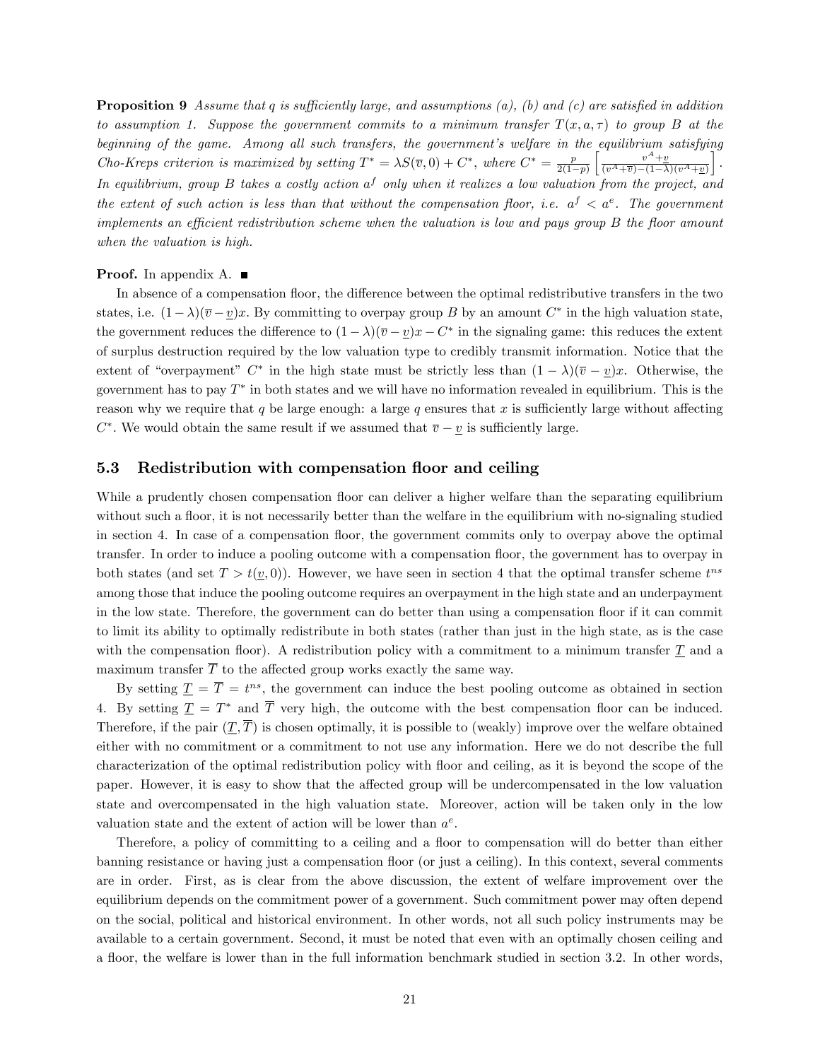**Proposition 9** *Assume that $q$ is sufficiently large, and assumptions (a), (b) and (c) are satisfied in addition to assumption 1. Suppose the government commits to a minimum transfer $T(x, a, \tau)$ to group $B$ at the beginning of the game. Among all such transfers, the government's welfare in the equilibrium satisfying Cho-Kreps criterion is maximized by setting $T^* = \lambda S(\overline{v}, 0) + C^*$, where $C^* = \frac{p}{2(1-p)}\left[\frac{v^A+\underline{v}}{(v^A+\overline{v})-(1-\lambda)(v^A+\underline{v})}\right]$. In equilibrium, group $B$ takes a costly action $a^f$ only when it realizes a low valuation from the project, and the extent of such action is less than that without the compensation floor, i.e. $a^f < a^e$. The government implements an efficient redistribution scheme when the valuation is low and pays group $B$ the floor amount when the valuation is high.*

**Proof.** In appendix A. ■

In absence of a compensation floor, the difference between the optimal redistributive transfers in the two states, i.e. $(1-\lambda)(\overline{v}-\underline{v})x$. By committing to overpay group $B$ by an amount $C^*$ in the high valuation state, the government reduces the difference to $(1-\lambda)(\overline{v}-\underline{v})x - C^*$ in the signaling game: this reduces the extent of surplus destruction required by the low valuation type to credibly transmit information. Notice that the extent of "overpayment" $C^*$ in the high state must be strictly less than $(1-\lambda)(\overline{v}-\underline{v})x$. Otherwise, the government has to pay $T^*$ in both states and we will have no information revealed in equilibrium. This is the reason why we require that $q$ be large enough: a large $q$ ensures that $x$ is sufficiently large without affecting $C^*$. We would obtain the same result if we assumed that $\overline{v}-\underline{v}$ is sufficiently large.

### 5.3 Redistribution with compensation floor and ceiling

While a prudently chosen compensation floor can deliver a higher welfare than the separating equilibrium without such a floor, it is not necessarily better than the welfare in the equilibrium with no-signaling studied in section 4. In case of a compensation floor, the government commits only to overpay above the optimal transfer. In order to induce a pooling outcome with a compensation floor, the government has to overpay in both states (and set $T > t(\underline{v}, 0)$). However, we have seen in section 4 that the optimal transfer scheme $t^{ns}$ among those that induce the pooling outcome requires an overpayment in the high state and an underpayment in the low state. Therefore, the government can do better than using a compensation floor if it can commit to limit its ability to optimally redistribute in both states (rather than just in the high state, as is the case with the compensation floor). A redistribution policy with a commitment to a minimum transfer $\underline{T}$ and a maximum transfer $\overline{T}$ to the affected group works exactly the same way.

By setting $\underline{T} = \overline{T} = t^{ns}$, the government can induce the best pooling outcome as obtained in section 4. By setting $\underline{T} = T^*$ and $\overline{T}$ very high, the outcome with the best compensation floor can be induced. Therefore, if the pair $(\underline{T}, \overline{T})$ is chosen optimally, it is possible to (weakly) improve over the welfare obtained either with no commitment or a commitment to not use any information. Here we do not describe the full characterization of the optimal redistribution policy with floor and ceiling, as it is beyond the scope of the paper. However, it is easy to show that the affected group will be undercompensated in the low valuation state and overcompensated in the high valuation state. Moreover, action will be taken only in the low valuation state and the extent of action will be lower than $a^e$.

Therefore, a policy of committing to a ceiling and a floor to compensation will do better than either banning resistance or having just a compensation floor (or just a ceiling). In this context, several comments are in order. First, as is clear from the above discussion, the extent of welfare improvement over the equilibrium depends on the commitment power of a government. Such commitment power may often depend on the social, political and historical environment. In other words, not all such policy instruments may be available to a certain government. Second, it must be noted that even with an optimally chosen ceiling and a floor, the welfare is lower than in the full information benchmark studied in section 3.2. In other words,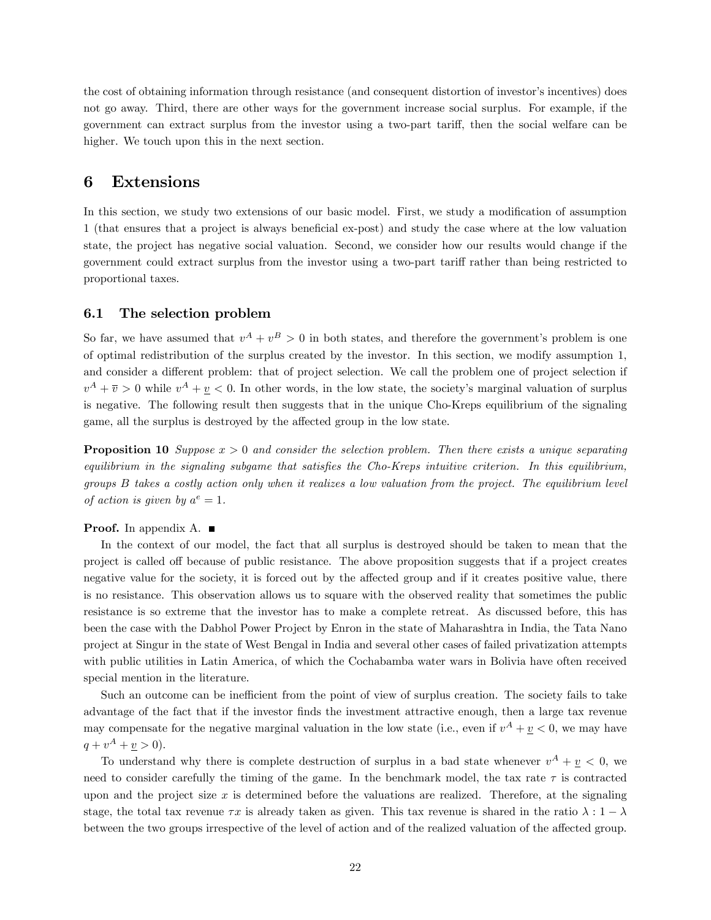the cost of obtaining information through resistance (and consequent distortion of investor's incentives) does not go away. Third, there are other ways for the government increase social surplus. For example, if the government can extract surplus from the investor using a two-part tariff, then the social welfare can be higher. We touch upon this in the next section.

# 6 Extensions

In this section, we study two extensions of our basic model. First, we study a modification of assumption 1 (that ensures that a project is always beneficial ex-post) and study the case where at the low valuation state, the project has negative social valuation. Second, we consider how our results would change if the government could extract surplus from the investor using a two-part tariff rather than being restricted to proportional taxes.

## 6.1 The selection problem

So far, we have assumed that $v^A + v^B > 0$ in both states, and therefore the government's problem is one of optimal redistribution of the surplus created by the investor. In this section, we modify assumption 1, and consider a different problem: that of project selection. We call the problem one of project selection if $v^A + \overline{v} > 0$ while $v^A + \underline{v} < 0$. In other words, in the low state, the society's marginal valuation of surplus is negative. The following result then suggests that in the unique Cho-Kreps equilibrium of the signaling game, all the surplus is destroyed by the affected group in the low state.

**Proposition 10** *Suppose $x > 0$ and consider the selection problem. Then there exists a unique separating equilibrium in the signaling subgame that satisfies the Cho-Kreps intuitive criterion. In this equilibrium, groups B takes a costly action only when it realizes a low valuation from the project. The equilibrium level of action is given by $a^e = 1$.*

**Proof.** In appendix A. ■

In the context of our model, the fact that all surplus is destroyed should be taken to mean that the project is called off because of public resistance. The above proposition suggests that if a project creates negative value for the society, it is forced out by the affected group and if it creates positive value, there is no resistance. This observation allows us to square with the observed reality that sometimes the public resistance is so extreme that the investor has to make a complete retreat. As discussed before, this has been the case with the Dabhol Power Project by Enron in the state of Maharashtra in India, the Tata Nano project at Singur in the state of West Bengal in India and several other cases of failed privatization attempts with public utilities in Latin America, of which the Cochabamba water wars in Bolivia have often received special mention in the literature.

Such an outcome can be inefficient from the point of view of surplus creation. The society fails to take advantage of the fact that if the investor finds the investment attractive enough, then a large tax revenue may compensate for the negative marginal valuation in the low state (i.e., even if $v^A + \underline{v} < 0$, we may have $q + v^A + \underline{v} > 0$).

To understand why there is complete destruction of surplus in a bad state whenever $v^A + \underline{v} < 0$, we need to consider carefully the timing of the game. In the benchmark model, the tax rate $\tau$ is contracted upon and the project size $x$ is determined before the valuations are realized. Therefore, at the signaling stage, the total tax revenue $\tau x$ is already taken as given. This tax revenue is shared in the ratio $\lambda : 1 - \lambda$ between the two groups irrespective of the level of action and of the realized valuation of the affected group.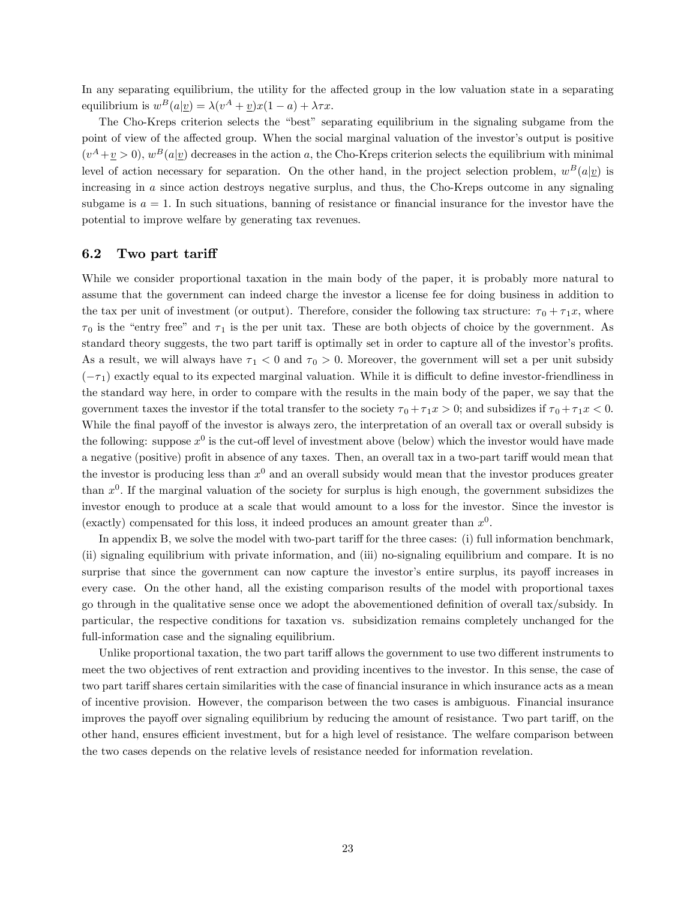In any separating equilibrium, the utility for the affected group in the low valuation state in a separating equilibrium is $w^B(a|\underline{v}) = \lambda(v^A + \underline{v})x(1-a) + \lambda\tau x$.

The Cho-Kreps criterion selects the "best" separating equilibrium in the signaling subgame from the point of view of the affected group. When the social marginal valuation of the investor's output is positive ($v^A + \underline{v} > 0$), $w^B(a|\underline{v})$ decreases in the action $a$, the Cho-Kreps criterion selects the equilibrium with minimal level of action necessary for separation. On the other hand, in the project selection problem, $w^B(a|\underline{v})$ is increasing in $a$ since action destroys negative surplus, and thus, the Cho-Kreps outcome in any signaling subgame is $a = 1$. In such situations, banning of resistance or financial insurance for the investor have the potential to improve welfare by generating tax revenues.

### 6.2 Two part tariff

While we consider proportional taxation in the main body of the paper, it is probably more natural to assume that the government can indeed charge the investor a license fee for doing business in addition to the tax per unit of investment (or output). Therefore, consider the following tax structure: $\tau_0 + \tau_1 x$, where $\tau_0$ is the "entry free" and $\tau_1$ is the per unit tax. These are both objects of choice by the government. As standard theory suggests, the two part tariff is optimally set in order to capture all of the investor's profits. As a result, we will always have $\tau_1 < 0$ and $\tau_0 > 0$. Moreover, the government will set a per unit subsidy $(-\tau_1)$ exactly equal to its expected marginal valuation. While it is difficult to define investor-friendliness in the standard way here, in order to compare with the results in the main body of the paper, we say that the government taxes the investor if the total transfer to the society $\tau_0 + \tau_1 x > 0$; and subsidizes if $\tau_0 + \tau_1 x < 0$. While the final payoff of the investor is always zero, the interpretation of an overall tax or overall subsidy is the following: suppose $x^0$ is the cut-off level of investment above (below) which the investor would have made a negative (positive) profit in absence of any taxes. Then, an overall tax in a two-part tariff would mean that the investor is producing less than $x^0$ and an overall subsidy would mean that the investor produces greater than $x^0$. If the marginal valuation of the society for surplus is high enough, the government subsidizes the investor enough to produce at a scale that would amount to a loss for the investor. Since the investor is (exactly) compensated for this loss, it indeed produces an amount greater than $x^0$.

In appendix B, we solve the model with two-part tariff for the three cases: (i) full information benchmark, (ii) signaling equilibrium with private information, and (iii) no-signaling equilibrium and compare. It is no surprise that since the government can now capture the investor's entire surplus, its payoff increases in every case. On the other hand, all the existing comparison results of the model with proportional taxes go through in the qualitative sense once we adopt the abovementioned definition of overall tax/subsidy. In particular, the respective conditions for taxation vs. subsidization remains completely unchanged for the full-information case and the signaling equilibrium.

Unlike proportional taxation, the two part tariff allows the government to use two different instruments to meet the two objectives of rent extraction and providing incentives to the investor. In this sense, the case of two part tariff shares certain similarities with the case of financial insurance in which insurance acts as a mean of incentive provision. However, the comparison between the two cases is ambiguous. Financial insurance improves the payoff over signaling equilibrium by reducing the amount of resistance. Two part tariff, on the other hand, ensures efficient investment, but for a high level of resistance. The welfare comparison between the two cases depends on the relative levels of resistance needed for information revelation.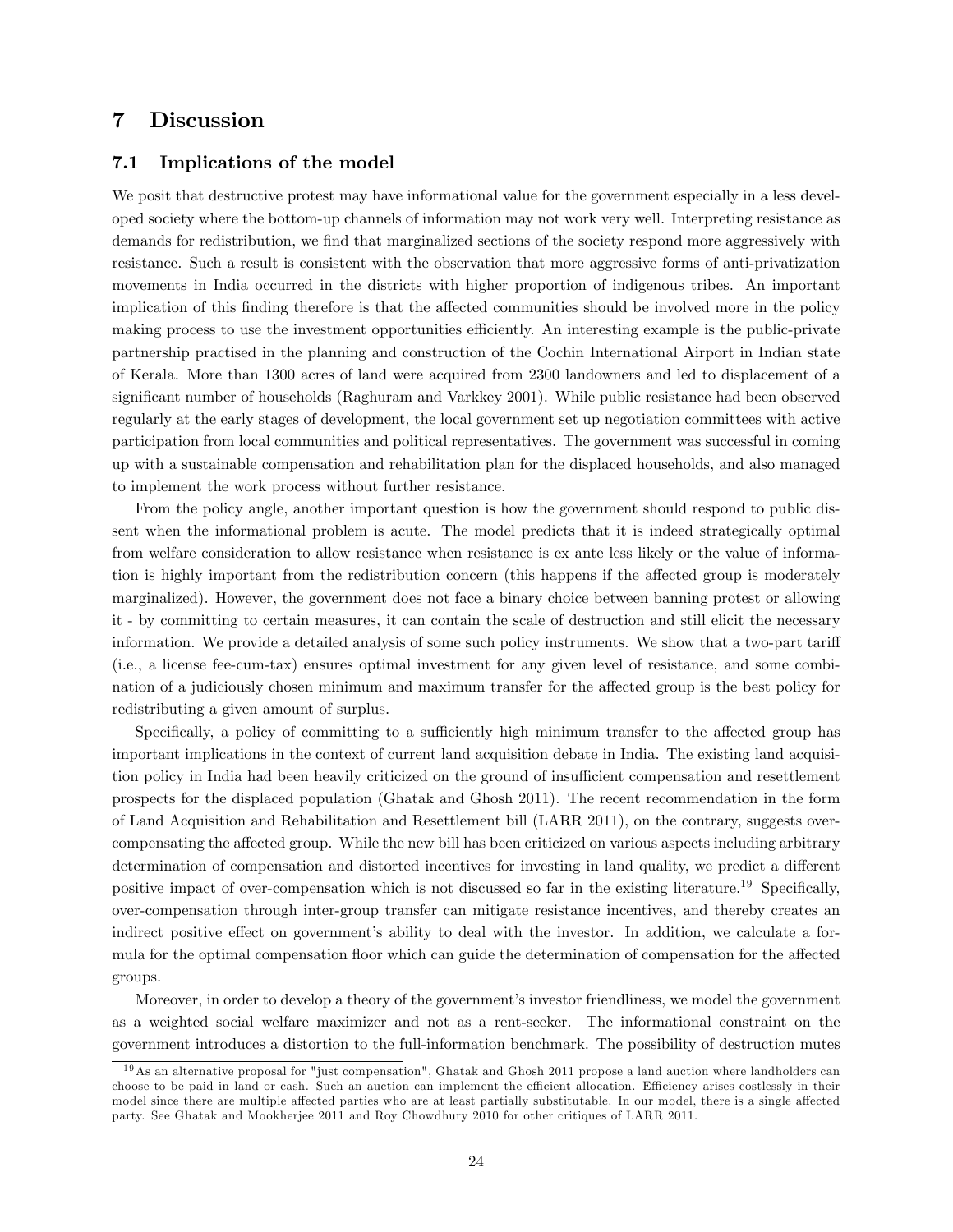# 7 Discussion

## 7.1 Implications of the model

We posit that destructive protest may have informational value for the government especially in a less developed society where the bottom-up channels of information may not work very well. Interpreting resistance as demands for redistribution, we find that marginalized sections of the society respond more aggressively with resistance. Such a result is consistent with the observation that more aggressive forms of anti-privatization movements in India occurred in the districts with higher proportion of indigenous tribes. An important implication of this finding therefore is that the affected communities should be involved more in the policy making process to use the investment opportunities efficiently. An interesting example is the public-private partnership practised in the planning and construction of the Cochin International Airport in Indian state of Kerala. More than 1300 acres of land were acquired from 2300 landowners and led to displacement of a significant number of households (Raghuram and Varkkey 2001). While public resistance had been observed regularly at the early stages of development, the local government set up negotiation committees with active participation from local communities and political representatives. The government was successful in coming up with a sustainable compensation and rehabilitation plan for the displaced households, and also managed to implement the work process without further resistance.

From the policy angle, another important question is how the government should respond to public dissent when the informational problem is acute. The model predicts that it is indeed strategically optimal from welfare consideration to allow resistance when resistance is ex ante less likely or the value of information is highly important from the redistribution concern (this happens if the affected group is moderately marginalized). However, the government does not face a binary choice between banning protest or allowing it - by committing to certain measures, it can contain the scale of destruction and still elicit the necessary information. We provide a detailed analysis of some such policy instruments. We show that a two-part tariff (i.e., a license fee-cum-tax) ensures optimal investment for any given level of resistance, and some combination of a judiciously chosen minimum and maximum transfer for the affected group is the best policy for redistributing a given amount of surplus.

Specifically, a policy of committing to a sufficiently high minimum transfer to the affected group has important implications in the context of current land acquisition debate in India. The existing land acquisition policy in India had been heavily criticized on the ground of insufficient compensation and resettlement prospects for the displaced population (Ghatak and Ghosh 2011). The recent recommendation in the form of Land Acquisition and Rehabilitation and Resettlement bill (LARR 2011), on the contrary, suggests over-compensating the affected group. While the new bill has been criticized on various aspects including arbitrary determination of compensation and distorted incentives for investing in land quality, we predict a different positive impact of over-compensation which is not discussed so far in the existing literature.[19] Specifically, over-compensation through inter-group transfer can mitigate resistance incentives, and thereby creates an indirect positive effect on government's ability to deal with the investor. In addition, we calculate a formula for the optimal compensation floor which can guide the determination of compensation for the affected groups.

Moreover, in order to develop a theory of the government's investor friendliness, we model the government as a weighted social welfare maximizer and not as a rent-seeker. The informational constraint on the government introduces a distortion to the full-information benchmark. The possibility of destruction mutes

[19] As an alternative proposal for "just compensation", Ghatak and Ghosh 2011 propose a land auction where landholders can choose to be paid in land or cash. Such an auction can implement the efficient allocation. Efficiency arises costlessly in their model since there are multiple affected parties who are at least partially substitutable. In our model, there is a single affected party. See Ghatak and Mookherjee 2011 and Roy Chowdhury 2010 for other critiques of LARR 2011.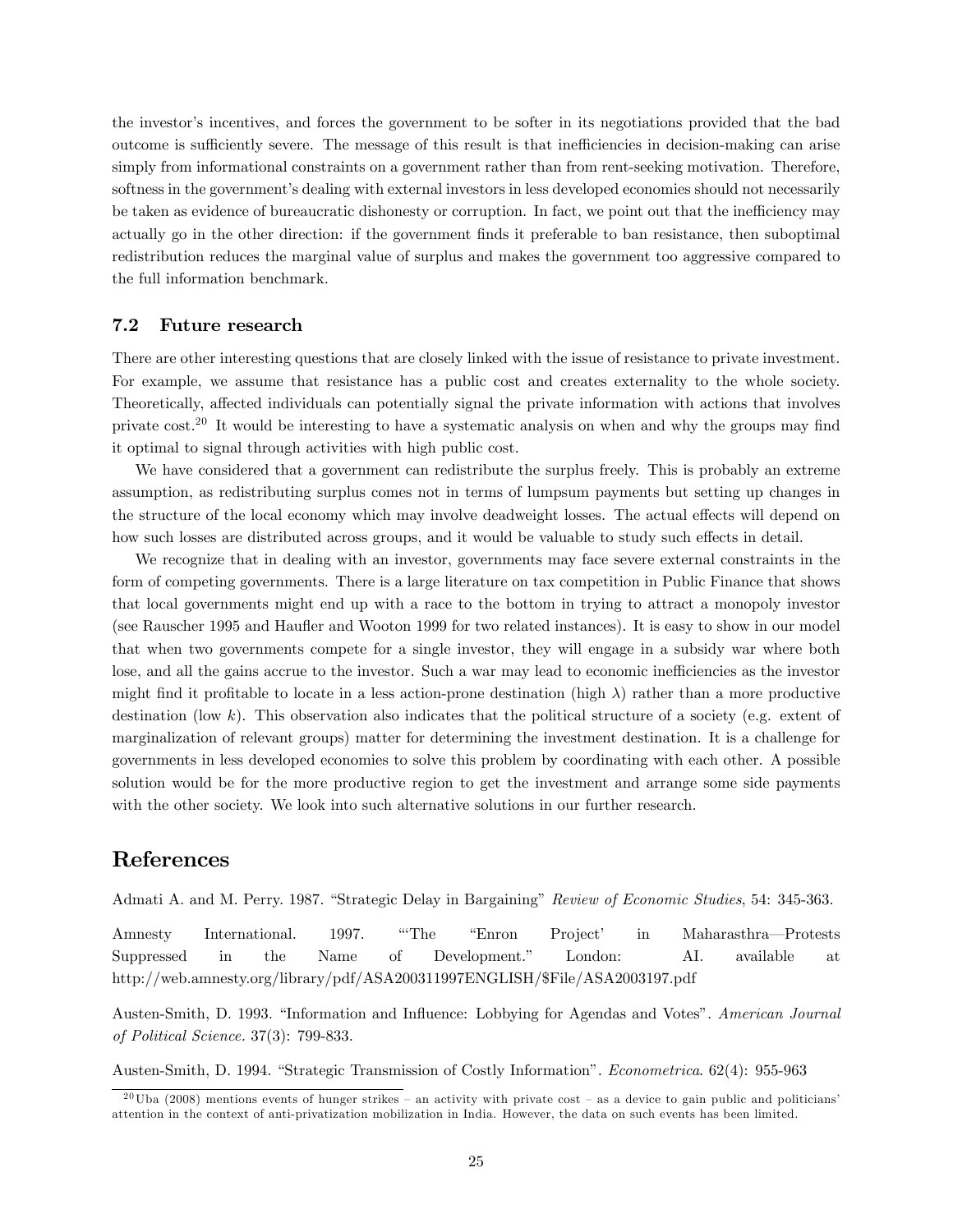the investor's incentives, and forces the government to be softer in its negotiations provided that the bad outcome is sufficiently severe. The message of this result is that inefficiencies in decision-making can arise simply from informational constraints on a government rather than from rent-seeking motivation. Therefore, softness in the government's dealing with external investors in less developed economies should not necessarily be taken as evidence of bureaucratic dishonesty or corruption. In fact, we point out that the inefficiency may actually go in the other direction: if the government finds it preferable to ban resistance, then suboptimal redistribution reduces the marginal value of surplus and makes the government too aggressive compared to the full information benchmark.

### 7.2 Future research

There are other interesting questions that are closely linked with the issue of resistance to private investment. For example, we assume that resistance has a public cost and creates externality to the whole society. Theoretically, affected individuals can potentially signal the private information with actions that involves private cost.[20] It would be interesting to have a systematic analysis on when and why the groups may find it optimal to signal through activities with high public cost.

We have considered that a government can redistribute the surplus freely. This is probably an extreme assumption, as redistributing surplus comes not in terms of lumpsum payments but setting up changes in the structure of the local economy which may involve deadweight losses. The actual effects will depend on how such losses are distributed across groups, and it would be valuable to study such effects in detail.

We recognize that in dealing with an investor, governments may face severe external constraints in the form of competing governments. There is a large literature on tax competition in Public Finance that shows that local governments might end up with a race to the bottom in trying to attract a monopoly investor (see Rauscher 1995 and Haufler and Wooton 1999 for two related instances). It is easy to show in our model that when two governments compete for a single investor, they will engage in a subsidy war where both lose, and all the gains accrue to the investor. Such a war may lead to economic inefficiencies as the investor might find it profitable to locate in a less action-prone destination (high $\lambda$) rather than a more productive destination (low $k$). This observation also indicates that the political structure of a society (e.g. extent of marginalization of relevant groups) matter for determining the investment destination. It is a challenge for governments in less developed economies to solve this problem by coordinating with each other. A possible solution would be for the more productive region to get the investment and arrange some side payments with the other society. We look into such alternative solutions in our further research.

## References

Admati A. and M. Perry. 1987. "Strategic Delay in Bargaining" *Review of Economic Studies*, 54: 345-363.

Amnesty International. 1997. "'The "Enron Project' in Maharasthra—Protests Suppressed in the Name of Development." London: AI. available at http://web.amnesty.org/library/pdf/ASA200311997ENGLISH/$File/ASA2003197.pdf

Austen-Smith, D. 1993. "Information and Influence: Lobbying for Agendas and Votes". *American Journal of Political Science.* 37(3): 799-833.

Austen-Smith, D. 1994. "Strategic Transmission of Costly Information". *Econometrica.* 62(4): 955-963

[20] Uba (2008) mentions events of hunger strikes – an activity with private cost – as a device to gain public and politicians' attention in the context of anti-privatization mobilization in India. However, the data on such events has been limited.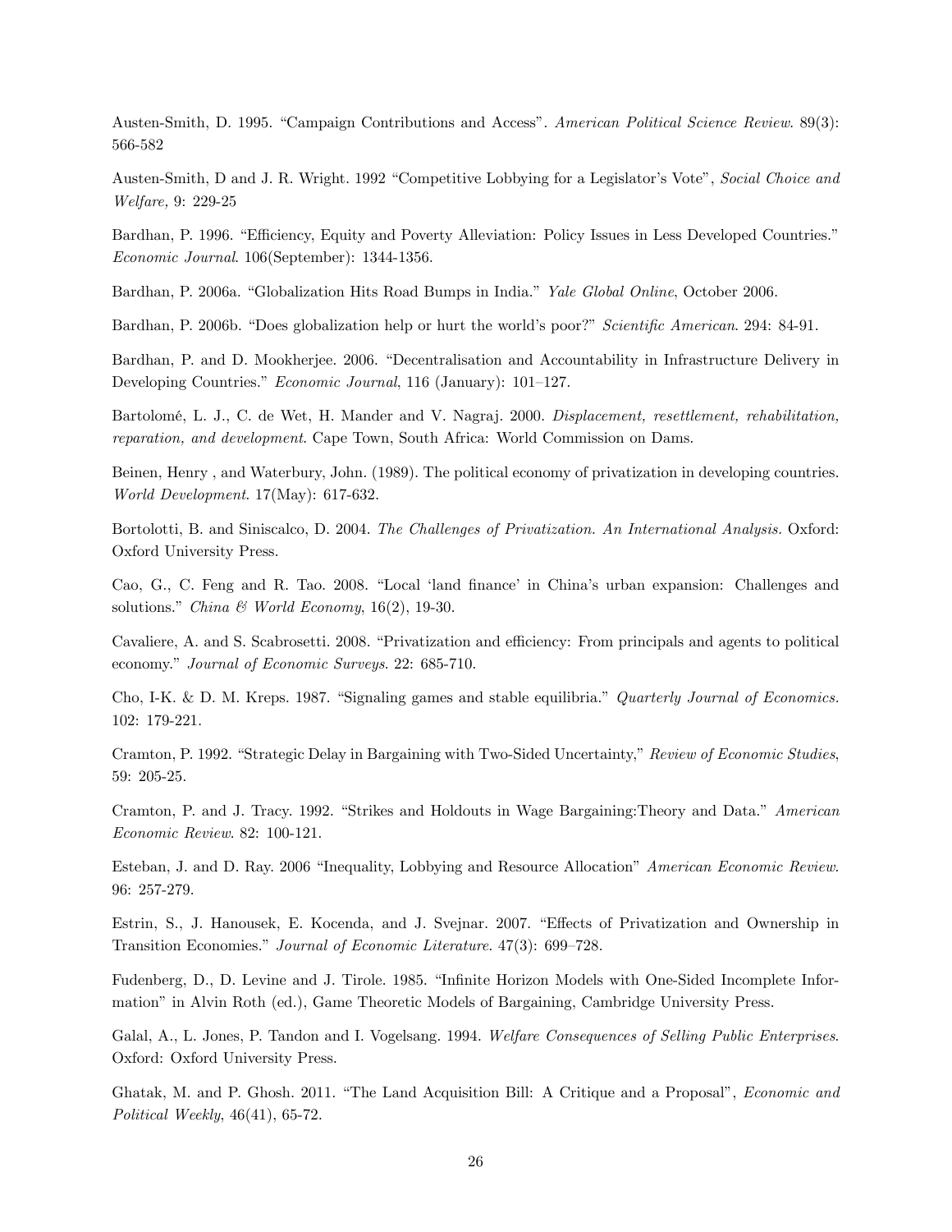Austen-Smith, D. 1995. "Campaign Contributions and Access". *American Political Science Review*. 89(3): 566-582

Austen-Smith, D and J. R. Wright. 1992 "Competitive Lobbying for a Legislator's Vote", *Social Choice and Welfare,* 9: 229-25

Bardhan, P. 1996. "Efficiency, Equity and Poverty Alleviation: Policy Issues in Less Developed Countries." *Economic Journal*. 106(September): 1344-1356.

Bardhan, P. 2006a. "Globalization Hits Road Bumps in India." *Yale Global Online*, October 2006.

Bardhan, P. 2006b. "Does globalization help or hurt the world's poor?" *Scientific American*. 294: 84-91.

Bardhan, P. and D. Mookherjee. 2006. "Decentralisation and Accountability in Infrastructure Delivery in Developing Countries." *Economic Journal*, 116 (January): 101–127.

Bartolomé, L. J., C. de Wet, H. Mander and V. Nagraj. 2000. *Displacement, resettlement, rehabilitation, reparation, and development*. Cape Town, South Africa: World Commission on Dams.

Beinen, Henry , and Waterbury, John. (1989). The political economy of privatization in developing countries. *World Development*. 17(May): 617-632.

Bortolotti, B. and Siniscalco, D. 2004. *The Challenges of Privatization. An International Analysis.* Oxford: Oxford University Press.

Cao, G., C. Feng and R. Tao. 2008. "Local 'land finance' in China's urban expansion: Challenges and solutions." *China & World Economy*, 16(2), 19-30.

Cavaliere, A. and S. Scabrosetti. 2008. "Privatization and efficiency: From principals and agents to political economy." *Journal of Economic Surveys*. 22: 685-710.

Cho, I-K. & D. M. Kreps. 1987. "Signaling games and stable equilibria." *Quarterly Journal of Economics*. 102: 179-221.

Cramton, P. 1992. "Strategic Delay in Bargaining with Two-Sided Uncertainty," *Review of Economic Studies*, 59: 205-25.

Cramton, P. and J. Tracy. 1992. "Strikes and Holdouts in Wage Bargaining:Theory and Data." *American Economic Review*. 82: 100-121.

Esteban, J. and D. Ray. 2006 "Inequality, Lobbying and Resource Allocation" *American Economic Review*. 96: 257-279.

Estrin, S., J. Hanousek, E. Kocenda, and J. Svejnar. 2007. "Effects of Privatization and Ownership in Transition Economies." *Journal of Economic Literature*. 47(3): 699–728.

Fudenberg, D., D. Levine and J. Tirole. 1985. "Infinite Horizon Models with One-Sided Incomplete Information" in Alvin Roth (ed.), Game Theoretic Models of Bargaining, Cambridge University Press.

Galal, A., L. Jones, P. Tandon and I. Vogelsang. 1994. *Welfare Consequences of Selling Public Enterprises*. Oxford: Oxford University Press.

Ghatak, M. and P. Ghosh. 2011. "The Land Acquisition Bill: A Critique and a Proposal", *Economic and Political Weekly*, 46(41), 65-72.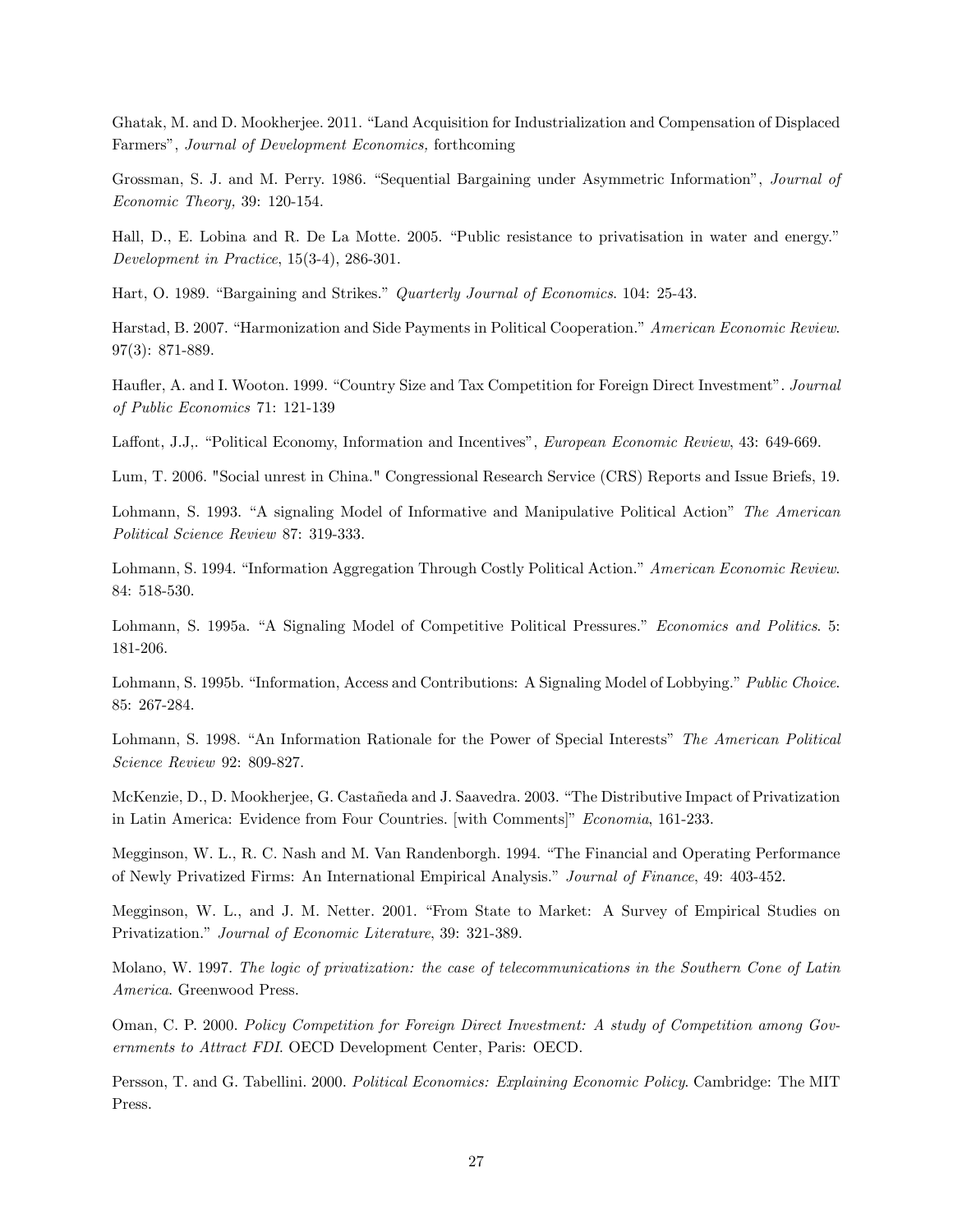Ghatak, M. and D. Mookherjee. 2011. "Land Acquisition for Industrialization and Compensation of Displaced Farmers", *Journal of Development Economics,* forthcoming

Grossman, S. J. and M. Perry. 1986. "Sequential Bargaining under Asymmetric Information", *Journal of Economic Theory,* 39: 120-154.

Hall, D., E. Lobina and R. De La Motte. 2005. "Public resistance to privatisation in water and energy." *Development in Practice*, 15(3-4), 286-301.

Hart, O. 1989. "Bargaining and Strikes." *Quarterly Journal of Economics*. 104: 25-43.

Harstad, B. 2007. "Harmonization and Side Payments in Political Cooperation." *American Economic Review*. 97(3): 871-889.

Haufler, A. and I. Wooton. 1999. "Country Size and Tax Competition for Foreign Direct Investment". *Journal of Public Economics* 71: 121-139

Laffont, J.J,. "Political Economy, Information and Incentives", *European Economic Review*, 43: 649-669.

Lum, T. 2006. "Social unrest in China." Congressional Research Service (CRS) Reports and Issue Briefs, 19.

Lohmann, S. 1993. "A signaling Model of Informative and Manipulative Political Action" *The American Political Science Review* 87: 319-333.

Lohmann, S. 1994. "Information Aggregation Through Costly Political Action." *American Economic Review*. 84: 518-530.

Lohmann, S. 1995a. "A Signaling Model of Competitive Political Pressures." *Economics and Politics*. 5: 181-206.

Lohmann, S. 1995b. "Information, Access and Contributions: A Signaling Model of Lobbying." *Public Choice*. 85: 267-284.

Lohmann, S. 1998. "An Information Rationale for the Power of Special Interests" *The American Political Science Review* 92: 809-827.

McKenzie, D., D. Mookherjee, G. Castañeda and J. Saavedra. 2003. "The Distributive Impact of Privatization in Latin America: Evidence from Four Countries. [with Comments]" *Economia*, 161-233.

Megginson, W. L., R. C. Nash and M. Van Randenborgh. 1994. "The Financial and Operating Performance of Newly Privatized Firms: An International Empirical Analysis." *Journal of Finance*, 49: 403-452.

Megginson, W. L., and J. M. Netter. 2001. "From State to Market: A Survey of Empirical Studies on Privatization." *Journal of Economic Literature*, 39: 321-389.

Molano, W. 1997. *The logic of privatization: the case of telecommunications in the Southern Cone of Latin America*. Greenwood Press.

Oman, C. P. 2000. *Policy Competition for Foreign Direct Investment: A study of Competition among Governments to Attract FDI*. OECD Development Center, Paris: OECD.

Persson, T. and G. Tabellini. 2000. *Political Economics: Explaining Economic Policy*. Cambridge: The MIT Press.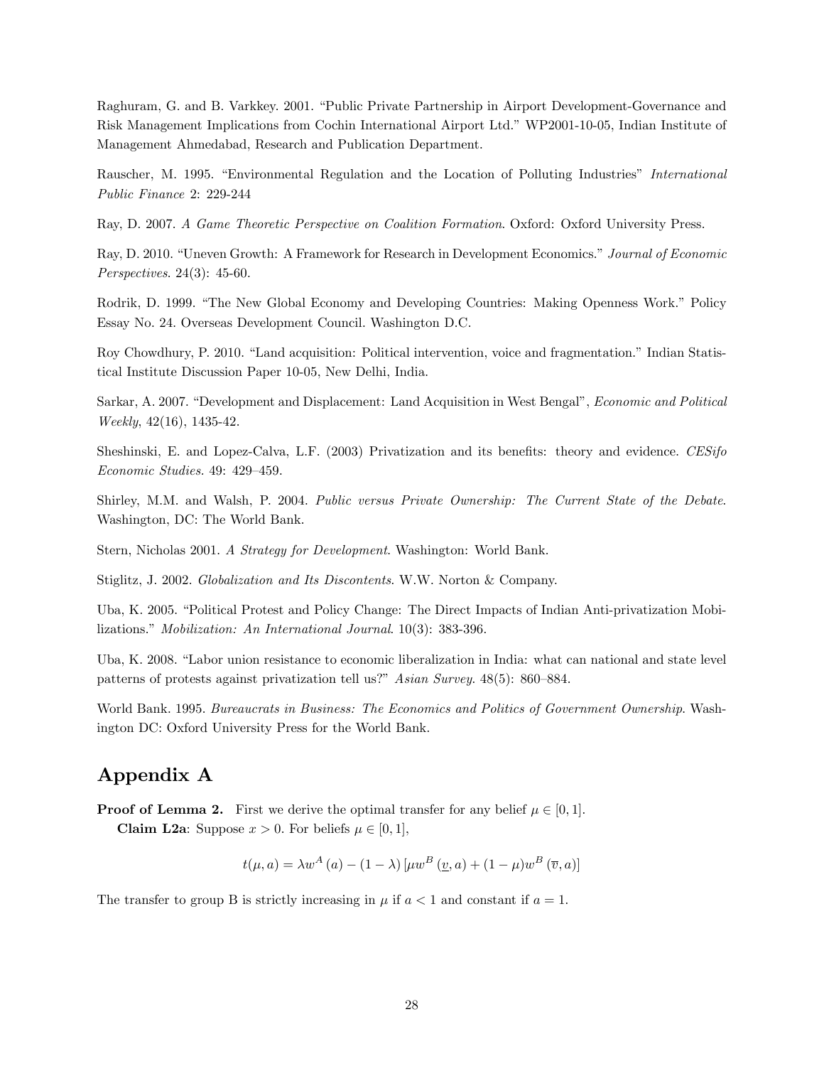Raghuram, G. and B. Varkkey. 2001. "Public Private Partnership in Airport Development-Governance and Risk Management Implications from Cochin International Airport Ltd." WP2001-10-05, Indian Institute of Management Ahmedabad, Research and Publication Department.

Rauscher, M. 1995. "Environmental Regulation and the Location of Polluting Industries" *International Public Finance* 2: 229-244

Ray, D. 2007. *A Game Theoretic Perspective on Coalition Formation*. Oxford: Oxford University Press.

Ray, D. 2010. "Uneven Growth: A Framework for Research in Development Economics." *Journal of Economic Perspectives*. 24(3): 45-60.

Rodrik, D. 1999. "The New Global Economy and Developing Countries: Making Openness Work." Policy Essay No. 24. Overseas Development Council. Washington D.C.

Roy Chowdhury, P. 2010. "Land acquisition: Political intervention, voice and fragmentation." Indian Statistical Institute Discussion Paper 10-05, New Delhi, India.

Sarkar, A. 2007. "Development and Displacement: Land Acquisition in West Bengal", *Economic and Political Weekly*, 42(16), 1435-42.

Sheshinski, E. and Lopez-Calva, L.F. (2003) Privatization and its benefits: theory and evidence. *CESifo Economic Studies.* 49: 429–459.

Shirley, M.M. and Walsh, P. 2004. *Public versus Private Ownership: The Current State of the Debate*. Washington, DC: The World Bank.

Stern, Nicholas 2001. *A Strategy for Development*. Washington: World Bank.

Stiglitz, J. 2002. *Globalization and Its Discontents*. W.W. Norton & Company.

Uba, K. 2005. "Political Protest and Policy Change: The Direct Impacts of Indian Anti-privatization Mobilizations." *Mobilization: An International Journal*. 10(3): 383-396.

Uba, K. 2008. "Labor union resistance to economic liberalization in India: what can national and state level patterns of protests against privatization tell us?" *Asian Survey*. 48(5): 860–884.

World Bank. 1995. *Bureaucrats in Business: The Economics and Politics of Government Ownership*. Washington DC: Oxford University Press for the World Bank.

# Appendix A

**Proof of Lemma 2.** First we derive the optimal transfer for any belief $\mu \in [0, 1]$.

**Claim L2a**: Suppose $x > 0$. For beliefs $\mu \in [0, 1]$,

$$t(\mu, a) = \lambda w^A(a) - (1 - \lambda)\left[\mu w^B(\underline{v}, a) + (1 - \mu) w^B(\overline{v}, a)\right]$$

The transfer to group B is strictly increasing in $\mu$ if $a < 1$ and constant if $a = 1$.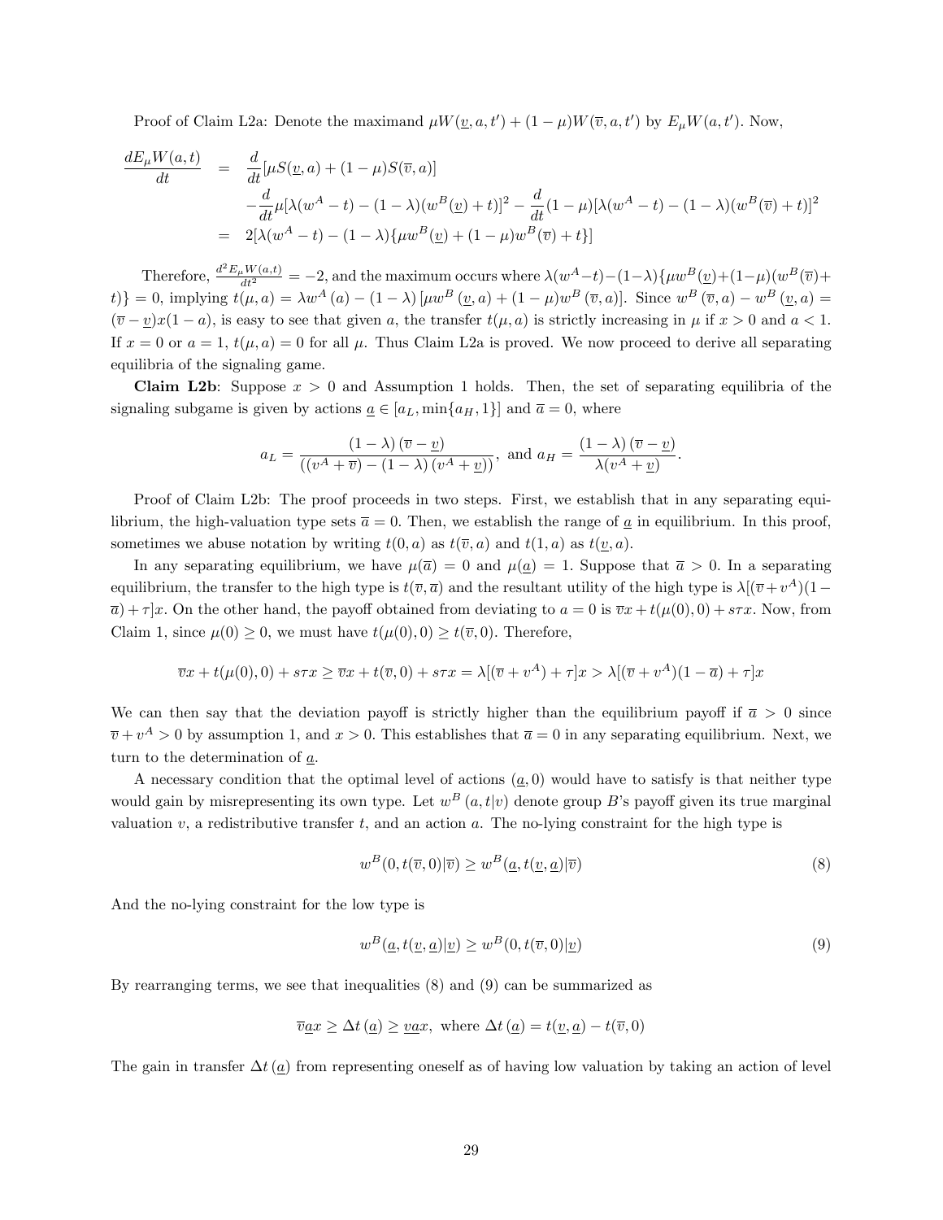Proof of Claim L2a: Denote the maximand $\mu W(\underline{v}, a, t') + (1-\mu)W(\overline{v}, a, t')$ by $E_\mu W(a, t')$. Now,

$$
\begin{aligned}
\frac{dE_\mu W(a,t)}{dt} &= \frac{d}{dt}[\mu S(\underline{v}, a) + (1-\mu)S(\overline{v}, a)] \\
&\quad - \frac{d}{dt}\mu[\lambda(w^A - t) - (1-\lambda)(w^B(\underline{v}) + t)]^2 - \frac{d}{dt}(1-\mu)[\lambda(w^A - t) - (1-\lambda)(w^B(\overline{v}) + t)]^2 \\
&= 2[\lambda(w^A - t) - (1-\lambda)\{\mu w^B(\underline{v}) + (1-\mu)w^B(\overline{v}) + t\}]
\end{aligned}
$$

Therefore, $\frac{d^2 E_\mu W(a,t)}{dt^2} = -2$, and the maximum occurs where $\lambda(w^A - t) - (1-\lambda)\{\mu w^B(\underline{v}) + (1-\mu)(w^B(\overline{v}) + t)\} = 0$, implying $t(\mu, a) = \lambda w^A(a) - (1-\lambda)[\mu w^B(\underline{v}, a) + (1-\mu)w^B(\overline{v}, a)]$. Since $w^B(\overline{v}, a) - w^B(\underline{v}, a) = (\overline{v} - \underline{v})x(1-a)$, is easy to see that given $a$, the transfer $t(\mu, a)$ is strictly increasing in $\mu$ if $x > 0$ and $a < 1$. If $x = 0$ or $a = 1$, $t(\mu, a) = 0$ for all $\mu$. Thus Claim L2a is proved. We now proceed to derive all separating equilibria of the signaling game.

**Claim L2b**: Suppose $x > 0$ and Assumption 1 holds. Then, the set of separating equilibria of the signaling subgame is given by actions $\underline{a} \in [a_L, \min\{a_H, 1\}]$ and $\overline{a} = 0$, where

$$
a_L = \frac{(1-\lambda)(\overline{v} - \underline{v})}{((v^A + \overline{v}) - (1-\lambda)(v^A + \underline{v}))}, \text{ and } a_H = \frac{(1-\lambda)(\overline{v} - \underline{v})}{\lambda(v^A + \underline{v})}.
$$

Proof of Claim L2b: The proof proceeds in two steps. First, we establish that in any separating equilibrium, the high-valuation type sets $\overline{a} = 0$. Then, we establish the range of $\underline{a}$ in equilibrium. In this proof, sometimes we abuse notation by writing $t(0, a)$ as $t(\overline{v}, a)$ and $t(1, a)$ as $t(\underline{v}, a)$.

In any separating equilibrium, we have $\mu(\overline{a}) = 0$ and $\mu(\underline{a}) = 1$. Suppose that $\overline{a} > 0$. In a separating equilibrium, the transfer to the high type is $t(\overline{v}, \overline{a})$ and the resultant utility of the high type is $\lambda[(\overline{v} + v^A)(1 - \overline{a}) + \tau]x$. On the other hand, the payoff obtained from deviating to $a = 0$ is $\overline{v}x + t(\mu(0), 0) + s\tau x$. Now, from Claim 1, since $\mu(0) \geq 0$, we must have $t(\mu(0), 0) \geq t(\overline{v}, 0)$. Therefore,

$$
\overline{v}x + t(\mu(0), 0) + s\tau x \geq \overline{v}x + t(\overline{v}, 0) + s\tau x = \lambda[(\overline{v} + v^A) + \tau]x > \lambda[(\overline{v} + v^A)(1 - \overline{a}) + \tau]x
$$

We can then say that the deviation payoff is strictly higher than the equilibrium payoff if $\overline{a} > 0$ since $\overline{v} + v^A > 0$ by assumption 1, and $x > 0$. This establishes that $\overline{a} = 0$ in any separating equilibrium. Next, we turn to the determination of $\underline{a}$.

A necessary condition that the optimal level of actions $(\underline{a}, 0)$ would have to satisfy is that neither type would gain by misrepresenting its own type. Let $w^B(a, t|v)$ denote group $B$'s payoff given its true marginal valuation $v$, a redistributive transfer $t$, and an action $a$. The no-lying constraint for the high type is

$$
w^B(0, t(\overline{v}, 0)|\overline{v}) \geq w^B(\underline{a}, t(\underline{v}, \underline{a})|\overline{v}) \tag{8}
$$

And the no-lying constraint for the low type is

$$
w^B(\underline{a}, t(\underline{v}, \underline{a})|\underline{v}) \geq w^B(0, t(\overline{v}, 0)|\underline{v}) \tag{9}
$$

By rearranging terms, we see that inequalities (8) and (9) can be summarized as

$$
\overline{v}\underline{a}x \geq \Delta t(\underline{a}) \geq \underline{v}\underline{a}x, \text{ where } \Delta t(\underline{a}) = t(\underline{v}, \underline{a}) - t(\overline{v}, 0)
$$

The gain in transfer $\Delta t(\underline{a})$ from representing oneself as of having low valuation by taking an action of level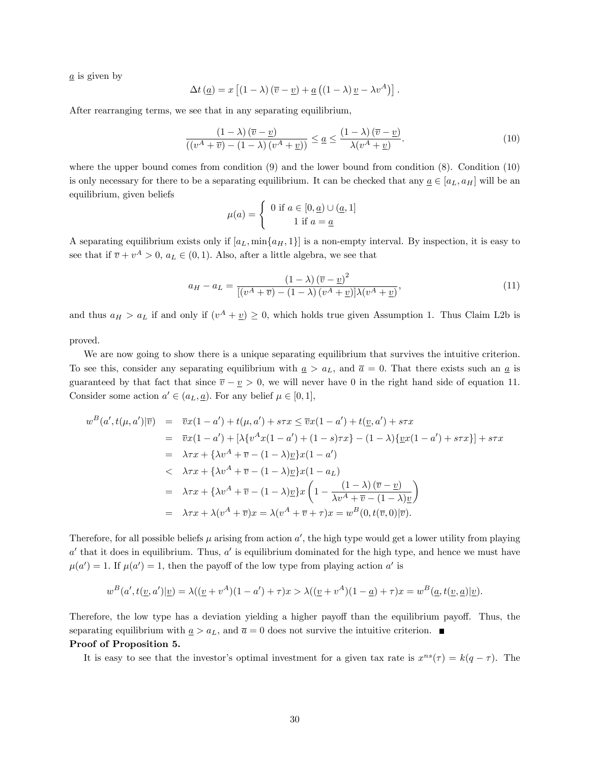$\underline{a}$ is given by

$$\Delta t\left(\underline{a}\right) = x\left[\left(1-\lambda\right)\left(\overline{v}-\underline{v}\right)+\underline{a}\left(\left(1-\lambda\right)\underline{v}-\lambda v^{A}\right)\right].$$

After rearranging terms, we see that in any separating equilibrium,

$$\frac{\left(1-\lambda\right)\left(\overline{v}-\underline{v}\right)}{\left(\left(v^{A}+\overline{v}\right)-\left(1-\lambda\right)\left(v^{A}+\underline{v}\right)\right)} \leq \underline{a} \leq \frac{\left(1-\lambda\right)\left(\overline{v}-\underline{v}\right)}{\lambda(v^{A}+\underline{v})}. \tag{10}$$

where the upper bound comes from condition (9) and the lower bound from condition (8). Condition (10) is only necessary for there to be a separating equilibrium. It can be checked that any $\underline{a} \in [a_L, a_H]$ will be an equilibrium, given beliefs

$$\mu(a) = \begin{cases} 0 \text{ if } a \in [0,\underline{a}) \cup (\underline{a}, 1] \\ 1 \text{ if } a = \underline{a} \end{cases}$$

A separating equilibrium exists only if $[a_L, \min\{a_H, 1\}]$ is a non-empty interval. By inspection, it is easy to see that if $\overline{v} + v^A > 0$, $a_L \in (0,1)$. Also, after a little algebra, we see that

$$a_H - a_L = \frac{\left(1-\lambda\right)\left(\overline{v}-\underline{v}\right)^2}{[(v^A+\overline{v})-(1-\lambda)\left(v^A+\underline{v}\right)]\lambda(v^A+\underline{v})}, \tag{11}$$

and thus $a_H > a_L$ if and only if $(v^A + \underline{v}) \geq 0$, which holds true given Assumption 1. Thus Claim L2b is proved.

We are now going to show there is a unique separating equilibrium that survives the intuitive criterion. To see this, consider any separating equilibrium with $\underline{a} > a_L$, and $\overline{a} = 0$. That there exists such an $\underline{a}$ is guaranteed by that fact that since $\overline{v} - \underline{v} > 0$, we will never have 0 in the right hand side of equation 11. Consider some action $a' \in (a_L, \underline{a})$. For any belief $\mu \in [0,1]$,

$$\begin{aligned}
w^B(a', t(\mu, a')|\overline{v}) &= \overline{v}x(1-a') + t(\mu, a') + s\tau x \leq \overline{v}x(1-a') + t(\underline{v}, a') + s\tau x \\
&= \overline{v}x(1-a') + [\lambda\{v^A x(1-a') + (1-s)\tau x\} - (1-\lambda)\{\underline{v}x(1-a') + s\tau x\}] + s\tau x \\
&= \lambda\tau x + \{\lambda v^A + \overline{v} - (1-\lambda)\underline{v}\}x(1-a') \\
&< \lambda\tau x + \{\lambda v^A + \overline{v} - (1-\lambda)\underline{v}\}x(1-a_L) \\
&= \lambda\tau x + \{\lambda v^A + \overline{v} - (1-\lambda)\underline{v}\}x\left(1 - \frac{(1-\lambda)\left(\overline{v}-\underline{v}\right)}{\lambda v^A + \overline{v} - (1-\lambda)\underline{v}}\right) \\
&= \lambda\tau x + \lambda(v^A + \overline{v})x = \lambda(v^A + \overline{v} + \tau)x = w^B(0, t(\overline{v}, 0)|\overline{v}).
\end{aligned}$$

Therefore, for all possible beliefs $\mu$ arising from action $a'$, the high type would get a lower utility from playing $a'$ that it does in equilibrium. Thus, $a'$ is equilibrium dominated for the high type, and hence we must have $\mu(a') = 1$. If $\mu(a') = 1$, then the payoff of the low type from playing action $a'$ is

$$w^B(a', t(\underline{v}, a')|\underline{v}) = \lambda((\underline{v} + v^A)(1-a') + \tau)x > \lambda((\underline{v} + v^A)(1-\underline{a}) + \tau)x = w^B(\underline{a}, t(\underline{v}, \underline{a})|\underline{v}).$$

Therefore, the low type has a deviation yielding a higher payoff than the equilibrium payoff. Thus, the separating equilibrium with $\underline{a} > a_L$, and $\overline{a} = 0$ does not survive the intuitive criterion. ∎

**Proof of Proposition 5.**

It is easy to see that the investor's optimal investment for a given tax rate is $x^{ns}(\tau) = k(q - \tau)$. The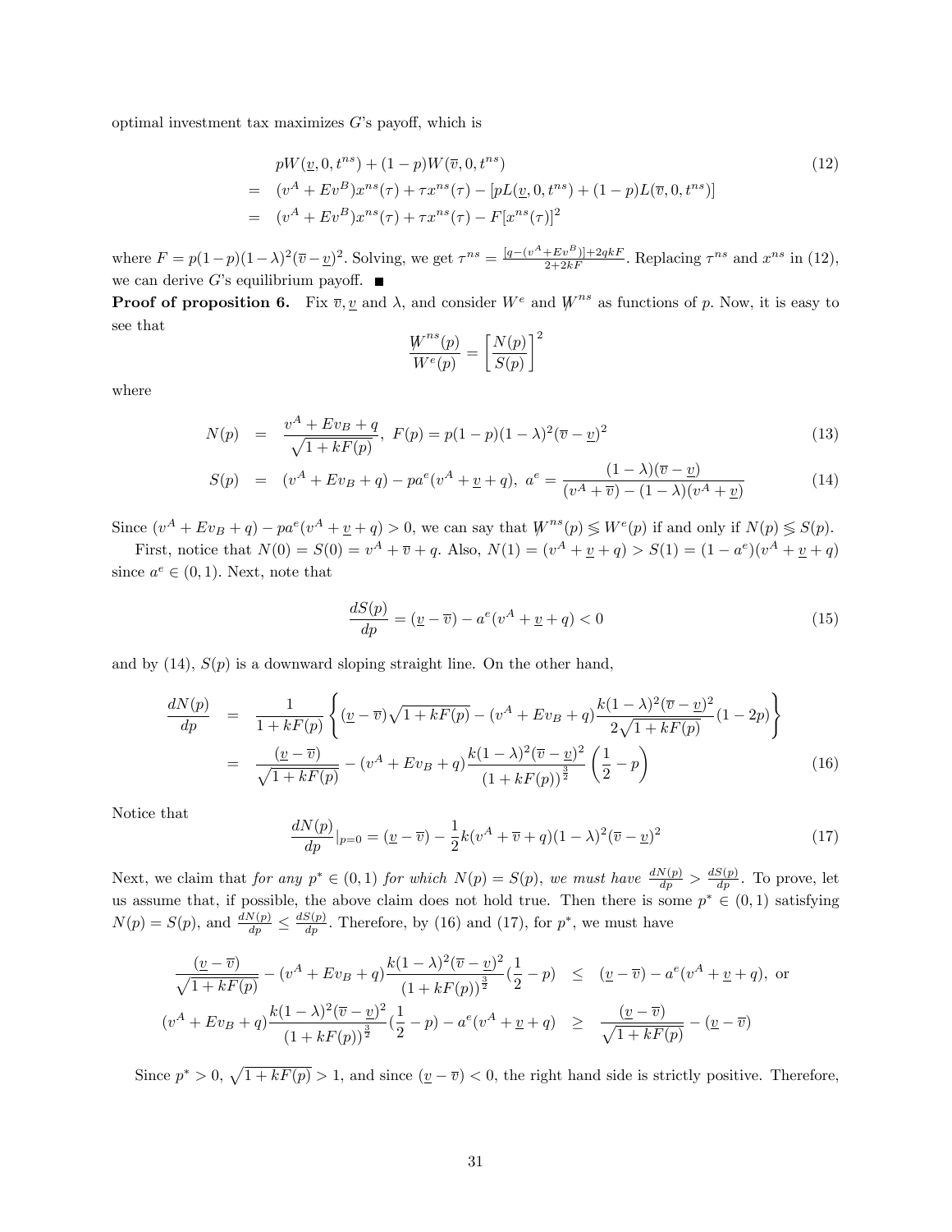optimal investment tax maximizes $G$'s payoff, which is

$$
\begin{aligned}
& pW(\underline{v}, 0, t^{ns}) + (1-p)W(\overline{v}, 0, t^{ns}) \\
= \ & (v^A + Ev^B)x^{ns}(\tau) + \tau x^{ns}(\tau) - [pL(\underline{v}, 0, t^{ns}) + (1-p)L(\overline{v}, 0, t^{ns})] \\
= \ & (v^A + Ev^B)x^{ns}(\tau) + \tau x^{ns}(\tau) - F[x^{ns}(\tau)]^2
\end{aligned}
\tag{12}
$$

where $F = p(1-p)(1-\lambda)^2(\overline{v} - \underline{v})^2$. Solving, we get $\tau^{ns} = \frac{[q-(v^A+Ev^B)]+2qkF}{2+2kF}$. Replacing $\tau^{ns}$ and $x^{ns}$ in (12), we can derive $G$'s equilibrium payoff. ■

**Proof of proposition 6.** Fix $\overline{v}, \underline{v}$ and $\lambda$, and consider $W^e$ and $W^{ns}$ as functions of $p$. Now, it is easy to see that

$$
\frac{W^{ns}(p)}{W^e(p)} = \left[\frac{N(p)}{S(p)}\right]^2
$$

where

$$
N(p) = \frac{v^A + Ev_B + q}{\sqrt{1 + kF(p)}}, \ F(p) = p(1-p)(1-\lambda)^2(\overline{v} - \underline{v})^2 \tag{13}
$$

$$
S(p) = (v^A + Ev_B + q) - pa^e(v^A + \underline{v} + q), \ a^e = \frac{(1-\lambda)(\overline{v} - \underline{v})}{(v^A + \overline{v}) - (1-\lambda)(v^A + \underline{v})} \tag{14}
$$

Since $(v^A + Ev_B + q) - pa^e(v^A + \underline{v} + q) > 0$, we can say that $W^{ns}(p) \lesseqgtr W^e(p)$ if and only if $N(p) \lesseqgtr S(p)$.

First, notice that $N(0) = S(0) = v^A + \overline{v} + q$. Also, $N(1) = (v^A + \underline{v} + q) > S(1) = (1 - a^e)(v^A + \underline{v} + q)$ since $a^e \in (0,1)$. Next, note that

$$
\frac{dS(p)}{dp} = (\underline{v} - \overline{v}) - a^e(v^A + \underline{v} + q) < 0 \tag{15}
$$

and by (14), $S(p)$ is a downward sloping straight line. On the other hand,

$$
\begin{aligned}
\frac{dN(p)}{dp} &= \frac{1}{1 + kF(p)}\left\{(\underline{v} - \overline{v})\sqrt{1 + kF(p)} - (v^A + Ev_B + q)\frac{k(1-\lambda)^2(\overline{v} - \underline{v})^2}{2\sqrt{1 + kF(p)}}(1 - 2p)\right\} \\
&= \frac{(\underline{v} - \overline{v})}{\sqrt{1 + kF(p)}} - (v^A + Ev_B + q)\frac{k(1-\lambda)^2(\overline{v} - \underline{v})^2}{(1 + kF(p))^{\frac{3}{2}}}\left(\frac{1}{2} - p\right)
\end{aligned}
\tag{16}
$$

Notice that

$$
\frac{dN(p)}{dp}|_{p=0} = (\underline{v} - \overline{v}) - \frac{1}{2}k(v^A + \overline{v} + q)(1-\lambda)^2(\overline{v} - \underline{v})^2 \tag{17}
$$

Next, we claim that *for any $p^* \in (0,1)$ for which $N(p) = S(p)$, we must have $\frac{dN(p)}{dp} > \frac{dS(p)}{dp}$*. To prove, let us assume that, if possible, the above claim does not hold true. Then there is some $p^* \in (0,1)$ satisfying $N(p) = S(p)$, and $\frac{dN(p)}{dp} \leq \frac{dS(p)}{dp}$. Therefore, by (16) and (17), for $p^*$, we must have

$$
\begin{aligned}
\frac{(\underline{v} - \overline{v})}{\sqrt{1 + kF(p)}} - (v^A + Ev_B + q)\frac{k(1-\lambda)^2(\overline{v} - \underline{v})^2}{(1 + kF(p))^{\frac{3}{2}}}(\frac{1}{2} - p) &\leq (\underline{v} - \overline{v}) - a^e(v^A + \underline{v} + q), \text{ or} \\
(v^A + Ev_B + q)\frac{k(1-\lambda)^2(\overline{v} - \underline{v})^2}{(1 + kF(p))^{\frac{3}{2}}}(\frac{1}{2} - p) - a^e(v^A + \underline{v} + q) &\geq \frac{(\underline{v} - \overline{v})}{\sqrt{1 + kF(p)}} - (\underline{v} - \overline{v})
\end{aligned}
$$

Since $p^* > 0$, $\sqrt{1 + kF(p)} > 1$, and since $(\underline{v} - \overline{v}) < 0$, the right hand side is strictly positive. Therefore,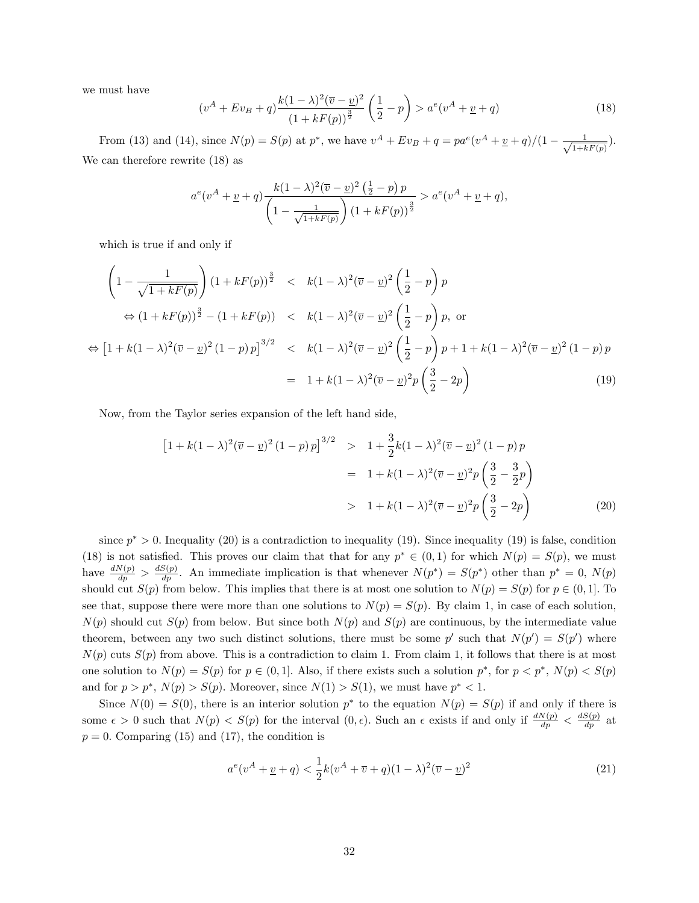we must have

$$(v^A + Ev_B + q)\frac{k(1-\lambda)^2(\overline{v}-\underline{v})^2}{(1+kF(p))^{\frac{3}{2}}}\left(\frac{1}{2}-p\right) > a^e(v^A + \underline{v} + q) \tag{18}$$

From (13) and (14), since $N(p) = S(p)$ at $p^*$, we have $v^A + Ev_B + q = pa^e(v^A + \underline{v} + q)/(1 - \frac{1}{\sqrt{1+kF(p)}})$. We can therefore rewrite (18) as

$$a^e(v^A + \underline{v} + q)\frac{k(1-\lambda)^2(\overline{v}-\underline{v})^2\left(\frac{1}{2}-p\right)p}{\left(1-\frac{1}{\sqrt{1+kF(p)}}\right)(1+kF(p))^{\frac{3}{2}}} > a^e(v^A + \underline{v} + q),$$

which is true if and only if

$$\begin{aligned}
\left(1-\frac{1}{\sqrt{1+kF(p)}}\right)(1+kF(p))^{\frac{3}{2}} &< k(1-\lambda)^2(\overline{v}-\underline{v})^2\left(\frac{1}{2}-p\right)p \\
\Leftrightarrow (1+kF(p))^{\frac{3}{2}} - (1+kF(p)) &< k(1-\lambda)^2(\overline{v}-\underline{v})^2\left(\frac{1}{2}-p\right)p, \text{ or} \\
\Leftrightarrow \left[1+k(1-\lambda)^2(\overline{v}-\underline{v})^2(1-p)p\right]^{3/2} &< k(1-\lambda)^2(\overline{v}-\underline{v})^2\left(\frac{1}{2}-p\right)p + 1 + k(1-\lambda)^2(\overline{v}-\underline{v})^2(1-p)p \\
&= 1 + k(1-\lambda)^2(\overline{v}-\underline{v})^2 p\left(\frac{3}{2}-2p\right)
\end{aligned} \tag{19}$$

Now, from the Taylor series expansion of the left hand side,

$$\begin{aligned}
\left[1+k(1-\lambda)^2(\overline{v}-\underline{v})^2(1-p)p\right]^{3/2} &> 1 + \frac{3}{2}k(1-\lambda)^2(\overline{v}-\underline{v})^2(1-p)p \\
&= 1 + k(1-\lambda)^2(\overline{v}-\underline{v})^2 p\left(\frac{3}{2}-\frac{3}{2}p\right) \\
&> 1 + k(1-\lambda)^2(\overline{v}-\underline{v})^2 p\left(\frac{3}{2}-2p\right)
\end{aligned} \tag{20}$$

since $p^* > 0$. Inequality (20) is a contradiction to inequality (19). Since inequality (19) is false, condition (18) is not satisfied. This proves our claim that that for any $p^* \in (0,1)$ for which $N(p) = S(p)$, we must have $\frac{dN(p)}{dp} > \frac{dS(p)}{dp}$. An immediate implication is that whenever $N(p^*) = S(p^*)$ other than $p^* = 0$, $N(p)$ should cut $S(p)$ from below. This implies that there is at most one solution to $N(p) = S(p)$ for $p \in (0,1]$. To see that, suppose there were more than one solutions to $N(p) = S(p)$. By claim 1, in case of each solution, $N(p)$ should cut $S(p)$ from below. But since both $N(p)$ and $S(p)$ are continuous, by the intermediate value theorem, between any two such distinct solutions, there must be some $p'$ such that $N(p') = S(p')$ where $N(p)$ cuts $S(p)$ from above. This is a contradiction to claim 1. From claim 1, it follows that there is at most one solution to $N(p) = S(p)$ for $p \in (0,1]$. Also, if there exists such a solution $p^*$, for $p < p^*$, $N(p) < S(p)$ and for $p > p^*$, $N(p) > S(p)$. Moreover, since $N(1) > S(1)$, we must have $p^* < 1$.

Since $N(0) = S(0)$, there is an interior solution $p^*$ to the equation $N(p) = S(p)$ if and only if there is some $\epsilon > 0$ such that $N(p) < S(p)$ for the interval $(0, \epsilon)$. Such an $\epsilon$ exists if and only if $\frac{dN(p)}{dp} < \frac{dS(p)}{dp}$ at $p = 0$. Comparing (15) and (17), the condition is

$$a^e(v^A + \underline{v} + q) < \frac{1}{2}k(v^A + \overline{v} + q)(1-\lambda)^2(\overline{v}-\underline{v})^2 \tag{21}$$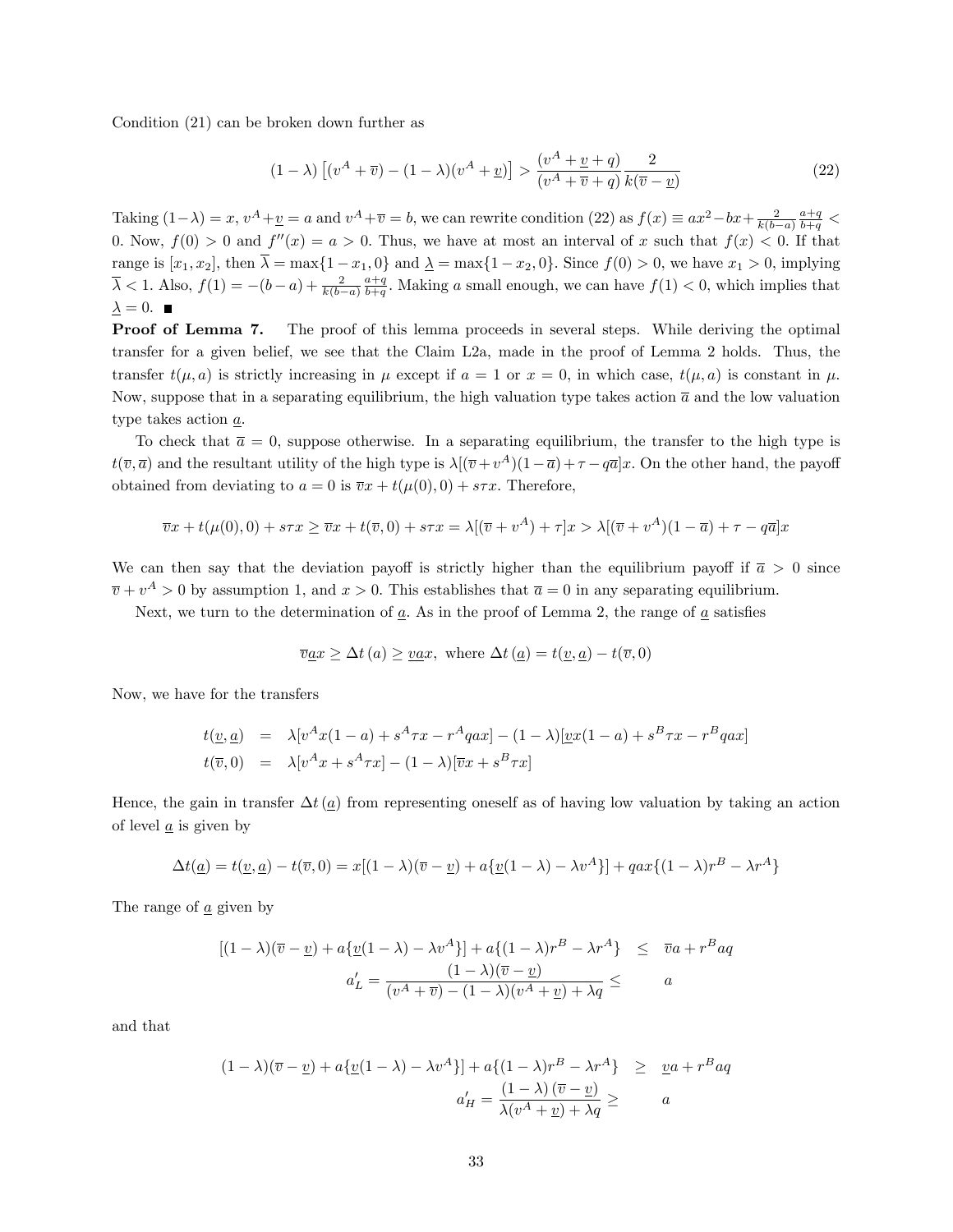Condition (21) can be broken down further as

$$(1-\lambda)\left[(v^A+\overline{v})-(1-\lambda)(v^A+\underline{v})\right] > \frac{(v^A+\underline{v}+q)}{(v^A+\overline{v}+q)}\frac{2}{k(\overline{v}-\underline{v})} \tag{22}$$

Taking $(1-\lambda)=x$, $v^A+\underline{v}=a$ and $v^A+\overline{v}=b$, we can rewrite condition (22) as $f(x)\equiv ax^2-bx+\frac{2}{k(b-a)}\frac{a+q}{b+q}<0$. Now, $f(0)>0$ and $f''(x)=a>0$. Thus, we have at most an interval of $x$ such that $f(x)<0$. If that range is $[x_1,x_2]$, then $\overline{\lambda}=\max\{1-x_1,0\}$ and $\underline{\lambda}=\max\{1-x_2,0\}$. Since $f(0)>0$, we have $x_1>0$, implying $\overline{\lambda}<1$. Also, $f(1)=-(b-a)+\frac{2}{k(b-a)}\frac{a+q}{b+q}$. Making $a$ small enough, we can have $f(1)<0$, which implies that $\underline{\lambda}=0$. ■

**Proof of Lemma 7.** The proof of this lemma proceeds in several steps. While deriving the optimal transfer for a given belief, we see that the Claim L2a, made in the proof of Lemma 2 holds. Thus, the transfer $t(\mu,a)$ is strictly increasing in $\mu$ except if $a=1$ or $x=0$, in which case, $t(\mu,a)$ is constant in $\mu$. Now, suppose that in a separating equilibrium, the high valuation type takes action $\overline{a}$ and the low valuation type takes action $\underline{a}$.

To check that $\overline{a}=0$, suppose otherwise. In a separating equilibrium, the transfer to the high type is $t(\overline{v},\overline{a})$ and the resultant utility of the high type is $\lambda[(\overline{v}+v^A)(1-\overline{a})+\tau-q\overline{a}]x$. On the other hand, the payoff obtained from deviating to $a=0$ is $\overline{v}x+t(\mu(0),0)+s\tau x$. Therefore,

$$\overline{v}x+t(\mu(0),0)+s\tau x\geq \overline{v}x+t(\overline{v},0)+s\tau x=\lambda[(\overline{v}+v^A)+\tau]x>\lambda[(\overline{v}+v^A)(1-\overline{a})+\tau-q\overline{a}]x$$

We can then say that the deviation payoff is strictly higher than the equilibrium payoff if $\overline{a}>0$ since $\overline{v}+v^A>0$ by assumption 1, and $x>0$. This establishes that $\overline{a}=0$ in any separating equilibrium.

Next, we turn to the determination of $\underline{a}$. As in the proof of Lemma 2, the range of $\underline{a}$ satisfies

$$\overline{v}\underline{a}x\geq \Delta t\,(a)\geq \underline{v}ax,\text{ where }\Delta t\,(\underline{a})=t(\underline{v},\underline{a})-t(\overline{v},0)$$

Now, we have for the transfers

$$\begin{aligned}
t(\underline{v},\underline{a}) &= \lambda[v^Ax(1-a)+s^A\tau x-r^Aqax]-(1-\lambda)[\underline{v}x(1-a)+s^B\tau x-r^Bqax]\\
t(\overline{v},0) &= \lambda[v^Ax+s^A\tau x]-(1-\lambda)[\overline{v}x+s^B\tau x]
\end{aligned}$$

Hence, the gain in transfer $\Delta t\,(\underline{a})$ from representing oneself as of having low valuation by taking an action of level $\underline{a}$ is given by

$$\Delta t(\underline{a})=t(\underline{v},\underline{a})-t(\overline{v},0)=x[(1-\lambda)(\overline{v}-\underline{v})+a\{\underline{v}(1-\lambda)-\lambda v^A\}]+qax\{(1-\lambda)r^B-\lambda r^A\}$$

The range of $\underline{a}$ given by

$$\begin{aligned}
[(1-\lambda)(\overline{v}-\underline{v})+a\{\underline{v}(1-\lambda)-\lambda v^A\}]+a\{(1-\lambda)r^B-\lambda r^A\} &\leq \overline{v}a+r^Baq\\
a'_L=\frac{(1-\lambda)(\overline{v}-\underline{v})}{(v^A+\overline{v})-(1-\lambda)(v^A+\underline{v})+\lambda q} &\leq a
\end{aligned}$$

and that

$$\begin{aligned}
(1-\lambda)(\overline{v}-\underline{v})+a\{\underline{v}(1-\lambda)-\lambda v^A\}]+a\{(1-\lambda)r^B-\lambda r^A\} &\geq \underline{v}a+r^Baq\\
a'_H=\frac{(1-\lambda)\,(\overline{v}-\underline{v})}{\lambda(v^A+\underline{v})+\lambda q} &\geq a
\end{aligned}$$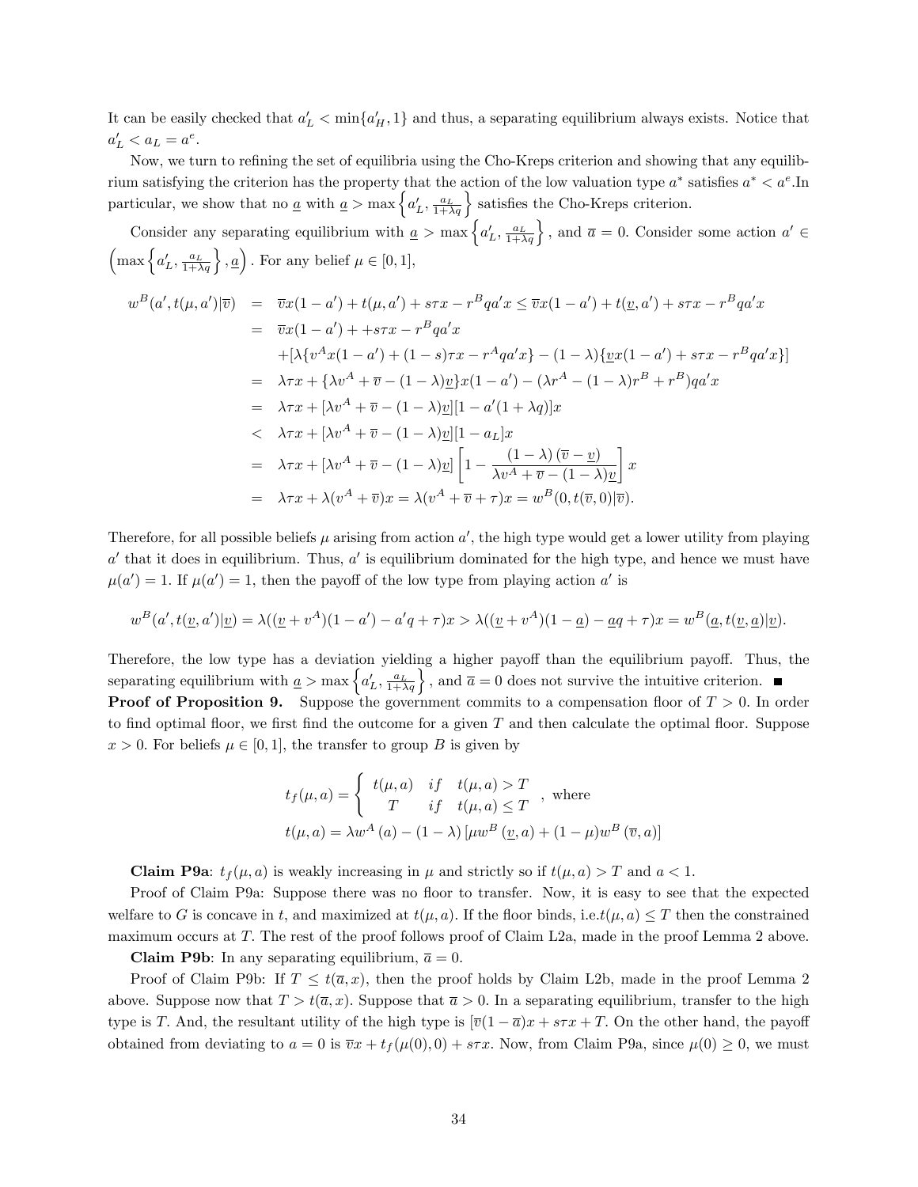It can be easily checked that $a'_L < \min\{a'_H, 1\}$ and thus, a separating equilibrium always exists. Notice that $a'_L < a_L = a^e$.

Now, we turn to refining the set of equilibria using the Cho-Kreps criterion and showing that any equilibrium satisfying the criterion has the property that the action of the low valuation type $a^*$ satisfies $a^* < a^e$.In particular, we show that no $\underline{a}$ with $\underline{a} > \max\left\{a'_L, \frac{a_L}{1+\lambda q}\right\}$ satisfies the Cho-Kreps criterion.

Consider any separating equilibrium with $\underline{a} > \max\left\{a'_L, \frac{a_L}{1+\lambda q}\right\}$, and $\overline{a} = 0$. Consider some action $a' \in \left(\max\left\{a'_L, \frac{a_L}{1+\lambda q}\right\}, \underline{a}\right)$. For any belief $\mu \in [0,1]$,

$$
\begin{aligned}
w^B(a', t(\mu, a')|\overline{v}) &= \overline{v}x(1-a') + t(\mu, a') + s\tau x - r^B q a' x \leq \overline{v}x(1-a') + t(\underline{v}, a') + s\tau x - r^B q a' x \\
&= \overline{v}x(1-a') + +s\tau x - r^B q a' x \\
&\quad + [\lambda\{v^A x(1-a') + (1-s)\tau x - r^A q a' x\} - (1-\lambda)\{\underline{v}x(1-a') + s\tau x - r^B q a' x\}] \\
&= \lambda\tau x + \{\lambda v^A + \overline{v} - (1-\lambda)\underline{v}\}x(1-a') - (\lambda r^A - (1-\lambda)r^B + r^B)q a' x \\
&= \lambda\tau x + [\lambda v^A + \overline{v} - (1-\lambda)\underline{v}][1 - a'(1+\lambda q)]x \\
&< \lambda\tau x + [\lambda v^A + \overline{v} - (1-\lambda)\underline{v}][1 - a_L]x \\
&= \lambda\tau x + [\lambda v^A + \overline{v} - (1-\lambda)\underline{v}]\left[1 - \frac{(1-\lambda)(\overline{v} - \underline{v})}{\lambda v^A + \overline{v} - (1-\lambda)\underline{v}}\right]x \\
&= \lambda\tau x + \lambda(v^A + \overline{v})x = \lambda(v^A + \overline{v} + \tau)x = w^B(0, t(\overline{v}, 0)|\overline{v}).
\end{aligned}
$$

Therefore, for all possible beliefs $\mu$ arising from action $a'$, the high type would get a lower utility from playing $a'$ that it does in equilibrium. Thus, $a'$ is equilibrium dominated for the high type, and hence we must have $\mu(a') = 1$. If $\mu(a') = 1$, then the payoff of the low type from playing action $a'$ is

$$
w^B(a', t(\underline{v}, a')|\underline{v}) = \lambda((\underline{v} + v^A)(1-a') - a'q + \tau)x > \lambda((\underline{v} + v^A)(1-\underline{a}) - \underline{a}q + \tau)x = w^B(\underline{a}, t(\underline{v}, \underline{a})|\underline{v}).
$$

Therefore, the low type has a deviation yielding a higher payoff than the equilibrium payoff. Thus, the separating equilibrium with $\underline{a} > \max\left\{a'_L, \frac{a_L}{1+\lambda q}\right\}$, and $\overline{a} = 0$ does not survive the intuitive criterion. ■

**Proof of Proposition 9.** Suppose the government commits to a compensation floor of $T > 0$. In order to find optimal floor, we first find the outcome for a given $T$ and then calculate the optimal floor. Suppose $x > 0$. For beliefs $\mu \in [0,1]$, the transfer to group $B$ is given by

$$
t_f(\mu, a) = \begin{cases} t(\mu, a) & if \quad t(\mu, a) > T \\ T & if \quad t(\mu, a) \leq T \end{cases}, \text{ where}
$$
$$
t(\mu, a) = \lambda w^A(a) - (1-\lambda)\left[\mu w^B(\underline{v}, a) + (1-\mu) w^B(\overline{v}, a)\right]
$$

**Claim P9a**: $t_f(\mu, a)$ is weakly increasing in $\mu$ and strictly so if $t(\mu, a) > T$ and $a < 1$.

Proof of Claim P9a: Suppose there was no floor to transfer. Now, it is easy to see that the expected welfare to G is concave in $t$, and maximized at $t(\mu, a)$. If the floor binds, i.e.$t(\mu, a) \leq T$ then the constrained maximum occurs at $T$. The rest of the proof follows proof of Claim L2a, made in the proof Lemma 2 above.

**Claim P9b**: In any separating equilibrium, $\overline{a} = 0$.

Proof of Claim P9b: If $T \leq t(\overline{a}, x)$, then the proof holds by Claim L2b, made in the proof Lemma 2 above. Suppose now that $T > t(\overline{a}, x)$. Suppose that $\overline{a} > 0$. In a separating equilibrium, transfer to the high type is $T$. And, the resultant utility of the high type is $[\overline{v}(1-\overline{a})x + s\tau x + T$. On the other hand, the payoff obtained from deviating to $a = 0$ is $\overline{v}x + t_f(\mu(0), 0) + s\tau x$. Now, from Claim P9a, since $\mu(0) \geq 0$, we must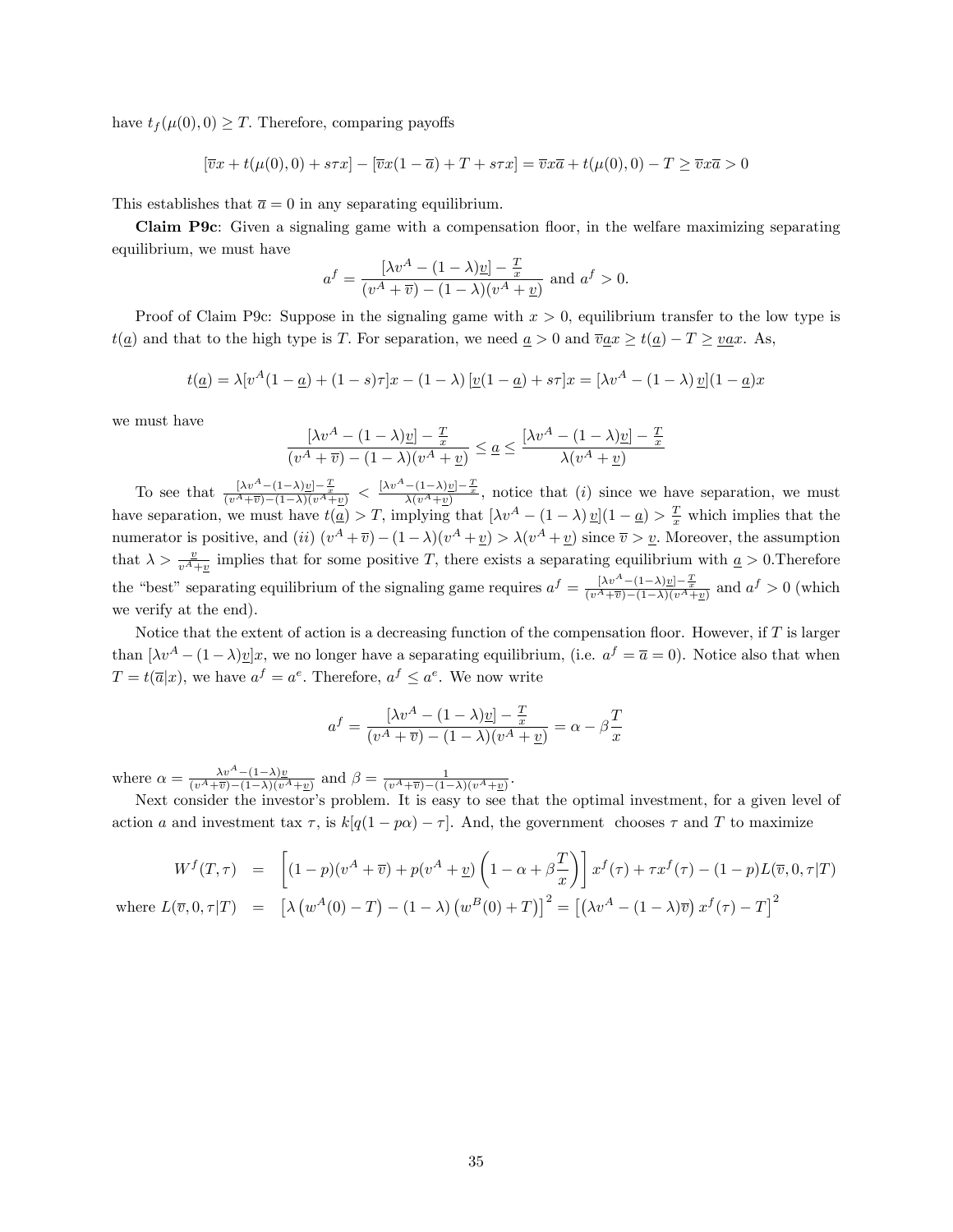have $t_f(\mu(0), 0) \geq T$. Therefore, comparing payoffs

$$[\overline{v}x + t(\mu(0), 0) + s\tau x] - [\overline{v}x(1 - \overline{a}) + T + s\tau x] = \overline{v}x\overline{a} + t(\mu(0), 0) - T \geq \overline{v}x\overline{a} > 0$$

This establishes that $\overline{a} = 0$ in any separating equilibrium.

**Claim P9c**: Given a signaling game with a compensation floor, in the welfare maximizing separating equilibrium, we must have

$$a^f = \frac{[\lambda v^A - (1-\lambda)\underline{v}] - \frac{T}{x}}{(v^A + \overline{v}) - (1-\lambda)(v^A + \underline{v})} \text{ and } a^f > 0.$$

Proof of Claim P9c: Suppose in the signaling game with $x > 0$, equilibrium transfer to the low type is $t(\underline{a})$ and that to the high type is $T$. For separation, we need $\underline{a} > 0$ and $\overline{v}\underline{a}x \geq t(\underline{a}) - T \geq \underline{v}\underline{a}x$. As,

$$t(\underline{a}) = \lambda[v^A(1 - \underline{a}) + (1-s)\tau]x - (1-\lambda)\left[\underline{v}(1 - \underline{a}) + s\tau\right]x = [\lambda v^A - (1-\lambda)\,\underline{v}](1 - \underline{a})x$$

we must have

$$\frac{[\lambda v^A - (1-\lambda)\underline{v}] - \frac{T}{x}}{(v^A + \overline{v}) - (1-\lambda)(v^A + \underline{v})} \leq \underline{a} \leq \frac{[\lambda v^A - (1-\lambda)\underline{v}] - \frac{T}{x}}{\lambda(v^A + \underline{v})}$$

To see that $\frac{[\lambda v^A - (1-\lambda)\underline{v}] - \frac{T}{x}}{(v^A + \overline{v}) - (1-\lambda)(v^A + \underline{v})} < \frac{[\lambda v^A - (1-\lambda)\underline{v}] - \frac{T}{x}}{\lambda(v^A + \underline{v})}$, notice that $(i)$ since we have separation, we must have separation, we must have $t(\underline{a}) > T$, implying that $[\lambda v^A - (1-\lambda)\,\underline{v}](1 - \underline{a}) > \frac{T}{x}$ which implies that the numerator is positive, and $(ii)$ $(v^A + \overline{v}) - (1-\lambda)(v^A + \underline{v}) > \lambda(v^A + \underline{v})$ since $\overline{v} > \underline{v}$. Moreover, the assumption that $\lambda > \frac{\underline{v}}{v^A + \underline{v}}$ implies that for some positive $T$, there exists a separating equilibrium with $\underline{a} > 0$.Therefore the "best" separating equilibrium of the signaling game requires $a^f = \frac{[\lambda v^A - (1-\lambda)\underline{v}] - \frac{T}{x}}{(v^A + \overline{v}) - (1-\lambda)(v^A + \underline{v})}$ and $a^f > 0$ (which we verify at the end).

Notice that the extent of action is a decreasing function of the compensation floor. However, if $T$ is larger than $[\lambda v^A - (1-\lambda)\underline{v}]x$, we no longer have a separating equilibrium, (i.e. $a^f = \overline{a} = 0$). Notice also that when $T = t(\overline{a}|x)$, we have $a^f = a^e$. Therefore, $a^f \leq a^e$. We now write

$$a^f = \frac{[\lambda v^A - (1-\lambda)\underline{v}] - \frac{T}{x}}{(v^A + \overline{v}) - (1-\lambda)(v^A + \underline{v})} = \alpha - \beta\frac{T}{x}$$

where $\alpha = \frac{\lambda v^A - (1-\lambda)\underline{v}}{(v^A + \overline{v}) - (1-\lambda)(v^A + \underline{v})}$ and $\beta = \frac{1}{(v^A + \overline{v}) - (1-\lambda)(v^A + \underline{v})}$.

Next consider the investor's problem. It is easy to see that the optimal investment, for a given level of action $a$ and investment tax $\tau$, is $k[q(1 - p\alpha) - \tau]$. And, the government chooses $\tau$ and $T$ to maximize

$$\begin{aligned}
W^f(T, \tau) &= \left[(1-p)(v^A + \overline{v}) + p(v^A + \underline{v})\left(1 - \alpha + \beta\frac{T}{x}\right)\right] x^f(\tau) + \tau x^f(\tau) - (1-p)L(\overline{v}, 0, \tau|T) \\
\text{where } L(\overline{v}, 0, \tau|T) &= \left[\lambda\left(w^A(0) - T\right) - (1-\lambda)\left(w^B(0) + T\right)\right]^2 = \left[\left(\lambda v^A - (1-\lambda)\overline{v}\right)x^f(\tau) - T\right]^2
\end{aligned}$$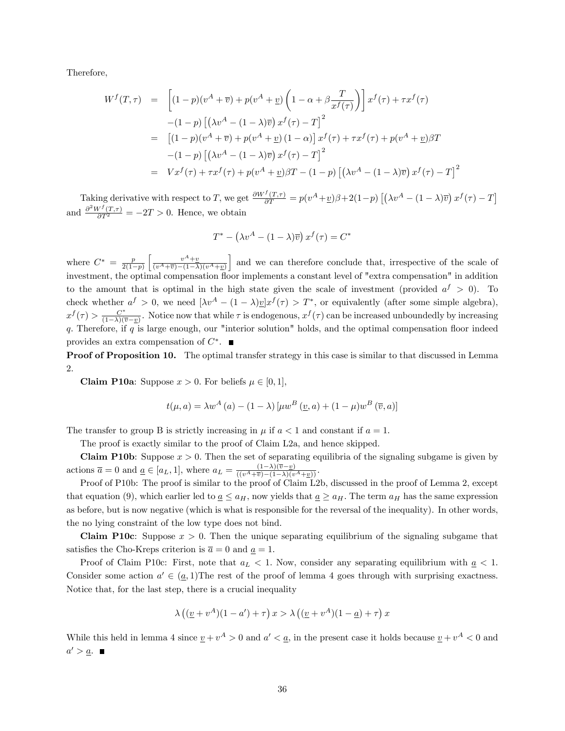Therefore,

$$
\begin{aligned}
W^f(T,\tau) &= \left[(1-p)(v^A+\overline{v}) + p(v^A+\underline{v})\left(1-\alpha+\beta\frac{T}{x^f(\tau)}\right)\right]x^f(\tau)+\tau x^f(\tau) \\
&\quad -(1-p)\left[\left(\lambda v^A-(1-\lambda)\overline{v}\right)x^f(\tau)-T\right]^2 \\
&= \left[(1-p)(v^A+\overline{v})+p(v^A+\underline{v})(1-\alpha)\right]x^f(\tau)+\tau x^f(\tau)+p(v^A+\underline{v})\beta T \\
&\quad -(1-p)\left[\left(\lambda v^A-(1-\lambda)\overline{v}\right)x^f(\tau)-T\right]^2 \\
&= Vx^f(\tau)+\tau x^f(\tau)+p(v^A+\underline{v})\beta T-(1-p)\left[\left(\lambda v^A-(1-\lambda)\overline{v}\right)x^f(\tau)-T\right]^2
\end{aligned}
$$

Taking derivative with respect to $T$, we get $\frac{\partial W^f(T,\tau)}{\partial T} = p(v^A+\underline{v})\beta + 2(1-p)\left[\left(\lambda v^A-(1-\lambda)\overline{v}\right)x^f(\tau)-T\right]$ and $\frac{\partial^2 W^f(T,\tau)}{\partial T^2} = -2T > 0$. Hence, we obtain

$$
T^* - \left(\lambda v^A-(1-\lambda)\overline{v}\right)x^f(\tau) = C^*
$$

where $C^* = \frac{p}{2(1-p)}\left[\frac{v^A+\underline{v}}{(v^A+\overline{v})-(1-\lambda)(v^A+\underline{v})}\right]$ and we can therefore conclude that, irrespective of the scale of investment, the optimal compensation floor implements a constant level of "extra compensation" in addition to the amount that is optimal in the high state given the scale of investment (provided $a^f > 0$). To check whether $a^f > 0$, we need $[\lambda v^A - (1-\lambda)\underline{v}]x^f(\tau) > T^*$, or equivalently (after some simple algebra), $x^f(\tau) > \frac{C^*}{(1-\lambda)(\overline{v}-\underline{v})}$. Notice now that while $\tau$ is endogenous, $x^f(\tau)$ can be increased unboundedly by increasing $q$. Therefore, if $q$ is large enough, our "interior solution" holds, and the optimal compensation floor indeed provides an extra compensation of $C^*$. ■

**Proof of Proposition 10.** The optimal transfer strategy in this case is similar to that discussed in Lemma 2.

**Claim P10a**: Suppose $x > 0$. For beliefs $\mu \in [0,1]$,

$$
t(\mu,a) = \lambda w^A(a) - (1-\lambda)\left[\mu w^B(\underline{v},a) + (1-\mu)w^B(\overline{v},a)\right]
$$

The transfer to group B is strictly increasing in $\mu$ if $a < 1$ and constant if $a = 1$.

The proof is exactly similar to the proof of Claim L2a, and hence skipped.

**Claim P10b**: Suppose $x > 0$. Then the set of separating equilibria of the signaling subgame is given by actions $\overline{a} = 0$ and $\underline{a} \in [a_L, 1]$, where $a_L = \frac{(1-\lambda)(\overline{v}-\underline{v})}{((v^A+\overline{v})-(1-\lambda)(v^A+\underline{v}))}$.

Proof of P10b: The proof is similar to the proof of Claim L2b, discussed in the proof of Lemma 2, except that equation (9), which earlier led to $\underline{a} \leq a_H$, now yields that $\underline{a} \geq a_H$. The term $a_H$ has the same expression as before, but is now negative (which is what is responsible for the reversal of the inequality). In other words, the no lying constraint of the low type does not bind.

**Claim P10c**: Suppose $x > 0$. Then the unique separating equilibrium of the signaling subgame that satisfies the Cho-Kreps criterion is $\overline{a} = 0$ and $\underline{a} = 1$.

Proof of Claim P10c: First, note that $a_L < 1$. Now, consider any separating equilibrium with $\underline{a} < 1$. Consider some action $a' \in (\underline{a}, 1)$The rest of the proof of lemma 4 goes through with surprising exactness. Notice that, for the last step, there is a crucial inequality

$$
\lambda\left((\underline{v}+v^A)(1-a')+\tau\right)x > \lambda\left((\underline{v}+v^A)(1-\underline{a})+\tau\right)x
$$

While this held in lemma 4 since $\underline{v}+v^A > 0$ and $a' < \underline{a}$, in the present case it holds because $\underline{v}+v^A < 0$ and $a' > \underline{a}$. ■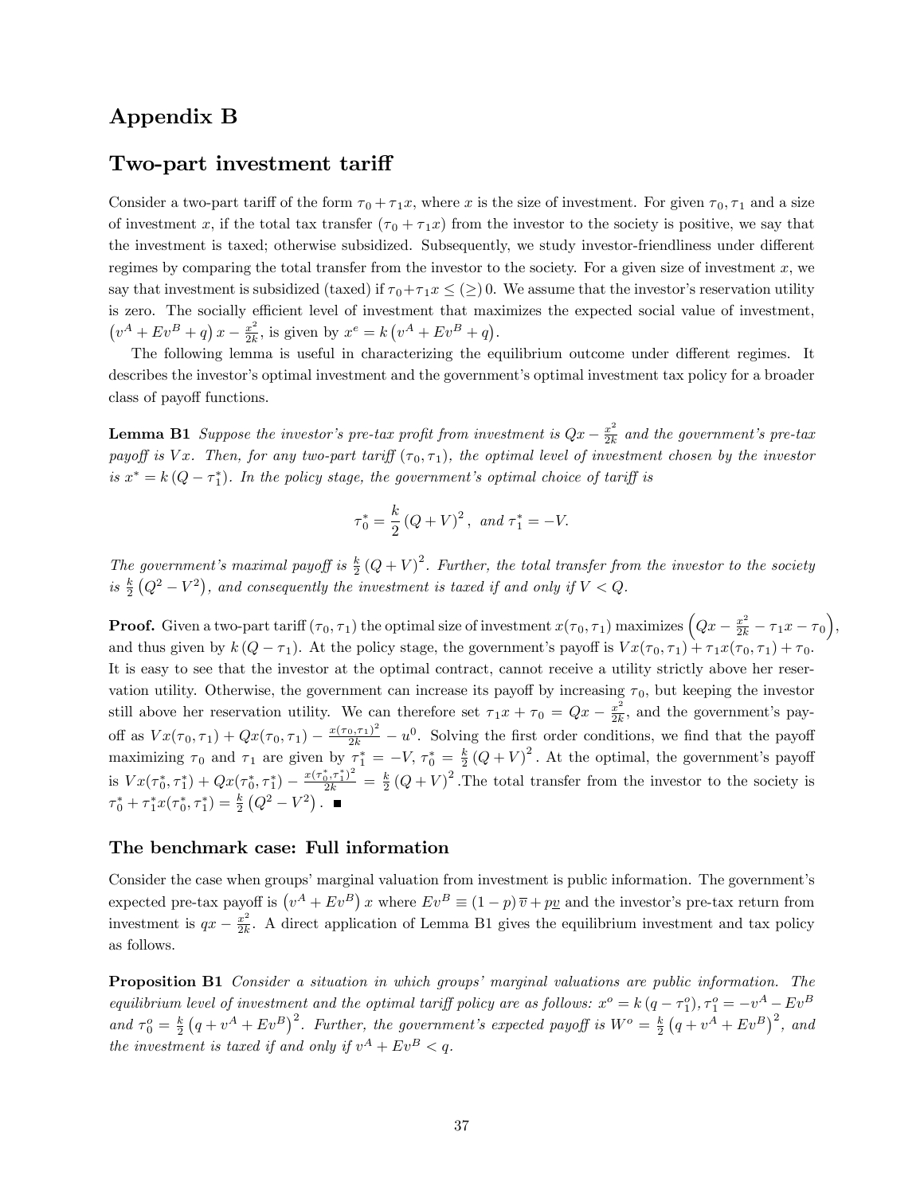# Appendix B

## Two-part investment tariff

Consider a two-part tariff of the form $\tau_0 + \tau_1 x$, where $x$ is the size of investment. For given $\tau_0, \tau_1$ and a size of investment $x$, if the total tax transfer $(\tau_0 + \tau_1 x)$ from the investor to the society is positive, we say that the investment is taxed; otherwise subsidized. Subsequently, we study investor-friendliness under different regimes by comparing the total transfer from the investor to the society. For a given size of investment $x$, we say that investment is subsidized (taxed) if $\tau_0+\tau_1 x \leq (\geq) \, 0$. We assume that the investor's reservation utility is zero. The socially efficient level of investment that maximizes the expected social value of investment, $\left(v^A + Ev^B + q\right) x - \frac{x^2}{2k}$, is given by $x^e = k\left(v^A + Ev^B + q\right)$.

The following lemma is useful in characterizing the equilibrium outcome under different regimes. It describes the investor's optimal investment and the government's optimal investment tax policy for a broader class of payoff functions.

**Lemma B1** *Suppose the investor's pre-tax profit from investment is $Qx - \frac{x^2}{2k}$ and the government's pre-tax payoff is $Vx$. Then, for any two-part tariff $(\tau_0, \tau_1)$, the optimal level of investment chosen by the investor is $x^* = k\left(Q - \tau_1^*\right)$. In the policy stage, the government's optimal choice of tariff is*

$$\tau_0^* = \frac{k}{2}\left(Q+V\right)^2, \text{ and } \tau_1^* = -V.$$

*The government's maximal payoff is $\frac{k}{2}\left(Q+V\right)^2$. Further, the total transfer from the investor to the society is $\frac{k}{2}\left(Q^2 - V^2\right)$, and consequently the investment is taxed if and only if $V < Q$.*

**Proof.** Given a two-part tariff $(\tau_0, \tau_1)$ the optimal size of investment $x(\tau_0,\tau_1)$ maximizes $\left(Qx - \frac{x^2}{2k} - \tau_1 x - \tau_0\right)$, and thus given by $k\left(Q - \tau_1\right)$. At the policy stage, the government's payoff is $Vx(\tau_0,\tau_1) + \tau_1 x(\tau_0,\tau_1) + \tau_0$. It is easy to see that the investor at the optimal contract, cannot receive a utility strictly above her reservation utility. Otherwise, the government can increase its payoff by increasing $\tau_0$, but keeping the investor still above her reservation utility. We can therefore set $\tau_1 x + \tau_0 = Qx - \frac{x^2}{2k}$, and the government's payoff as $Vx(\tau_0,\tau_1) + Qx(\tau_0,\tau_1) - \frac{x(\tau_0,\tau_1)^2}{2k} - u^0$. Solving the first order conditions, we find that the payoff maximizing $\tau_0$ and $\tau_1$ are given by $\tau_1^* = -V$, $\tau_0^* = \frac{k}{2}\left(Q+V\right)^2$. At the optimal, the government's payoff is $Vx(\tau_0^*,\tau_1^*) + Qx(\tau_0^*,\tau_1^*) - \frac{x(\tau_0^*,\tau_1^*)^2}{2k} = \frac{k}{2}\left(Q+V\right)^2$. The total transfer from the investor to the society is $\tau_0^* + \tau_1^* x(\tau_0^*,\tau_1^*) = \frac{k}{2}\left(Q^2 - V^2\right)$. ■

### The benchmark case: Full information

Consider the case when groups' marginal valuation from investment is public information. The government's expected pre-tax payoff is $\left(v^A + Ev^B\right) x$ where $Ev^B \equiv (1-p)\,\overline{v} + p\underline{v}$ and the investor's pre-tax return from investment is $qx - \frac{x^2}{2k}$. A direct application of Lemma B1 gives the equilibrium investment and tax policy as follows.

**Proposition B1** *Consider a situation in which groups' marginal valuations are public information. The equilibrium level of investment and the optimal tariff policy are as follows: $x^o = k\left(q - \tau_1^o\right)$, $\tau_1^o = -v^A - Ev^B$ and $\tau_0^o = \frac{k}{2}\left(q + v^A + Ev^B\right)^2$. Further, the government's expected payoff is $W^o = \frac{k}{2}\left(q + v^A + Ev^B\right)^2$, and the investment is taxed if and only if $v^A + Ev^B < q$.*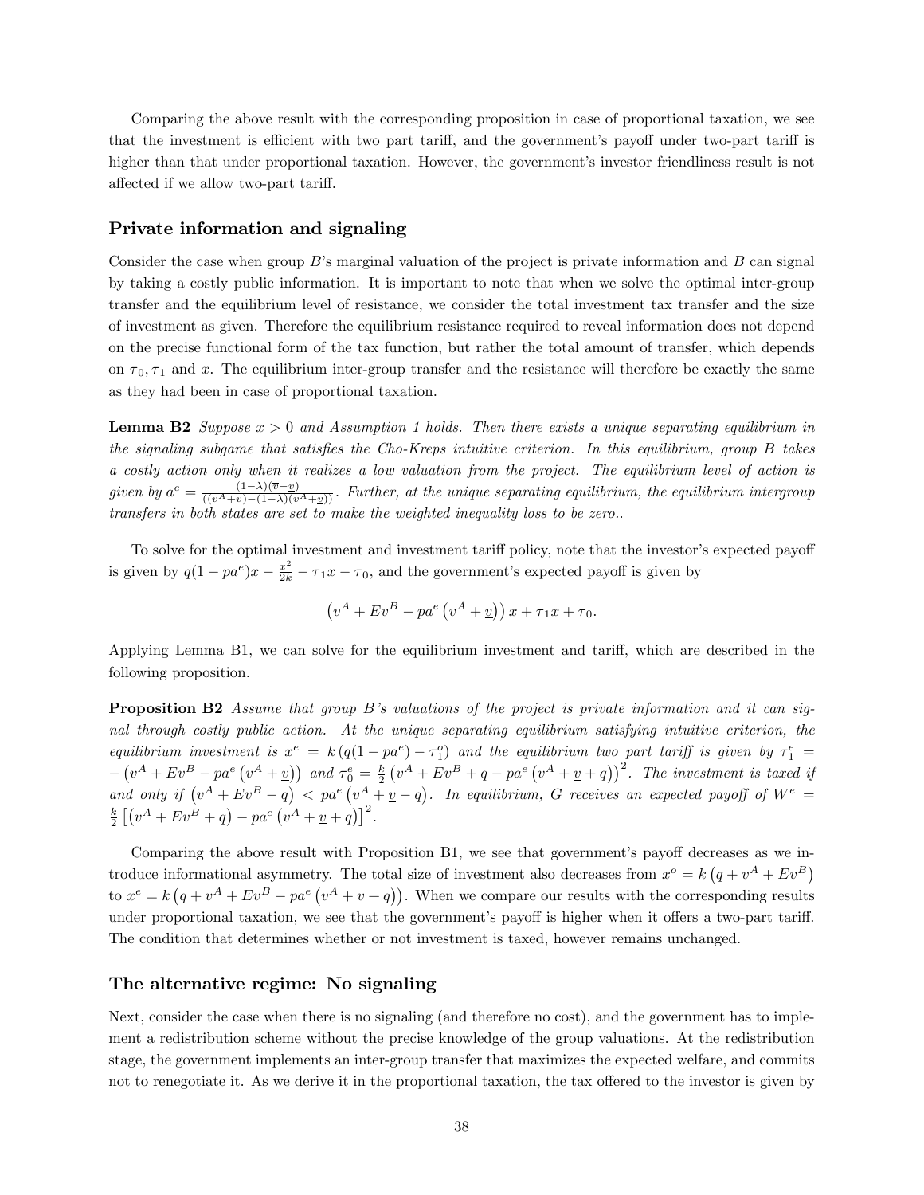Comparing the above result with the corresponding proposition in case of proportional taxation, we see that the investment is efficient with two part tariff, and the government's payoff under two-part tariff is higher than that under proportional taxation. However, the government's investor friendliness result is not affected if we allow two-part tariff.

### Private information and signaling

Consider the case when group $B$'s marginal valuation of the project is private information and $B$ can signal by taking a costly public information. It is important to note that when we solve the optimal inter-group transfer and the equilibrium level of resistance, we consider the total investment tax transfer and the size of investment as given. Therefore the equilibrium resistance required to reveal information does not depend on the precise functional form of the tax function, but rather the total amount of transfer, which depends on $\tau_0, \tau_1$ and $x$. The equilibrium inter-group transfer and the resistance will therefore be exactly the same as they had been in case of proportional taxation.

**Lemma B2** *Suppose $x > 0$ and Assumption 1 holds. Then there exists a unique separating equilibrium in the signaling subgame that satisfies the Cho-Kreps intuitive criterion. In this equilibrium, group $B$ takes a costly action only when it realizes a low valuation from the project. The equilibrium level of action is given by $a^e = \frac{(1-\lambda)(\overline{v}-\underline{v})}{((v^A+\overline{v})-(1-\lambda)(v^A+\underline{v}))}$. Further, at the unique separating equilibrium, the equilibrium intergroup transfers in both states are set to make the weighted inequality loss to be zero..*

To solve for the optimal investment and investment tariff policy, note that the investor's expected payoff is given by $q(1-pa^e)x - \frac{x^2}{2k} - \tau_1 x - \tau_0$, and the government's expected payoff is given by

$$\left(v^A + Ev^B - pa^e\left(v^A + \underline{v}\right)\right)x + \tau_1 x + \tau_0.$$

Applying Lemma B1, we can solve for the equilibrium investment and tariff, which are described in the following proposition.

**Proposition B2** *Assume that group $B$'s valuations of the project is private information and it can signal through costly public action. At the unique separating equilibrium satisfying intuitive criterion, the equilibrium investment is $x^e = k\left(q(1-pa^e) - \tau_1^o\right)$ and the equilibrium two part tariff is given by $\tau_1^e = -\left(v^A + Ev^B - pa^e\left(v^A + \underline{v}\right)\right)$ and $\tau_0^e = \frac{k}{2}\left(v^A + Ev^B + q - pa^e\left(v^A + \underline{v} + q\right)\right)^2$. The investment is taxed if and only if $\left(v^A + Ev^B - q\right) < pa^e\left(v^A + \underline{v} - q\right)$. In equilibrium, $G$ receives an expected payoff of $W^e = \frac{k}{2}\left[\left(v^A + Ev^B + q\right) - pa^e\left(v^A + \underline{v} + q\right)\right]^2$.*

Comparing the above result with Proposition B1, we see that government's payoff decreases as we introduce informational asymmetry. The total size of investment also decreases from $x^o = k\left(q + v^A + Ev^B\right)$ to $x^e = k\left(q + v^A + Ev^B - pa^e\left(v^A + \underline{v} + q\right)\right)$. When we compare our results with the corresponding results under proportional taxation, we see that the government's payoff is higher when it offers a two-part tariff. The condition that determines whether or not investment is taxed, however remains unchanged.

### The alternative regime: No signaling

Next, consider the case when there is no signaling (and therefore no cost), and the government has to implement a redistribution scheme without the precise knowledge of the group valuations. At the redistribution stage, the government implements an inter-group transfer that maximizes the expected welfare, and commits not to renegotiate it. As we derive it in the proportional taxation, the tax offered to the investor is given by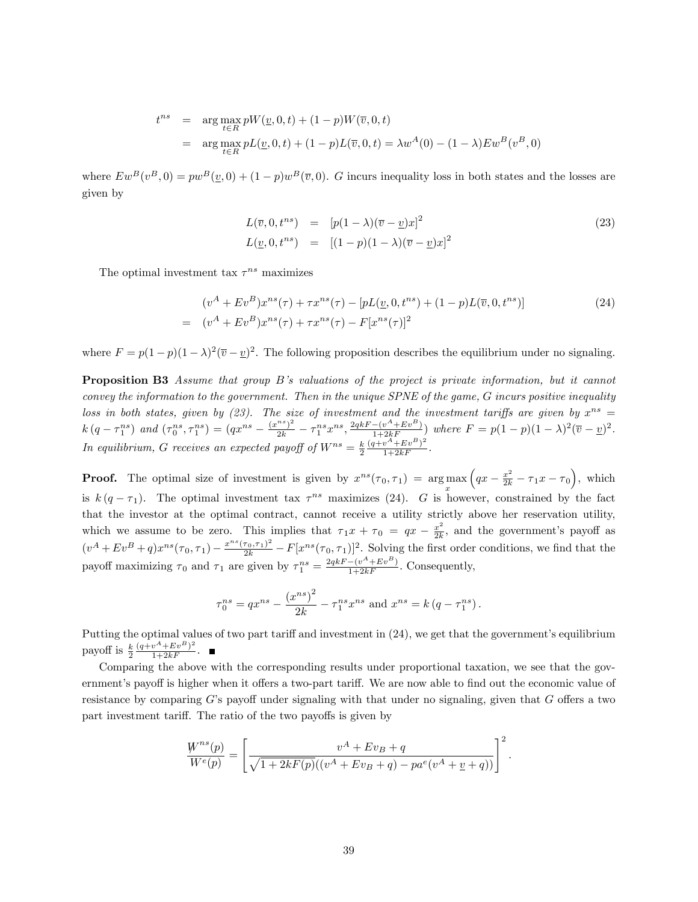$$
\begin{aligned}
t^{ns} &= \arg\max_{t \in R} pW(\underline{v}, 0, t) + (1-p)W(\overline{v}, 0, t) \\
&= \arg\max_{t \in R} pL(\underline{v}, 0, t) + (1-p)L(\overline{v}, 0, t) = \lambda w^A(0) - (1-\lambda)Ew^B(v^B, 0)
\end{aligned}
$$

where $Ew^B(v^B, 0) = pw^B(\underline{v}, 0) + (1-p)w^B(\overline{v}, 0)$. $G$ incurs inequality loss in both states and the losses are given by

$$
\begin{aligned}
L(\overline{v}, 0, t^{ns}) &= [p(1-\lambda)(\overline{v} - \underline{v})x]^2 \\
L(\underline{v}, 0, t^{ns}) &= [(1-p)(1-\lambda)(\overline{v} - \underline{v})x]^2
\end{aligned}
\tag{23}
$$

The optimal investment tax $\tau^{ns}$ maximizes

$$
\begin{aligned}
& (v^A + Ev^B)x^{ns}(\tau) + \tau x^{ns}(\tau) - [pL(\underline{v}, 0, t^{ns}) + (1-p)L(\overline{v}, 0, t^{ns})] \\
= \; & (v^A + Ev^B)x^{ns}(\tau) + \tau x^{ns}(\tau) - F[x^{ns}(\tau)]^2
\end{aligned}
\tag{24}
$$

where $F = p(1-p)(1-\lambda)^2(\overline{v} - \underline{v})^2$. The following proposition describes the equilibrium under no signaling.

**Proposition B3** *Assume that group B's valuations of the project is private information, but it cannot convey the information to the government. Then in the unique SPNE of the game, G incurs positive inequality loss in both states, given by (23). The size of investment and the investment tariffs are given by* $x^{ns} = k\left(q - \tau_1^{ns}\right)$ *and* $(\tau_0^{ns}, \tau_1^{ns}) = (qx^{ns} - \frac{(x^{ns})^2}{2k} - \tau_1^{ns}x^{ns}, \frac{2qkF - (v^A + Ev^B)}{1+2kF})$ *where* $F = p(1-p)(1-\lambda)^2(\overline{v} - \underline{v})^2$. *In equilibrium, G receives an expected payoff of* $W^{ns} = \frac{k}{2}\frac{(q + v^A + Ev^B)^2}{1+2kF}$.

**Proof.** The optimal size of investment is given by $x^{ns}(\tau_0, \tau_1) = \arg\max_x \left(qx - \frac{x^2}{2k} - \tau_1 x - \tau_0\right)$, which is $k\left(q - \tau_1\right)$. The optimal investment tax $\tau^{ns}$ maximizes (24). $G$ is however, constrained by the fact that the investor at the optimal contract, cannot receive a utility strictly above her reservation utility, which we assume to be zero. This implies that $\tau_1 x + \tau_0 = qx - \frac{x^2}{2k}$, and the government's payoff as $(v^A + Ev^B + q)x^{ns}(\tau_0, \tau_1) - \frac{x^{ns}(\tau_0, \tau_1)^2}{2k} - F[x^{ns}(\tau_0, \tau_1)]^2$. Solving the first order conditions, we find that the payoff maximizing $\tau_0$ and $\tau_1$ are given by $\tau_1^{ns} = \frac{2qkF - (v^A + Ev^B)}{1+2kF}$. Consequently,

$$
\tau_0^{ns} = qx^{ns} - \frac{\left(x^{ns}\right)^2}{2k} - \tau_1^{ns}x^{ns} \text{ and } x^{ns} = k\left(q - \tau_1^{ns}\right).
$$

Putting the optimal values of two part tariff and investment in (24), we get that the government's equilibrium payoff is $\frac{k}{2}\frac{(q + v^A + Ev^B)^2}{1+2kF}$. ■

Comparing the above with the corresponding results under proportional taxation, we see that the government's payoff is higher when it offers a two-part tariff. We are now able to find out the economic value of resistance by comparing $G$'s payoff under signaling with that under no signaling, given that $G$ offers a two part investment tariff. The ratio of the two payoffs is given by

$$
\frac{W^{ns}(p)}{W^e(p)} = \left[\frac{v^A + Ev_B + q}{\sqrt{1 + 2kF(p)}((v^A + Ev_B + q) - pa^e(v^A + \underline{v} + q))}\right]^2.
$$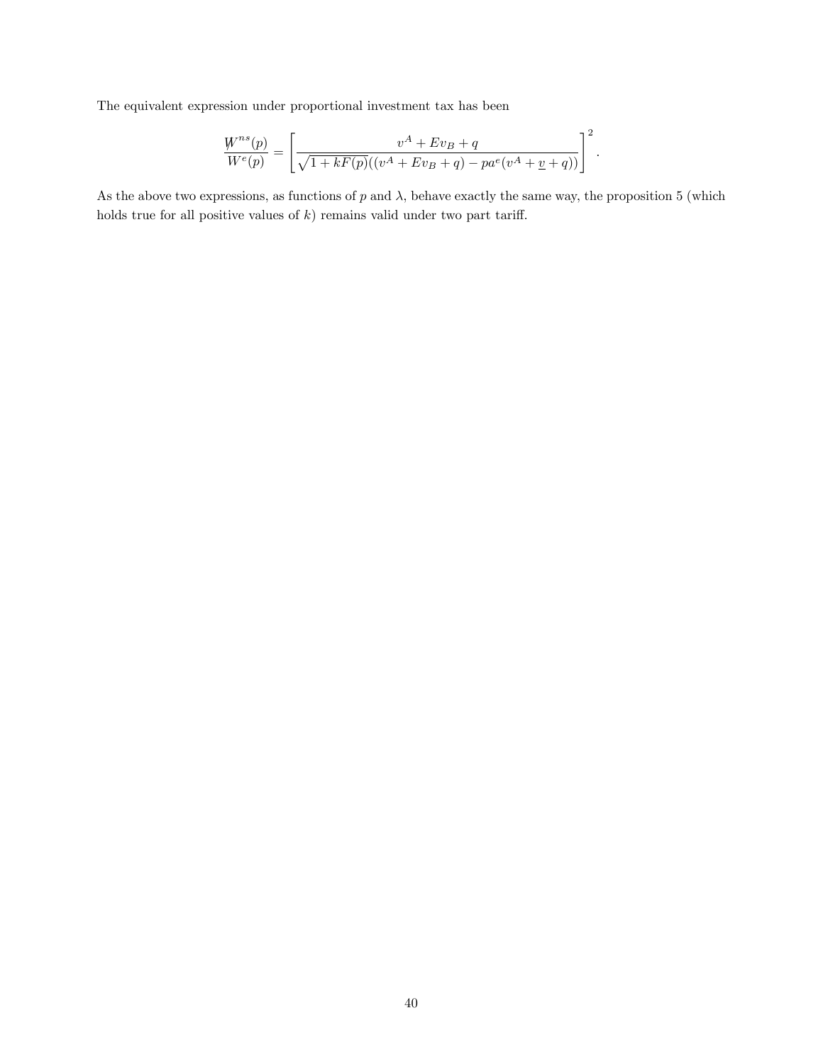The equivalent expression under proportional investment tax has been

$$\frac{W^{ns}(p)}{W^e(p)} = \left[\frac{v^A + Ev_B + q}{\sqrt{1 + kF(p)}((v^A + Ev_B + q) - pa^e(v^A + \underline{v} + q))}\right]^2.$$

As the above two expressions, as functions of $p$ and $\lambda$, behave exactly the same way, the proposition 5 (which holds true for all positive values of $k$) remains valid under two part tariff.